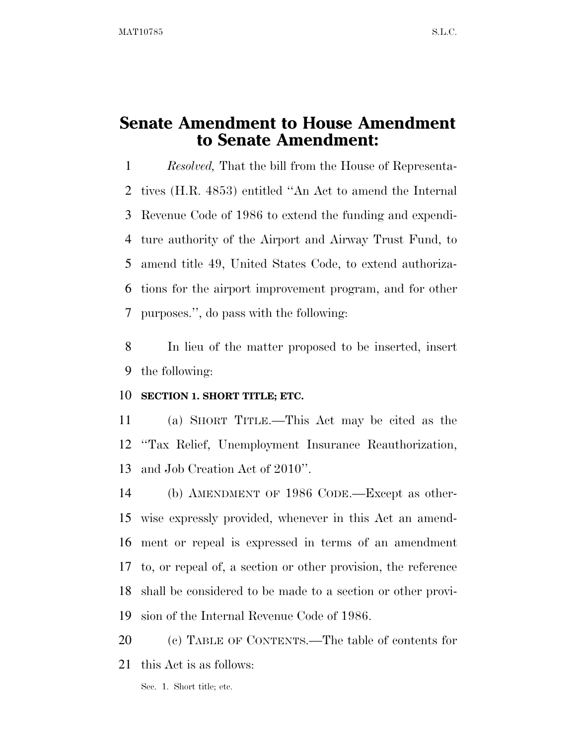# Senate Amendment to House Amendment to Senate Amendment:

*Resolved,* That the bill from the House of Representatives (H.R. 4853) entitled "An Act to amend the Internal Revenue Code of 1986 to extend the funding and expenditure authority of the Airport and Airway Trust Fund, to amend title 49, United States Code, to extend authorizations for the airport improvement program, and for other purposes.", do pass with the following:

In lieu of the matter proposed to be inserted, insert the following:

**SECTION 1. SHORT TITLE; ETC.**

(a) SHORT TITLE.—This Act may be cited as the "Tax Relief, Unemployment Insurance Reauthorization, and Job Creation Act of 2010".

(b) AMENDMENT OF 1986 CODE.—Except as otherwise expressly provided, whenever in this Act an amendment or repeal is expressed in terms of an amendment to, or repeal of, a section or other provision, the reference shall be considered to be made to a section or other provision of the Internal Revenue Code of 1986.

(c) TABLE OF CONTENTS.—The table of contents for this Act is as follows:

Sec. 1. Short title; etc.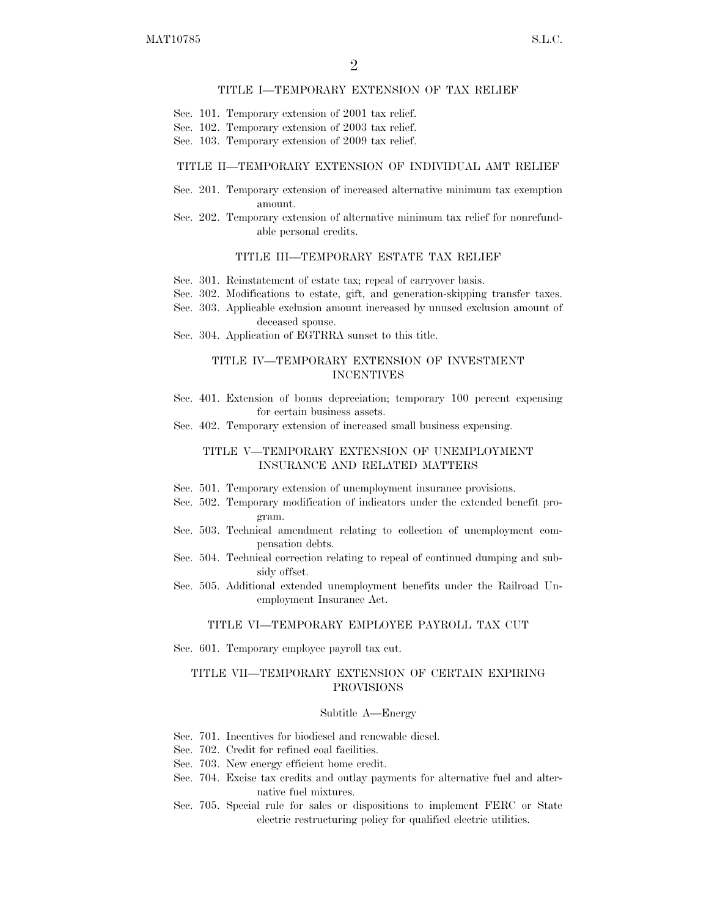### TITLE I—TEMPORARY EXTENSION OF TAX RELIEF

Sec. 101. Temporary extension of 2001 tax relief.
Sec. 102. Temporary extension of 2003 tax relief.
Sec. 103. Temporary extension of 2009 tax relief.

### TITLE II—TEMPORARY EXTENSION OF INDIVIDUAL AMT RELIEF

Sec. 201. Temporary extension of increased alternative minimum tax exemption amount.
Sec. 202. Temporary extension of alternative minimum tax relief for nonrefundable personal credits.

### TITLE III—TEMPORARY ESTATE TAX RELIEF

Sec. 301. Reinstatement of estate tax; repeal of carryover basis.
Sec. 302. Modifications to estate, gift, and generation-skipping transfer taxes.
Sec. 303. Applicable exclusion amount increased by unused exclusion amount of deceased spouse.
Sec. 304. Application of EGTRRA sunset to this title.

### TITLE IV—TEMPORARY EXTENSION OF INVESTMENT INCENTIVES

Sec. 401. Extension of bonus depreciation; temporary 100 percent expensing for certain business assets.
Sec. 402. Temporary extension of increased small business expensing.

### TITLE V—TEMPORARY EXTENSION OF UNEMPLOYMENT INSURANCE AND RELATED MATTERS

Sec. 501. Temporary extension of unemployment insurance provisions.
Sec. 502. Temporary modification of indicators under the extended benefit program.
Sec. 503. Technical amendment relating to collection of unemployment compensation debts.
Sec. 504. Technical correction relating to repeal of continued dumping and subsidy offset.
Sec. 505. Additional extended unemployment benefits under the Railroad Unemployment Insurance Act.

### TITLE VI—TEMPORARY EMPLOYEE PAYROLL TAX CUT

Sec. 601. Temporary employee payroll tax cut.

### TITLE VII—TEMPORARY EXTENSION OF CERTAIN EXPIRING PROVISIONS

#### Subtitle A—Energy

Sec. 701. Incentives for biodiesel and renewable diesel.
Sec. 702. Credit for refined coal facilities.
Sec. 703. New energy efficient home credit.
Sec. 704. Excise tax credits and outlay payments for alternative fuel and alternative fuel mixtures.
Sec. 705. Special rule for sales or dispositions to implement FERC or State electric restructuring policy for qualified electric utilities.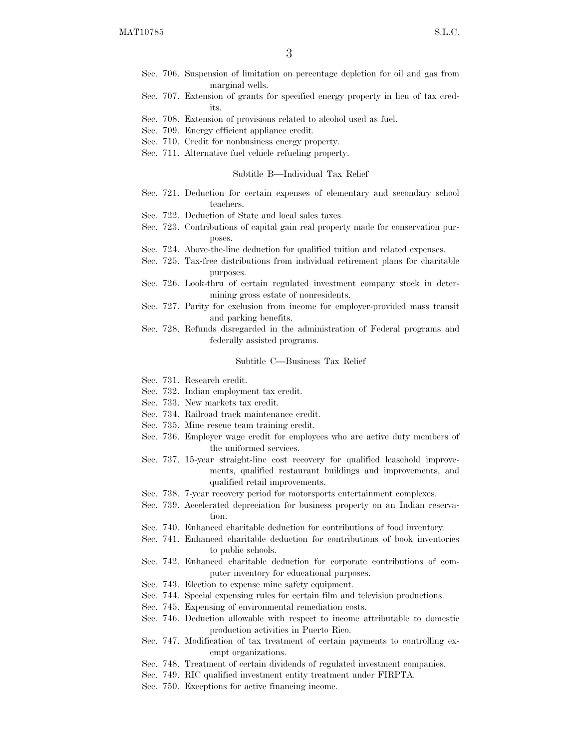Sec. 706. Suspension of limitation on percentage depletion for oil and gas from marginal wells.
Sec. 707. Extension of grants for specified energy property in lieu of tax credits.
Sec. 708. Extension of provisions related to alcohol used as fuel.
Sec. 709. Energy efficient appliance credit.
Sec. 710. Credit for nonbusiness energy property.
Sec. 711. Alternative fuel vehicle refueling property.

Subtitle B—Individual Tax Relief

Sec. 721. Deduction for certain expenses of elementary and secondary school teachers.
Sec. 722. Deduction of State and local sales taxes.
Sec. 723. Contributions of capital gain real property made for conservation purposes.
Sec. 724. Above-the-line deduction for qualified tuition and related expenses.
Sec. 725. Tax-free distributions from individual retirement plans for charitable purposes.
Sec. 726. Look-thru of certain regulated investment company stock in determining gross estate of nonresidents.
Sec. 727. Parity for exclusion from income for employer-provided mass transit and parking benefits.
Sec. 728. Refunds disregarded in the administration of Federal programs and federally assisted programs.

Subtitle C—Business Tax Relief

Sec. 731. Research credit.
Sec. 732. Indian employment tax credit.
Sec. 733. New markets tax credit.
Sec. 734. Railroad track maintenance credit.
Sec. 735. Mine rescue team training credit.
Sec. 736. Employer wage credit for employees who are active duty members of the uniformed services.
Sec. 737. 15-year straight-line cost recovery for qualified leasehold improvements, qualified restaurant buildings and improvements, and qualified retail improvements.
Sec. 738. 7-year recovery period for motorsports entertainment complexes.
Sec. 739. Accelerated depreciation for business property on an Indian reservation.
Sec. 740. Enhanced charitable deduction for contributions of food inventory.
Sec. 741. Enhanced charitable deduction for contributions of book inventories to public schools.
Sec. 742. Enhanced charitable deduction for corporate contributions of computer inventory for educational purposes.
Sec. 743. Election to expense mine safety equipment.
Sec. 744. Special expensing rules for certain film and television productions.
Sec. 745. Expensing of environmental remediation costs.
Sec. 746. Deduction allowable with respect to income attributable to domestic production activities in Puerto Rico.
Sec. 747. Modification of tax treatment of certain payments to controlling exempt organizations.
Sec. 748. Treatment of certain dividends of regulated investment companies.
Sec. 749. RIC qualified investment entity treatment under FIRPTA.
Sec. 750. Exceptions for active financing income.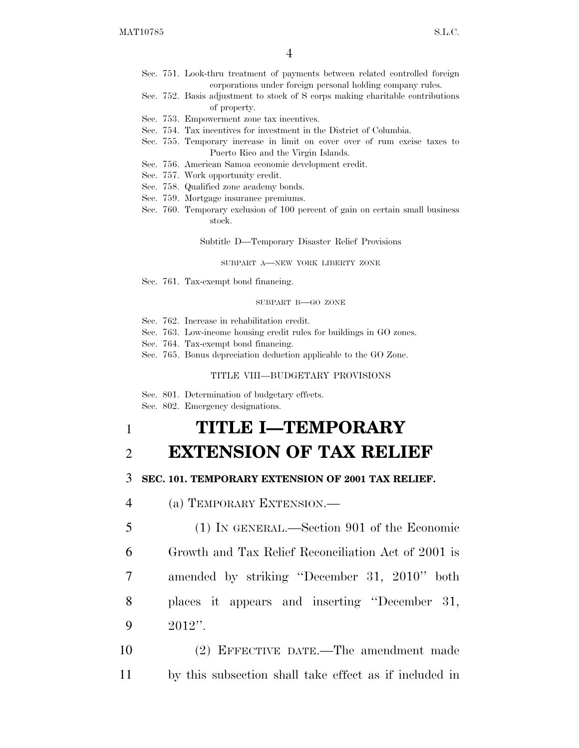Sec. 751. Look-thru treatment of payments between related controlled foreign corporations under foreign personal holding company rules.
Sec. 752. Basis adjustment to stock of S corps making charitable contributions of property.
Sec. 753. Empowerment zone tax incentives.
Sec. 754. Tax incentives for investment in the District of Columbia.
Sec. 755. Temporary increase in limit on cover over of rum excise taxes to Puerto Rico and the Virgin Islands.
Sec. 756. American Samoa economic development credit.
Sec. 757. Work opportunity credit.
Sec. 758. Qualified zone academy bonds.
Sec. 759. Mortgage insurance premiums.
Sec. 760. Temporary exclusion of 100 percent of gain on certain small business stock.

Subtitle D—Temporary Disaster Relief Provisions

SUBPART A—NEW YORK LIBERTY ZONE

Sec. 761. Tax-exempt bond financing.

SUBPART B—GO ZONE

Sec. 762. Increase in rehabilitation credit.
Sec. 763. Low-income housing credit rules for buildings in GO zones.
Sec. 764. Tax-exempt bond financing.
Sec. 765. Bonus depreciation deduction applicable to the GO Zone.

TITLE VIII—BUDGETARY PROVISIONS

Sec. 801. Determination of budgetary effects.
Sec. 802. Emergency designations.

# TITLE I—TEMPORARY EXTENSION OF TAX RELIEF

**SEC. 101. TEMPORARY EXTENSION OF 2001 TAX RELIEF.**

(a) TEMPORARY EXTENSION.—

(1) IN GENERAL.—Section 901 of the Economic Growth and Tax Relief Reconciliation Act of 2001 is amended by striking ''December 31, 2010'' both places it appears and inserting ''December 31, 2012''.

(2) EFFECTIVE DATE.—The amendment made by this subsection shall take effect as if included in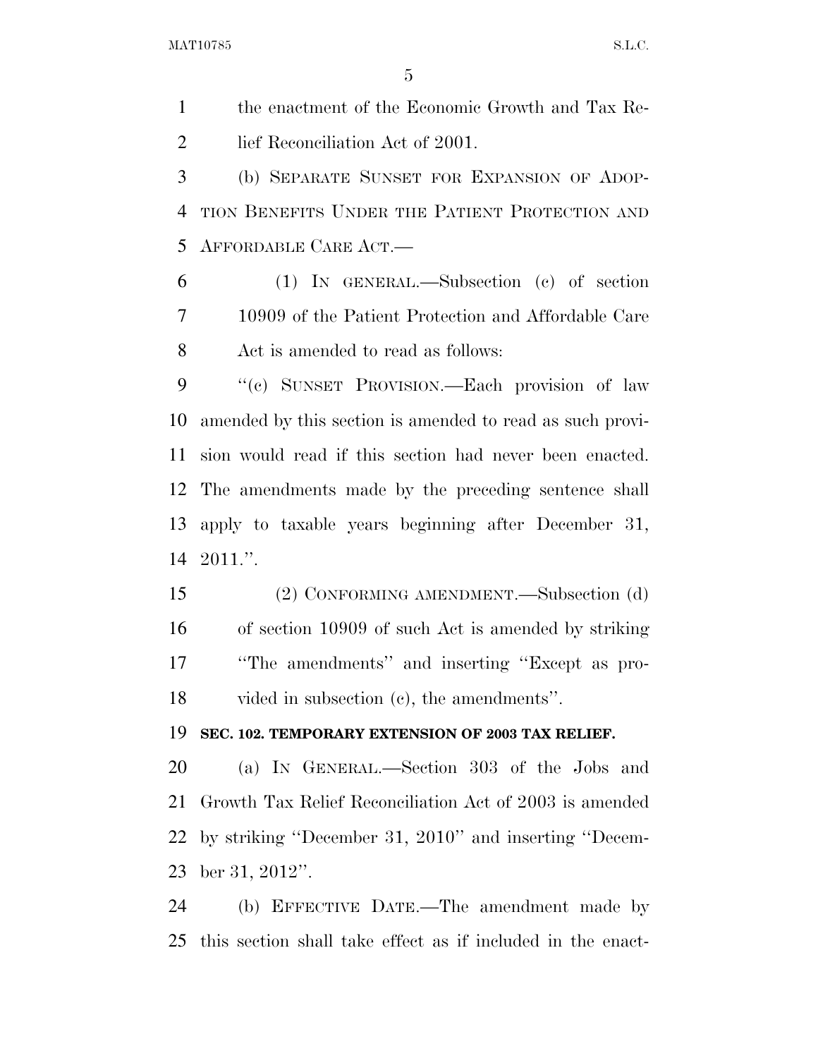the enactment of the Economic Growth and Tax Relief Reconciliation Act of 2001.

(b) SEPARATE SUNSET FOR EXPANSION OF ADOPTION BENEFITS UNDER THE PATIENT PROTECTION AND AFFORDABLE CARE ACT.—

(1) IN GENERAL.—Subsection (c) of section 10909 of the Patient Protection and Affordable Care Act is amended to read as follows:

''(c) SUNSET PROVISION.—Each provision of law amended by this section is amended to read as such provision would read if this section had never been enacted. The amendments made by the preceding sentence shall apply to taxable years beginning after December 31, 2011.''.

(2) CONFORMING AMENDMENT.—Subsection (d) of section 10909 of such Act is amended by striking ''The amendments'' and inserting ''Except as provided in subsection (c), the amendments''.

**SEC. 102. TEMPORARY EXTENSION OF 2003 TAX RELIEF.**

(a) IN GENERAL.—Section 303 of the Jobs and Growth Tax Relief Reconciliation Act of 2003 is amended by striking ''December 31, 2010'' and inserting ''December 31, 2012''.

(b) EFFECTIVE DATE.—The amendment made by this section shall take effect as if included in the enact-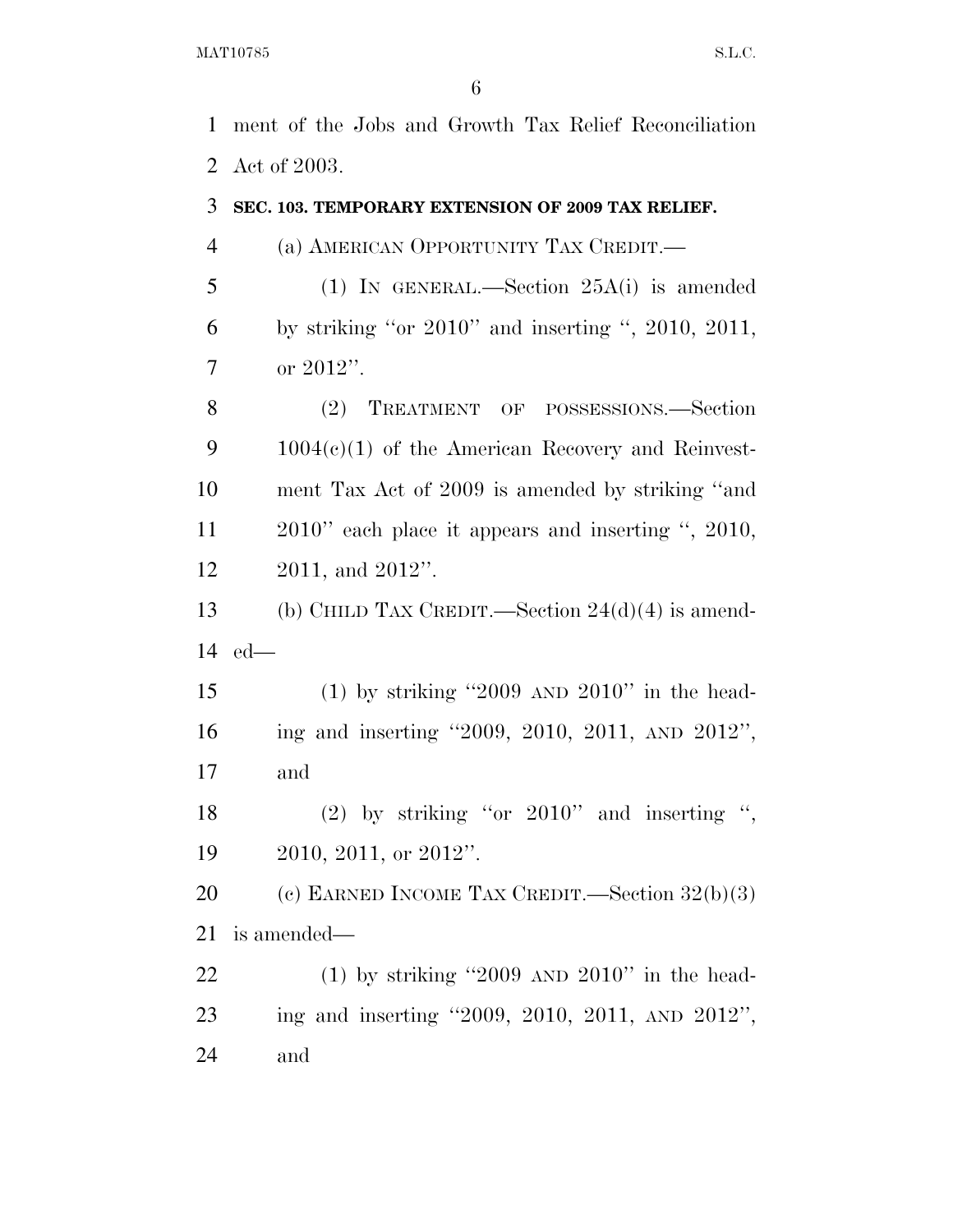ment of the Jobs and Growth Tax Relief Reconciliation Act of 2003.

**SEC. 103. TEMPORARY EXTENSION OF 2009 TAX RELIEF.**

(a) AMERICAN OPPORTUNITY TAX CREDIT.—

(1) IN GENERAL.—Section 25A(i) is amended by striking "or 2010" and inserting ", 2010, 2011, or 2012".

(2) TREATMENT OF POSSESSIONS.—Section 1004(c)(1) of the American Recovery and Reinvestment Tax Act of 2009 is amended by striking "and 2010" each place it appears and inserting ", 2010, 2011, and 2012".

(b) CHILD TAX CREDIT.—Section 24(d)(4) is amended—

(1) by striking "2009 AND 2010" in the heading and inserting "2009, 2010, 2011, AND 2012", and

(2) by striking "or 2010" and inserting ", 2010, 2011, or 2012".

(c) EARNED INCOME TAX CREDIT.—Section 32(b)(3) is amended—

(1) by striking "2009 AND 2010" in the heading and inserting "2009, 2010, 2011, AND 2012", and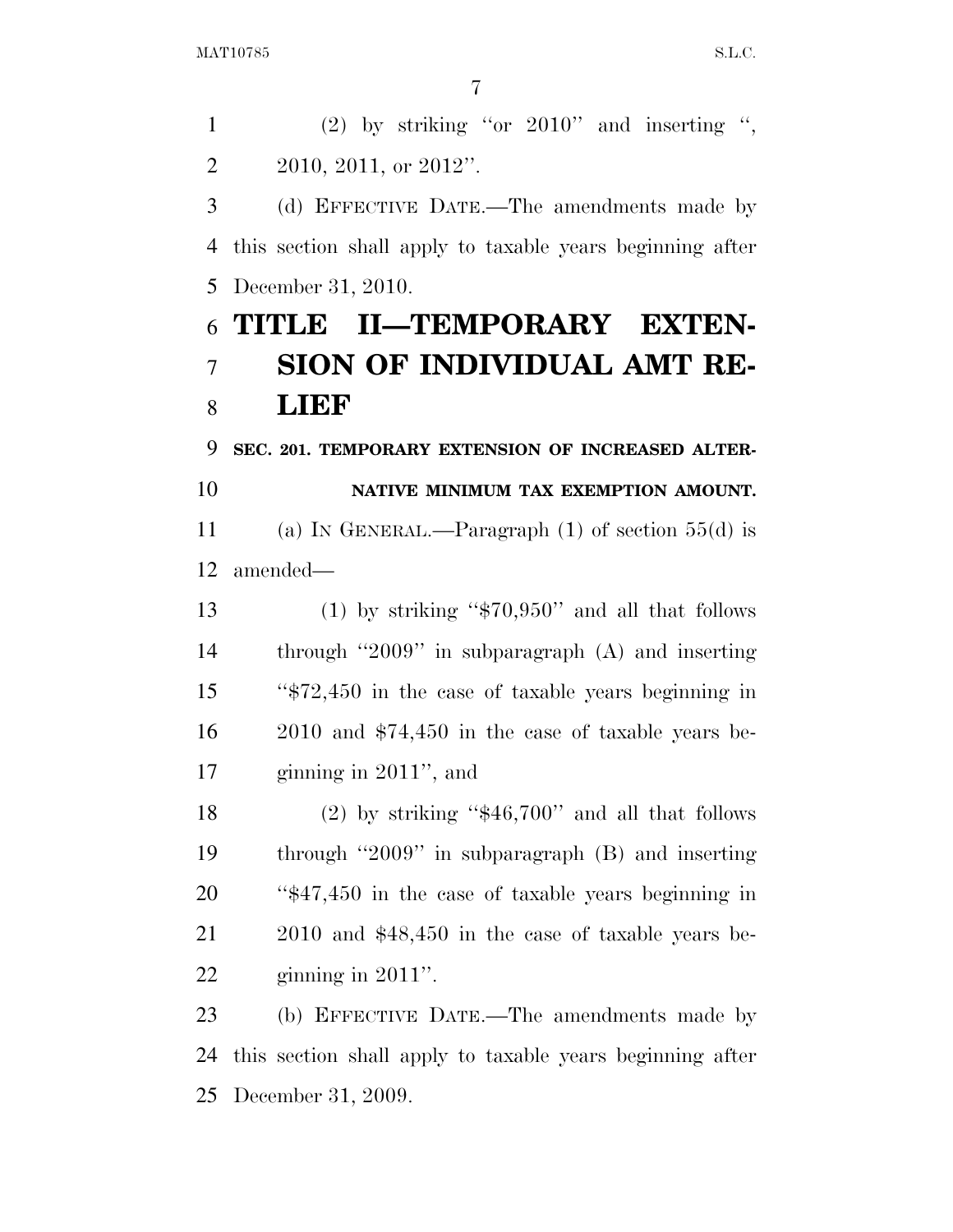(2) by striking ''or 2010'' and inserting '', 2010, 2011, or 2012''.

(d) EFFECTIVE DATE.—The amendments made by this section shall apply to taxable years beginning after December 31, 2010.

# TITLE II—TEMPORARY EXTENSION OF INDIVIDUAL AMT RELIEF

### SEC. 201. TEMPORARY EXTENSION OF INCREASED ALTERNATIVE MINIMUM TAX EXEMPTION AMOUNT.

(a) IN GENERAL.—Paragraph (1) of section 55(d) is amended—

(1) by striking ''$70,950'' and all that follows through ''2009'' in subparagraph (A) and inserting ''$72,450 in the case of taxable years beginning in 2010 and $74,450 in the case of taxable years beginning in 2011'', and

(2) by striking ''$46,700'' and all that follows through ''2009'' in subparagraph (B) and inserting ''$47,450 in the case of taxable years beginning in 2010 and $48,450 in the case of taxable years beginning in 2011''.

(b) EFFECTIVE DATE.—The amendments made by this section shall apply to taxable years beginning after December 31, 2009.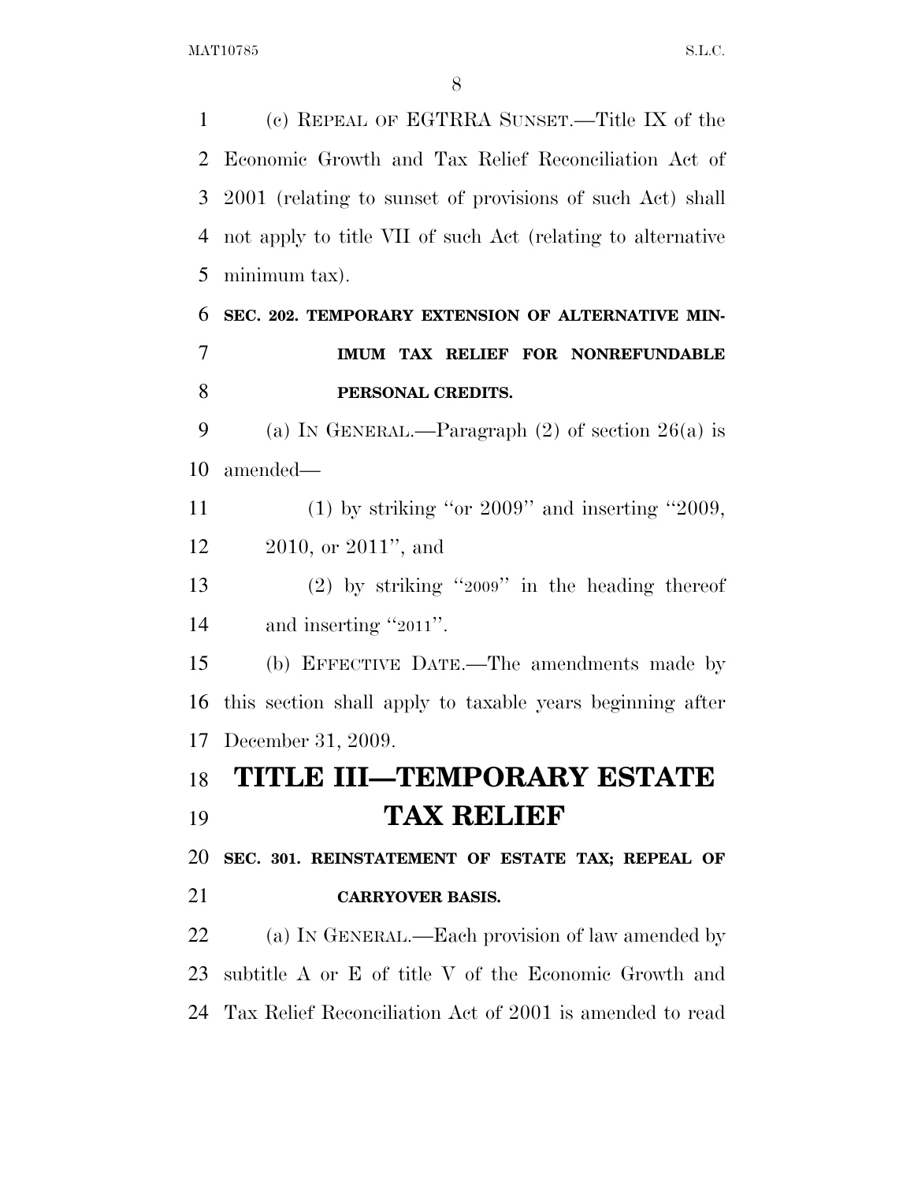(c) REPEAL OF EGTRRA SUNSET.—Title IX of the Economic Growth and Tax Relief Reconciliation Act of 2001 (relating to sunset of provisions of such Act) shall not apply to title VII of such Act (relating to alternative minimum tax).

**SEC. 202. TEMPORARY EXTENSION OF ALTERNATIVE MINIMUM TAX RELIEF FOR NONREFUNDABLE PERSONAL CREDITS.**

(a) IN GENERAL.—Paragraph (2) of section 26(a) is amended—

(1) by striking "or 2009" and inserting "2009, 2010, or 2011", and

(2) by striking "2009" in the heading thereof and inserting "2011".

(b) EFFECTIVE DATE.—The amendments made by this section shall apply to taxable years beginning after December 31, 2009.

# TITLE III—TEMPORARY ESTATE TAX RELIEF

**SEC. 301. REINSTATEMENT OF ESTATE TAX; REPEAL OF CARRYOVER BASIS.**

(a) IN GENERAL.—Each provision of law amended by subtitle A or E of title V of the Economic Growth and Tax Relief Reconciliation Act of 2001 is amended to read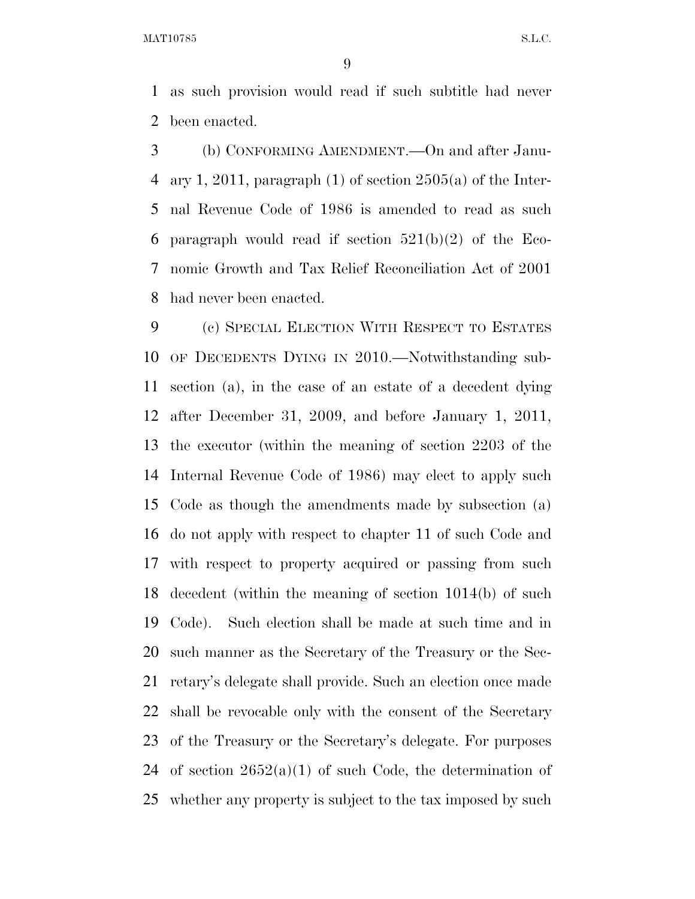as such provision would read if such subtitle had never been enacted.

(b) CONFORMING AMENDMENT.—On and after January 1, 2011, paragraph (1) of section 2505(a) of the Internal Revenue Code of 1986 is amended to read as such paragraph would read if section 521(b)(2) of the Economic Growth and Tax Relief Reconciliation Act of 2001 had never been enacted.

(c) SPECIAL ELECTION WITH RESPECT TO ESTATES OF DECEDENTS DYING IN 2010.—Notwithstanding subsection (a), in the case of an estate of a decedent dying after December 31, 2009, and before January 1, 2011, the executor (within the meaning of section 2203 of the Internal Revenue Code of 1986) may elect to apply such Code as though the amendments made by subsection (a) do not apply with respect to chapter 11 of such Code and with respect to property acquired or passing from such decedent (within the meaning of section 1014(b) of such Code). Such election shall be made at such time and in such manner as the Secretary of the Treasury or the Secretary's delegate shall provide. Such an election once made shall be revocable only with the consent of the Secretary of the Treasury or the Secretary's delegate. For purposes of section 2652(a)(1) of such Code, the determination of whether any property is subject to the tax imposed by such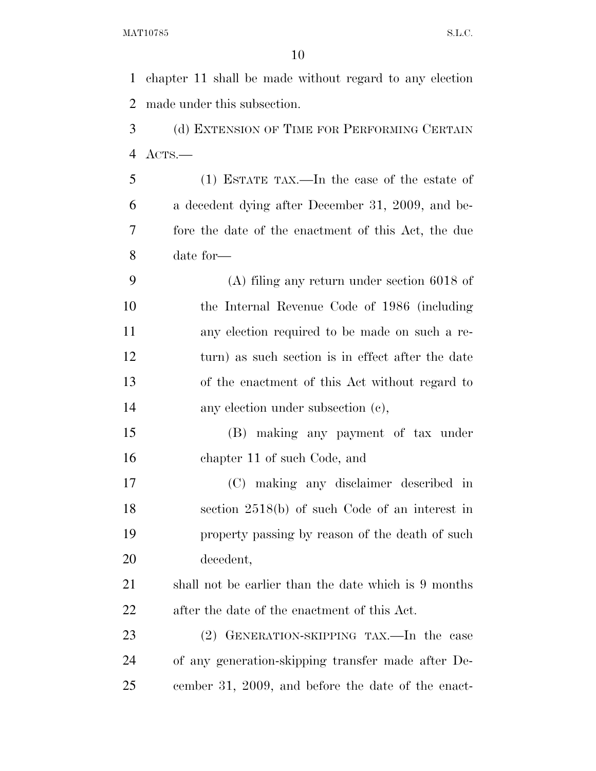chapter 11 shall be made without regard to any election made under this subsection.

(d) EXTENSION OF TIME FOR PERFORMING CERTAIN ACTS.—

(1) ESTATE TAX.—In the case of the estate of a decedent dying after December 31, 2009, and before the date of the enactment of this Act, the due date for—

(A) filing any return under section 6018 of the Internal Revenue Code of 1986 (including any election required to be made on such a return) as such section is in effect after the date of the enactment of this Act without regard to any election under subsection (c),

(B) making any payment of tax under chapter 11 of such Code, and

(C) making any disclaimer described in section 2518(b) of such Code of an interest in property passing by reason of the death of such decedent,

shall not be earlier than the date which is 9 months after the date of the enactment of this Act.

(2) GENERATION-SKIPPING TAX.—In the case of any generation-skipping transfer made after December 31, 2009, and before the date of the enact-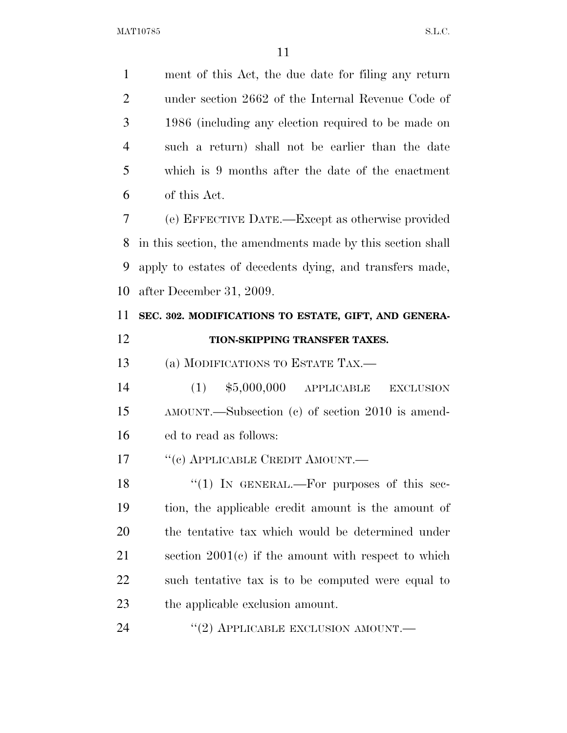ment of this Act, the due date for filing any return under section 2662 of the Internal Revenue Code of 1986 (including any election required to be made on such a return) shall not be earlier than the date which is 9 months after the date of the enactment of this Act.

(e) EFFECTIVE DATE.—Except as otherwise provided in this section, the amendments made by this section shall apply to estates of decedents dying, and transfers made, after December 31, 2009.

**SEC. 302. MODIFICATIONS TO ESTATE, GIFT, AND GENERATION-SKIPPING TRANSFER TAXES.**

(a) MODIFICATIONS TO ESTATE TAX.—

(1) $5,000,000 APPLICABLE EXCLUSION AMOUNT.—Subsection (c) of section 2010 is amended to read as follows:

"(c) APPLICABLE CREDIT AMOUNT.—

"(1) IN GENERAL.—For purposes of this section, the applicable credit amount is the amount of the tentative tax which would be determined under section 2001(c) if the amount with respect to which such tentative tax is to be computed were equal to the applicable exclusion amount.

"(2) APPLICABLE EXCLUSION AMOUNT.—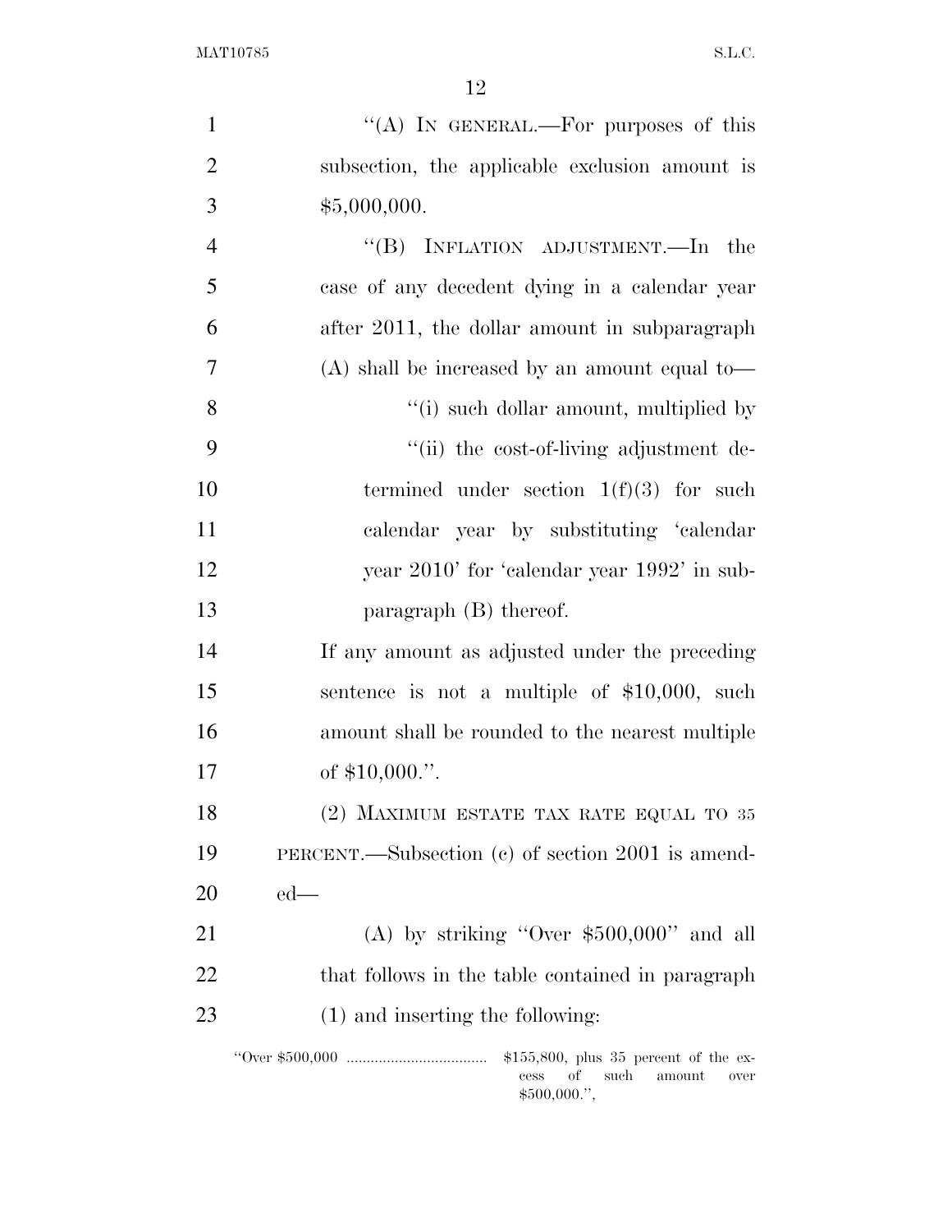''(A) IN GENERAL.—For purposes of this subsection, the applicable exclusion amount is $5,000,000.

''(B) INFLATION ADJUSTMENT.—In the case of any decedent dying in a calendar year after 2011, the dollar amount in subparagraph (A) shall be increased by an amount equal to—

''(i) such dollar amount, multiplied by

''(ii) the cost-of-living adjustment determined under section 1(f)(3) for such calendar year by substituting 'calendar year 2010' for 'calendar year 1992' in subparagraph (B) thereof.

If any amount as adjusted under the preceding sentence is not a multiple of $10,000, such amount shall be rounded to the nearest multiple of $10,000.''.

(2) MAXIMUM ESTATE TAX RATE EQUAL TO 35 PERCENT.—Subsection (c) of section 2001 is amended—

(A) by striking ''Over $500,000'' and all that follows in the table contained in paragraph (1) and inserting the following:

| | |
|---|---|
| ''Over $500,000 .................................. | $155,800, plus 35 percent of the excess of such amount over $500,000.'', |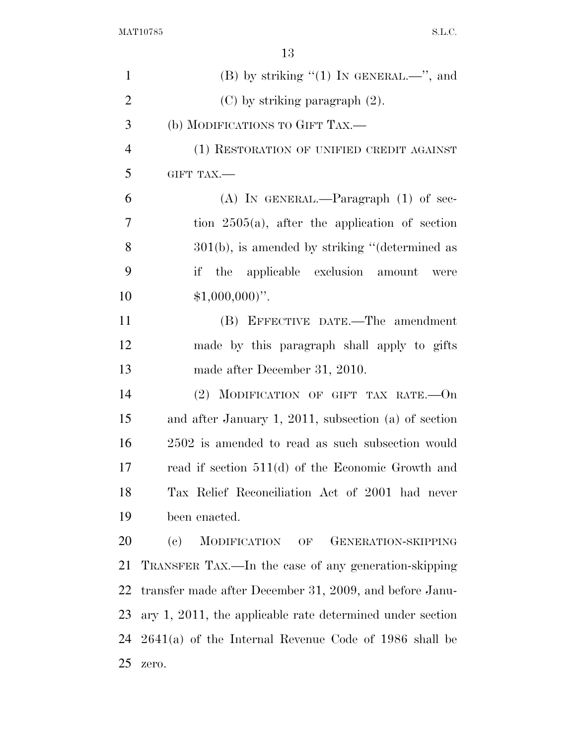(B) by striking "(1) IN GENERAL.—", and

(C) by striking paragraph (2).

(b) MODIFICATIONS TO GIFT TAX.—

(1) RESTORATION OF UNIFIED CREDIT AGAINST GIFT TAX.—

(A) IN GENERAL.—Paragraph (1) of section 2505(a), after the application of section 301(b), is amended by striking "(determined as if the applicable exclusion amount were $1,000,000)".

(B) EFFECTIVE DATE.—The amendment made by this paragraph shall apply to gifts made after December 31, 2010.

(2) MODIFICATION OF GIFT TAX RATE.—On and after January 1, 2011, subsection (a) of section 2502 is amended to read as such subsection would read if section 511(d) of the Economic Growth and Tax Relief Reconciliation Act of 2001 had never been enacted.

(c) MODIFICATION OF GENERATION-SKIPPING TRANSFER TAX.—In the case of any generation-skipping transfer made after December 31, 2009, and before January 1, 2011, the applicable rate determined under section 2641(a) of the Internal Revenue Code of 1986 shall be zero.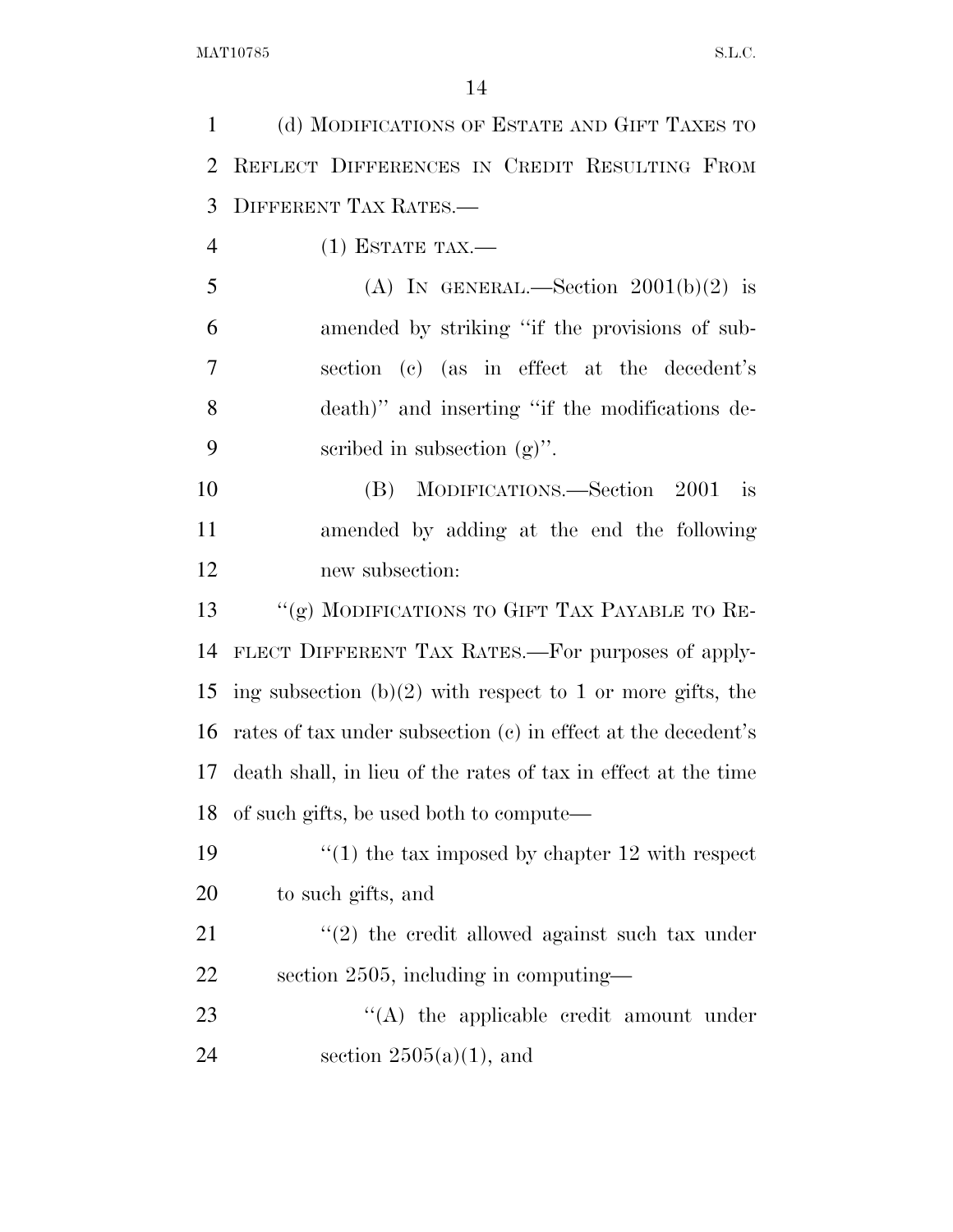(d) MODIFICATIONS OF ESTATE AND GIFT TAXES TO REFLECT DIFFERENCES IN CREDIT RESULTING FROM DIFFERENT TAX RATES.—

(1) ESTATE TAX.—

(A) IN GENERAL.—Section 2001(b)(2) is amended by striking ''if the provisions of subsection (c) (as in effect at the decedent's death)'' and inserting ''if the modifications described in subsection (g)''.

(B) MODIFICATIONS.—Section 2001 is amended by adding at the end the following new subsection:

''(g) MODIFICATIONS TO GIFT TAX PAYABLE TO REFLECT DIFFERENT TAX RATES.—For purposes of applying subsection (b)(2) with respect to 1 or more gifts, the rates of tax under subsection (c) in effect at the decedent's death shall, in lieu of the rates of tax in effect at the time of such gifts, be used both to compute—

''(1) the tax imposed by chapter 12 with respect to such gifts, and

''(2) the credit allowed against such tax under section 2505, including in computing—

''(A) the applicable credit amount under section 2505(a)(1), and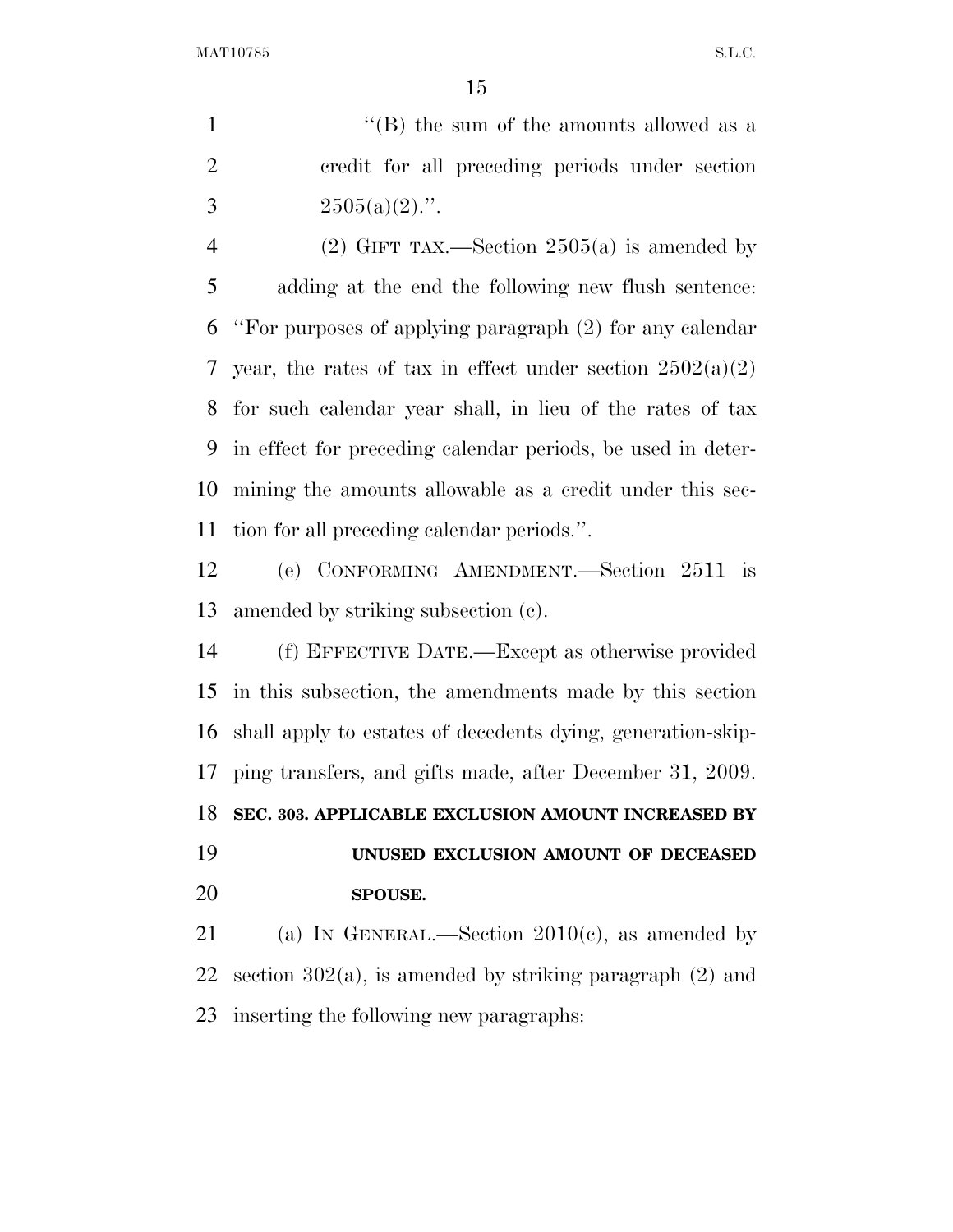''(B) the sum of the amounts allowed as a credit for all preceding periods under section 2505(a)(2).''.

(2) GIFT TAX.—Section 2505(a) is amended by adding at the end the following new flush sentence: ''For purposes of applying paragraph (2) for any calendar year, the rates of tax in effect under section 2502(a)(2) for such calendar year shall, in lieu of the rates of tax in effect for preceding calendar periods, be used in determining the amounts allowable as a credit under this section for all preceding calendar periods.''.

(e) CONFORMING AMENDMENT.—Section 2511 is amended by striking subsection (c).

(f) EFFECTIVE DATE.—Except as otherwise provided in this subsection, the amendments made by this section shall apply to estates of decedents dying, generation-skipping transfers, and gifts made, after December 31, 2009.

**SEC. 303. APPLICABLE EXCLUSION AMOUNT INCREASED BY UNUSED EXCLUSION AMOUNT OF DECEASED SPOUSE.**

(a) IN GENERAL.—Section 2010(c), as amended by section 302(a), is amended by striking paragraph (2) and inserting the following new paragraphs: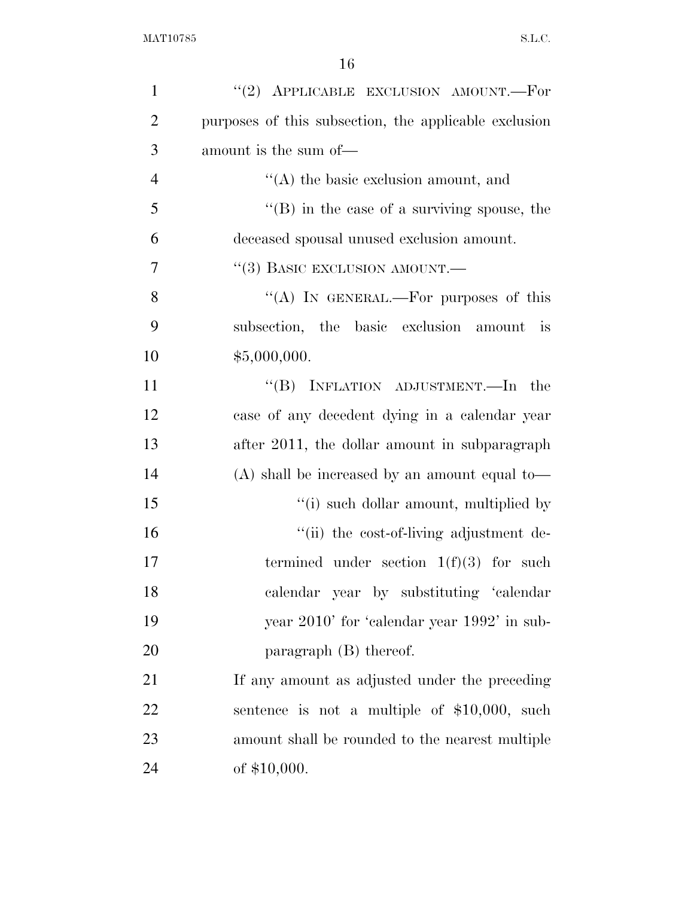"(2) APPLICABLE EXCLUSION AMOUNT.—For purposes of this subsection, the applicable exclusion amount is the sum of—

"(A) the basic exclusion amount, and

"(B) in the case of a surviving spouse, the deceased spousal unused exclusion amount.

"(3) BASIC EXCLUSION AMOUNT.—

"(A) IN GENERAL.—For purposes of this subsection, the basic exclusion amount is $5,000,000.

"(B) INFLATION ADJUSTMENT.—In the case of any decedent dying in a calendar year after 2011, the dollar amount in subparagraph (A) shall be increased by an amount equal to—

"(i) such dollar amount, multiplied by

"(ii) the cost-of-living adjustment determined under section 1(f)(3) for such calendar year by substituting 'calendar year 2010' for 'calendar year 1992' in subparagraph (B) thereof.

If any amount as adjusted under the preceding sentence is not a multiple of $10,000, such amount shall be rounded to the nearest multiple of $10,000.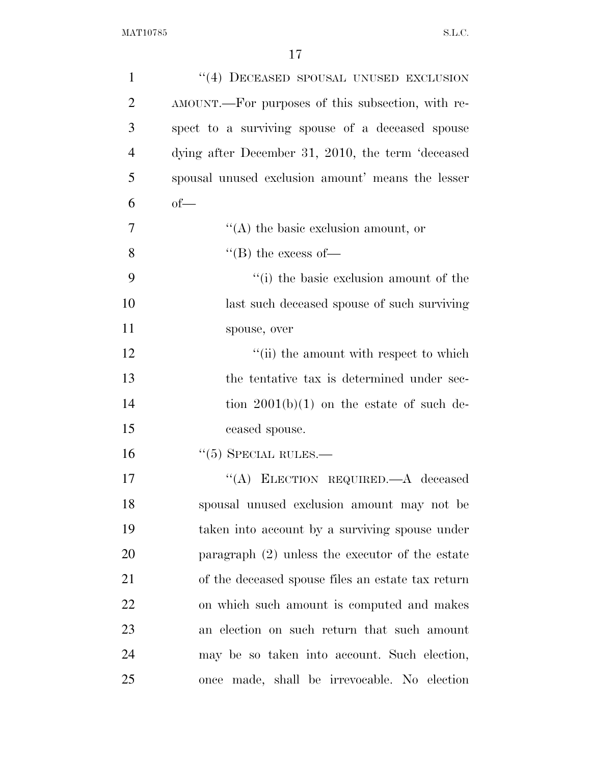"(4) DECEASED SPOUSAL UNUSED EXCLUSION AMOUNT.—For purposes of this subsection, with respect to a surviving spouse of a deceased spouse dying after December 31, 2010, the term 'deceased spousal unused exclusion amount' means the lesser of—

"(A) the basic exclusion amount, or

"(B) the excess of—

"(i) the basic exclusion amount of the last such deceased spouse of such surviving spouse, over

"(ii) the amount with respect to which the tentative tax is determined under section 2001(b)(1) on the estate of such deceased spouse.

"(5) SPECIAL RULES.—

"(A) ELECTION REQUIRED.—A deceased spousal unused exclusion amount may not be taken into account by a surviving spouse under paragraph (2) unless the executor of the estate of the deceased spouse files an estate tax return on which such amount is computed and makes an election on such return that such amount may be so taken into account. Such election, once made, shall be irrevocable. No election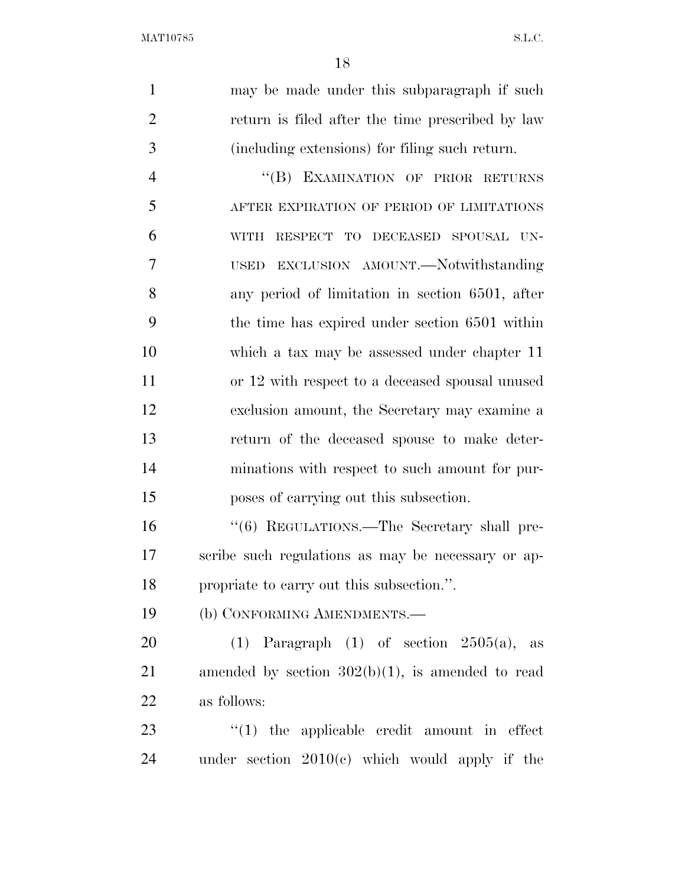may be made under this subparagraph if such return is filed after the time prescribed by law (including extensions) for filing such return.

"(B) EXAMINATION OF PRIOR RETURNS AFTER EXPIRATION OF PERIOD OF LIMITATIONS WITH RESPECT TO DECEASED SPOUSAL UNUSED EXCLUSION AMOUNT.—Notwithstanding any period of limitation in section 6501, after the time has expired under section 6501 within which a tax may be assessed under chapter 11 or 12 with respect to a deceased spousal unused exclusion amount, the Secretary may examine a return of the deceased spouse to make determinations with respect to such amount for purposes of carrying out this subsection.

"(6) REGULATIONS.—The Secretary shall prescribe such regulations as may be necessary or appropriate to carry out this subsection.".

(b) CONFORMING AMENDMENTS.—

(1) Paragraph (1) of section 2505(a), as amended by section 302(b)(1), is amended to read as follows:

"(1) the applicable credit amount in effect under section 2010(c) which would apply if the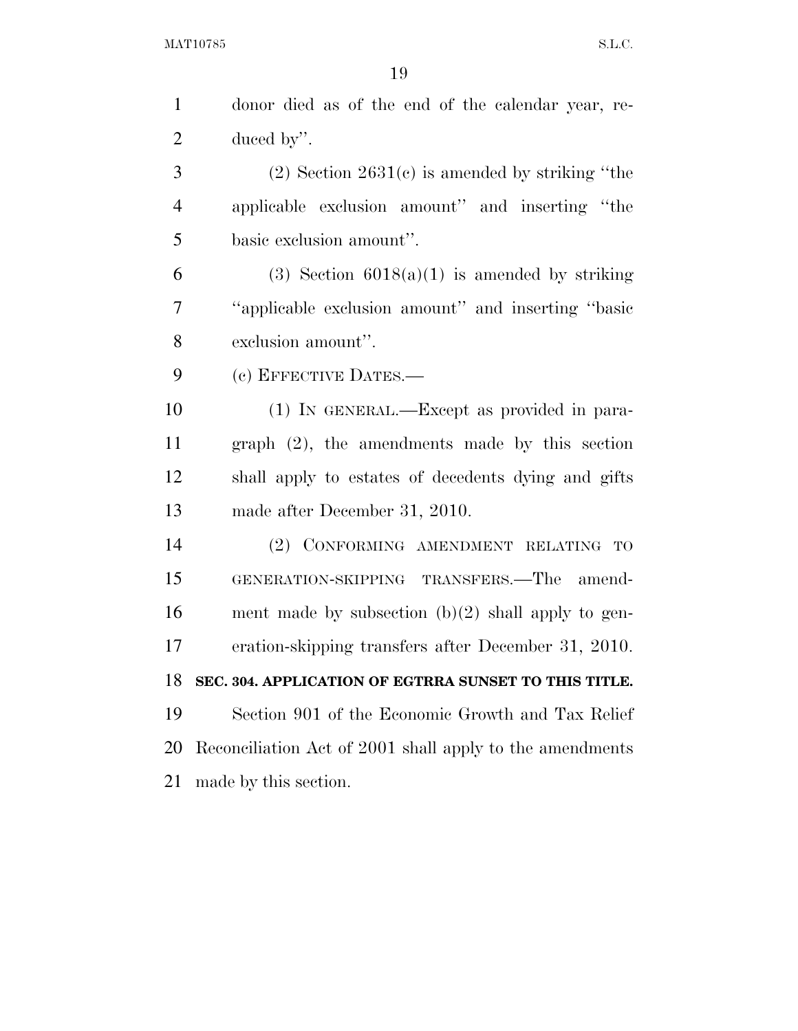donor died as of the end of the calendar year, reduced by''.

(2) Section 2631(c) is amended by striking ''the applicable exclusion amount'' and inserting ''the basic exclusion amount''.

(3) Section 6018(a)(1) is amended by striking ''applicable exclusion amount'' and inserting ''basic exclusion amount''.

(c) EFFECTIVE DATES.—

(1) IN GENERAL.—Except as provided in paragraph (2), the amendments made by this section shall apply to estates of decedents dying and gifts made after December 31, 2010.

(2) CONFORMING AMENDMENT RELATING TO GENERATION-SKIPPING TRANSFERS.—The amendment made by subsection (b)(2) shall apply to generation-skipping transfers after December 31, 2010.

**SEC. 304. APPLICATION OF EGTRRA SUNSET TO THIS TITLE.**

Section 901 of the Economic Growth and Tax Relief Reconciliation Act of 2001 shall apply to the amendments made by this section.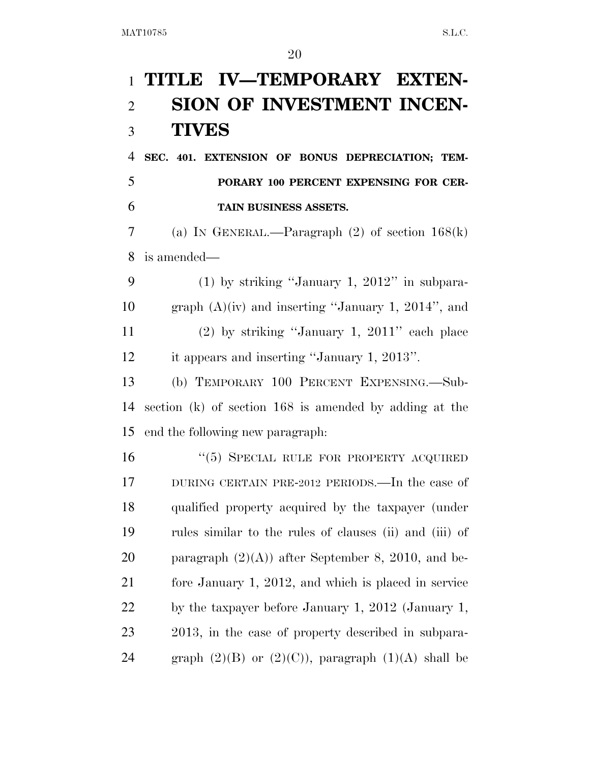# TITLE IV—TEMPORARY EXTENSION OF INVESTMENT INCENTIVES

**SEC. 401. EXTENSION OF BONUS DEPRECIATION; TEMPORARY 100 PERCENT EXPENSING FOR CERTAIN BUSINESS ASSETS.**

(a) IN GENERAL.—Paragraph (2) of section 168(k) is amended—

(1) by striking "January 1, 2012" in subparagraph (A)(iv) and inserting "January 1, 2014", and

(2) by striking "January 1, 2011" each place it appears and inserting "January 1, 2013".

(b) TEMPORARY 100 PERCENT EXPENSING.—Subsection (k) of section 168 is amended by adding at the end the following new paragraph:

"(5) SPECIAL RULE FOR PROPERTY ACQUIRED DURING CERTAIN PRE-2012 PERIODS.—In the case of qualified property acquired by the taxpayer (under rules similar to the rules of clauses (ii) and (iii) of paragraph (2)(A)) after September 8, 2010, and before January 1, 2012, and which is placed in service by the taxpayer before January 1, 2012 (January 1, 2013, in the case of property described in subparagraph (2)(B) or (2)(C)), paragraph (1)(A) shall be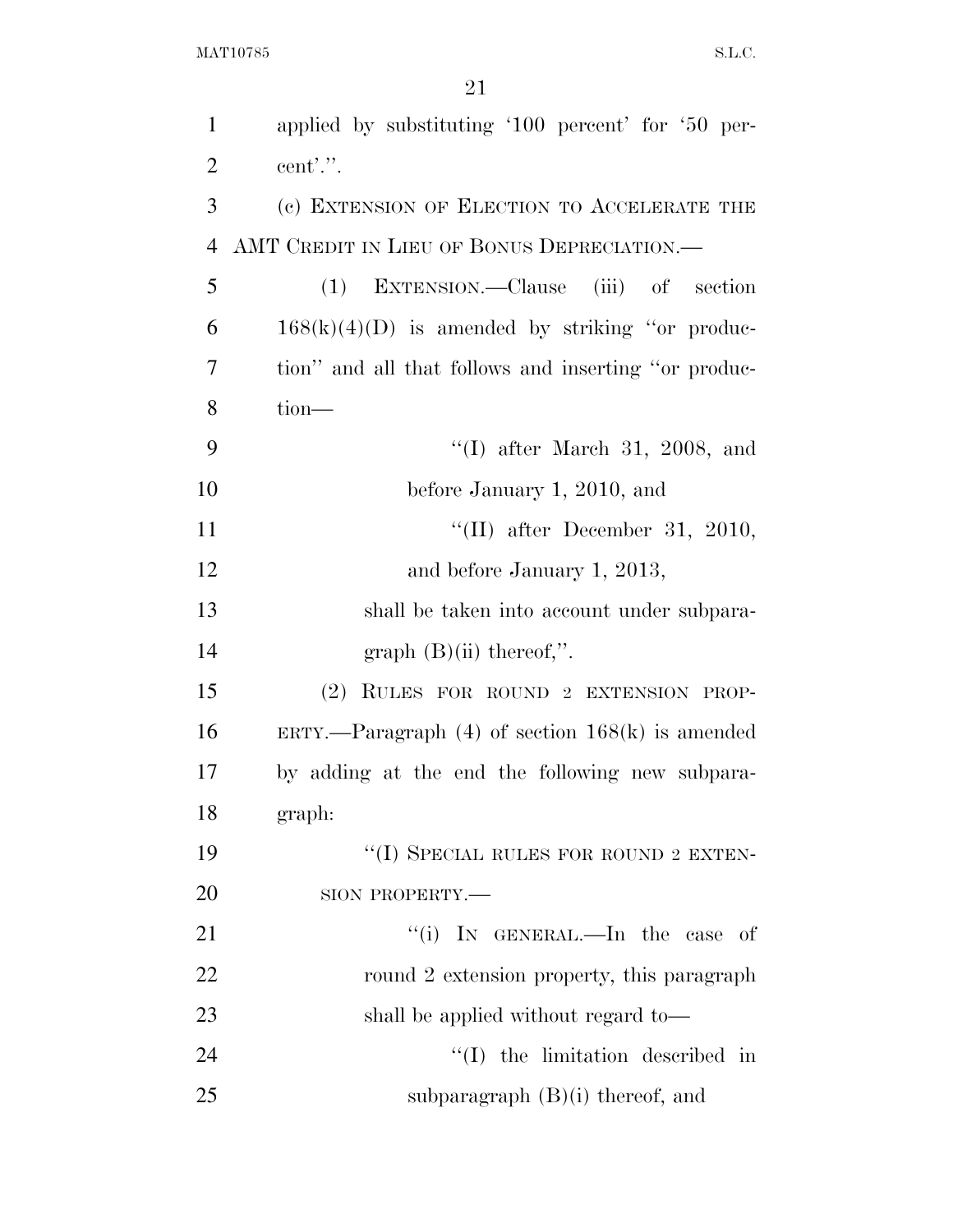applied by substituting '100 percent' for '50 percent'.".

(c) EXTENSION OF ELECTION TO ACCELERATE THE AMT CREDIT IN LIEU OF BONUS DEPRECIATION.—

(1) EXTENSION.—Clause (iii) of section 168(k)(4)(D) is amended by striking "or production" and all that follows and inserting "or production—

"(I) after March 31, 2008, and before January 1, 2010, and

"(II) after December 31, 2010, and before January 1, 2013,

shall be taken into account under subparagraph (B)(ii) thereof,".

(2) RULES FOR ROUND 2 EXTENSION PROPERTY.—Paragraph (4) of section 168(k) is amended by adding at the end the following new subparagraph:

"(I) SPECIAL RULES FOR ROUND 2 EXTENSION PROPERTY.—

"(i) IN GENERAL.—In the case of round 2 extension property, this paragraph shall be applied without regard to—

"(I) the limitation described in subparagraph (B)(i) thereof, and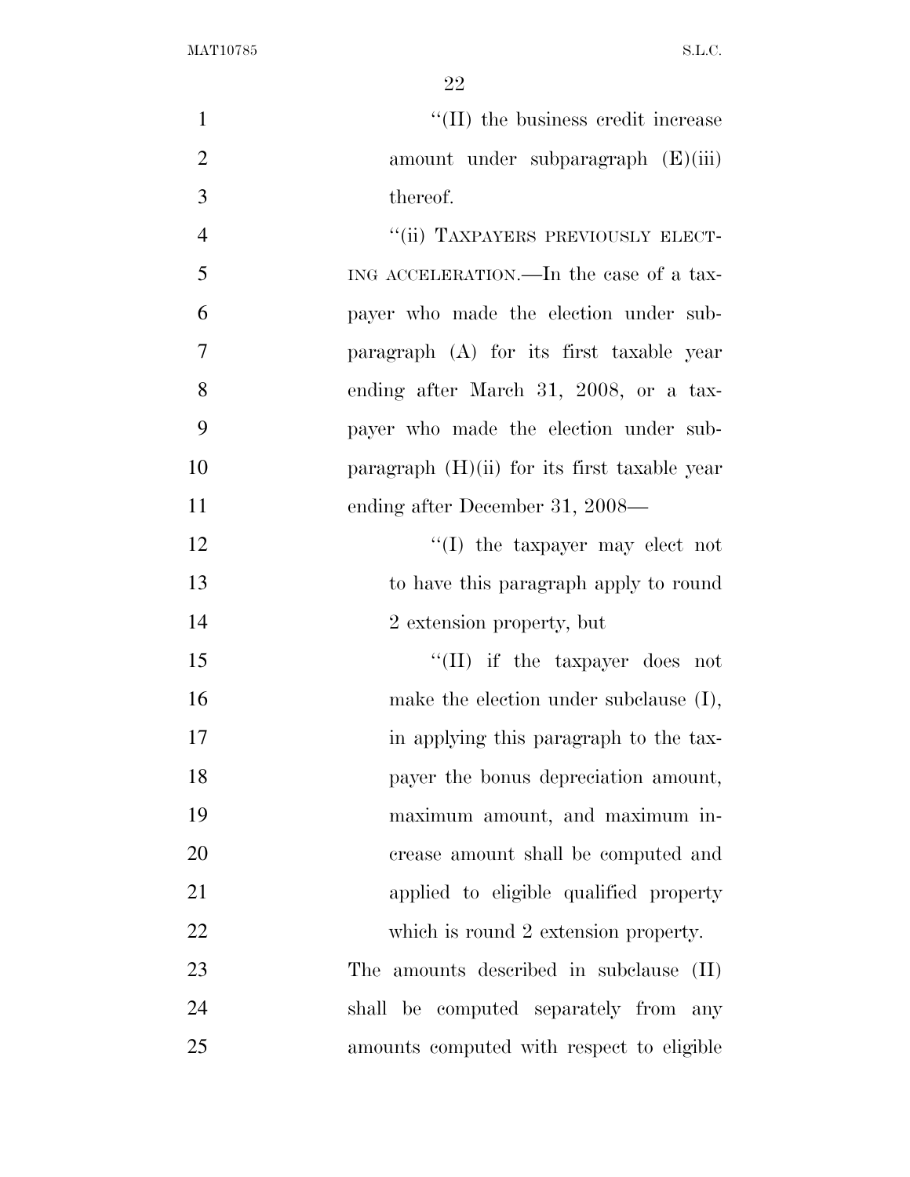"(II) the business credit increase amount under subparagraph (E)(iii) thereof.

"(ii) TAXPAYERS PREVIOUSLY ELECTING ACCELERATION.—In the case of a taxpayer who made the election under subparagraph (A) for its first taxable year ending after March 31, 2008, or a taxpayer who made the election under subparagraph (H)(ii) for its first taxable year ending after December 31, 2008—

"(I) the taxpayer may elect not to have this paragraph apply to round 2 extension property, but

"(II) if the taxpayer does not make the election under subclause (I), in applying this paragraph to the taxpayer the bonus depreciation amount, maximum amount, and maximum increase amount shall be computed and applied to eligible qualified property which is round 2 extension property.

The amounts described in subclause (II) shall be computed separately from any amounts computed with respect to eligible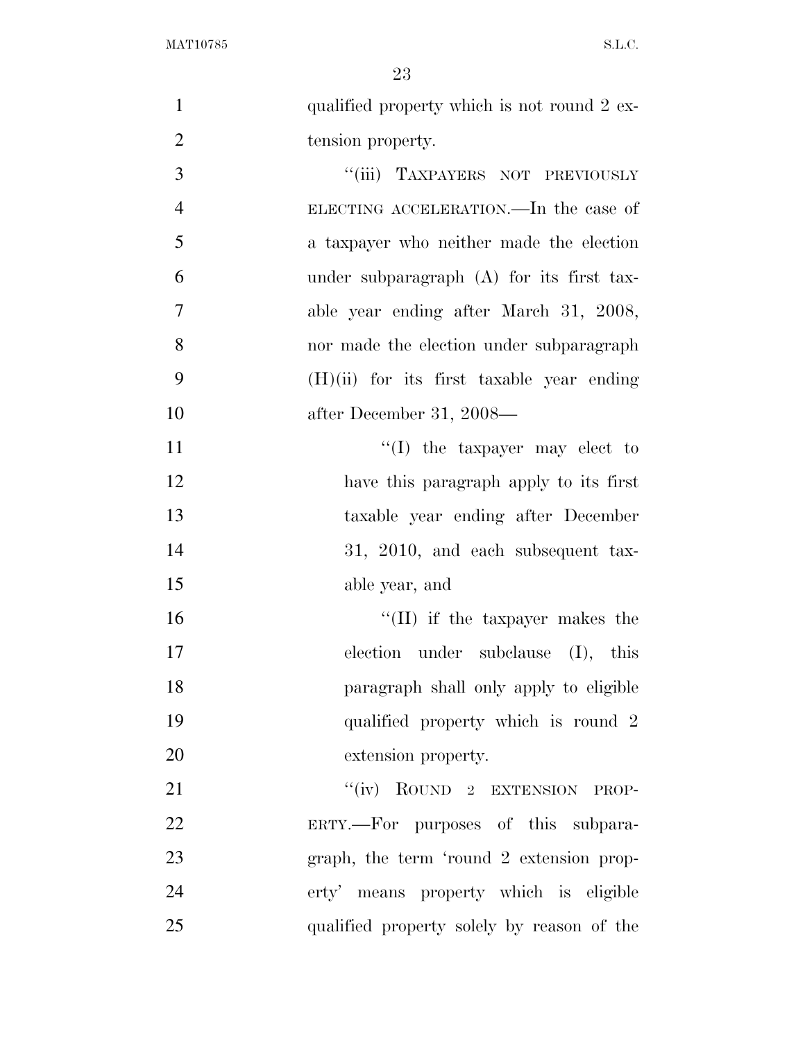qualified property which is not round 2 extension property.

"(iii) TAXPAYERS NOT PREVIOUSLY ELECTING ACCELERATION.—In the case of a taxpayer who neither made the election under subparagraph (A) for its first taxable year ending after March 31, 2008, nor made the election under subparagraph (H)(ii) for its first taxable year ending after December 31, 2008—

"(I) the taxpayer may elect to have this paragraph apply to its first taxable year ending after December 31, 2010, and each subsequent taxable year, and

"(II) if the taxpayer makes the election under subclause (I), this paragraph shall only apply to eligible qualified property which is round 2 extension property.

"(iv) ROUND 2 EXTENSION PROPERTY.—For purposes of this subparagraph, the term 'round 2 extension property' means property which is eligible qualified property solely by reason of the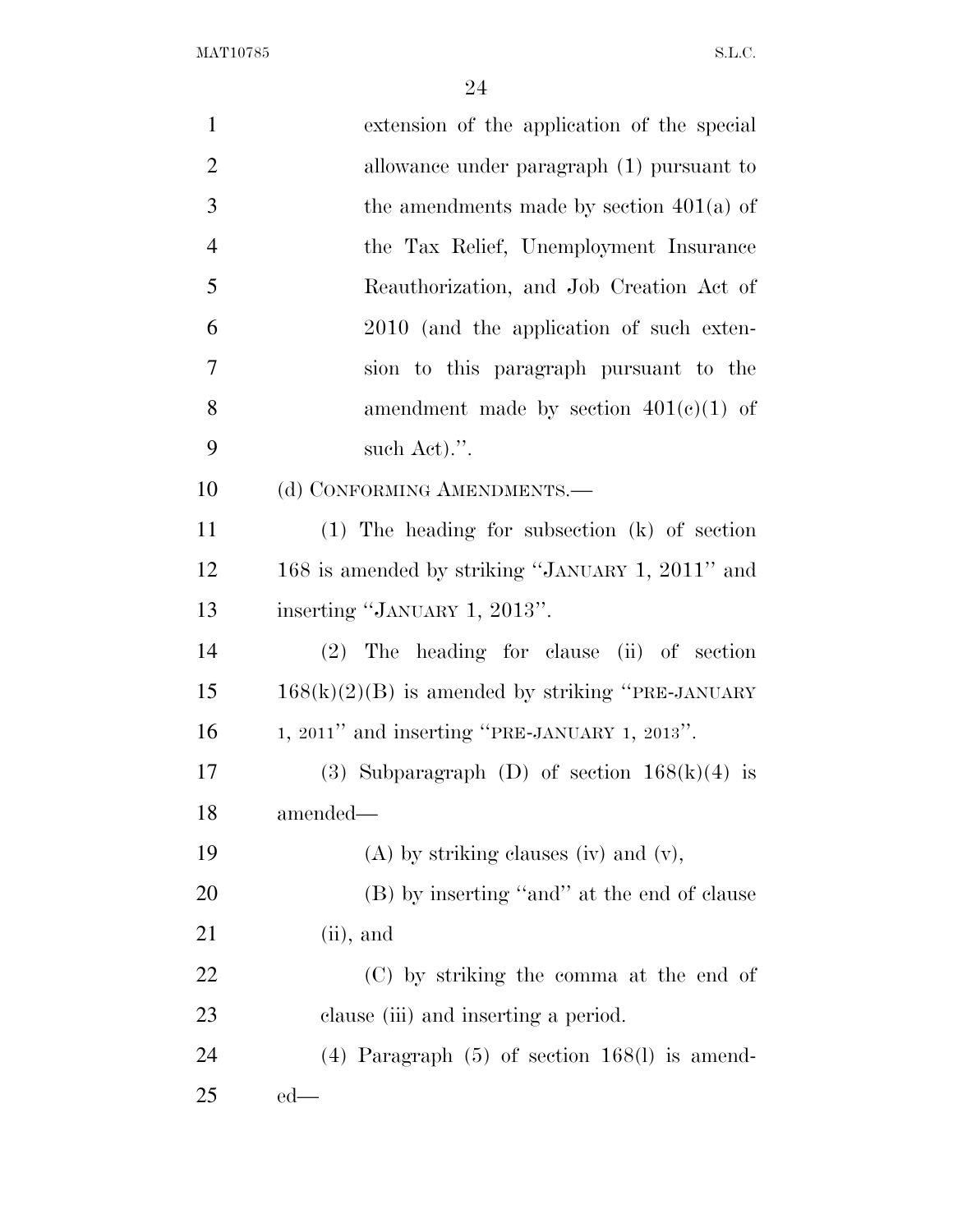extension of the application of the special allowance under paragraph (1) pursuant to the amendments made by section 401(a) of the Tax Relief, Unemployment Insurance Reauthorization, and Job Creation Act of 2010 (and the application of such extension to this paragraph pursuant to the amendment made by section 401(c)(1) of such Act).''.

(d) CONFORMING AMENDMENTS.—

(1) The heading for subsection (k) of section 168 is amended by striking ''JANUARY 1, 2011'' and inserting ''JANUARY 1, 2013''.

(2) The heading for clause (ii) of section 168(k)(2)(B) is amended by striking ''PRE-JANUARY 1, 2011'' and inserting ''PRE-JANUARY 1, 2013''.

(3) Subparagraph (D) of section 168(k)(4) is amended—

(A) by striking clauses (iv) and (v),

(B) by inserting ''and'' at the end of clause (ii), and

(C) by striking the comma at the end of clause (iii) and inserting a period.

(4) Paragraph (5) of section 168(l) is amended—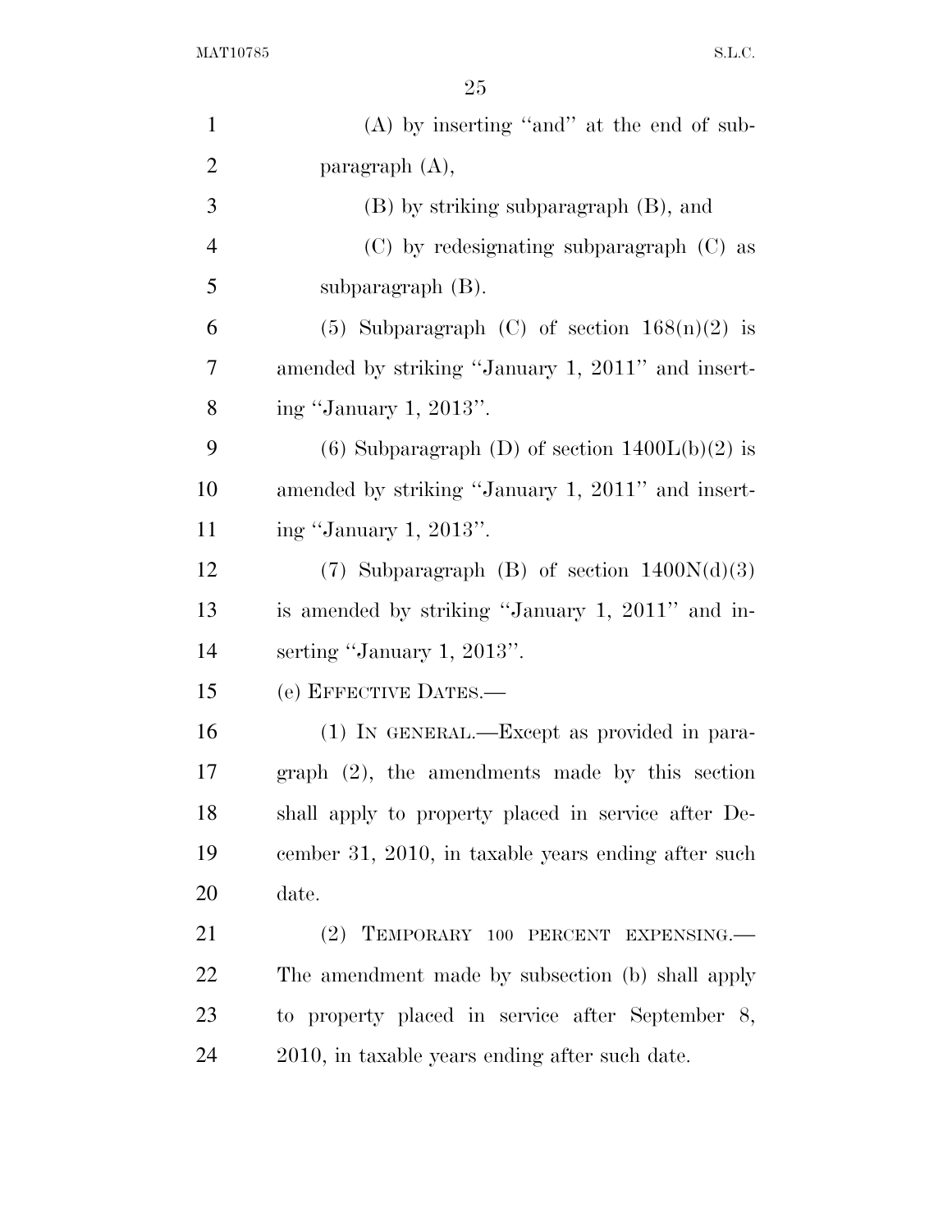(A) by inserting "and" at the end of subparagraph (A),

(B) by striking subparagraph (B), and

(C) by redesignating subparagraph (C) as subparagraph (B).

(5) Subparagraph (C) of section 168(n)(2) is amended by striking "January 1, 2011" and inserting "January 1, 2013".

(6) Subparagraph (D) of section 1400L(b)(2) is amended by striking "January 1, 2011" and inserting "January 1, 2013".

(7) Subparagraph (B) of section 1400N(d)(3) is amended by striking "January 1, 2011" and inserting "January 1, 2013".

(e) EFFECTIVE DATES.—

(1) IN GENERAL.—Except as provided in paragraph (2), the amendments made by this section shall apply to property placed in service after December 31, 2010, in taxable years ending after such date.

(2) TEMPORARY 100 PERCENT EXPENSING.—The amendment made by subsection (b) shall apply to property placed in service after September 8, 2010, in taxable years ending after such date.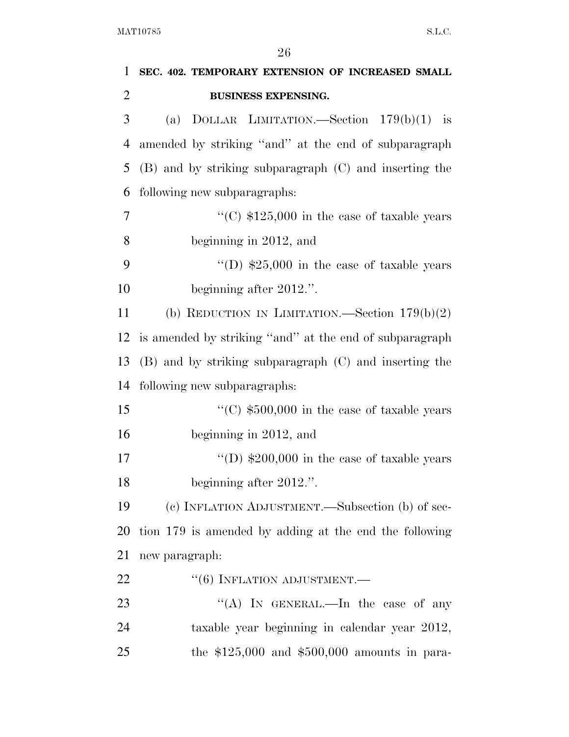**SEC. 402. TEMPORARY EXTENSION OF INCREASED SMALL BUSINESS EXPENSING.**

(a) DOLLAR LIMITATION.—Section 179(b)(1) is amended by striking ''and'' at the end of subparagraph (B) and by striking subparagraph (C) and inserting the following new subparagraphs:

''(C) $125,000 in the case of taxable years beginning in 2012, and

''(D) $25,000 in the case of taxable years beginning after 2012.''.

(b) REDUCTION IN LIMITATION.—Section 179(b)(2) is amended by striking ''and'' at the end of subparagraph (B) and by striking subparagraph (C) and inserting the following new subparagraphs:

''(C) $500,000 in the case of taxable years beginning in 2012, and

''(D) $200,000 in the case of taxable years beginning after 2012.''.

(c) INFLATION ADJUSTMENT.—Subsection (b) of section 179 is amended by adding at the end the following new paragraph:

''(6) INFLATION ADJUSTMENT.—

''(A) IN GENERAL.—In the case of any taxable year beginning in calendar year 2012, the $125,000 and $500,000 amounts in para-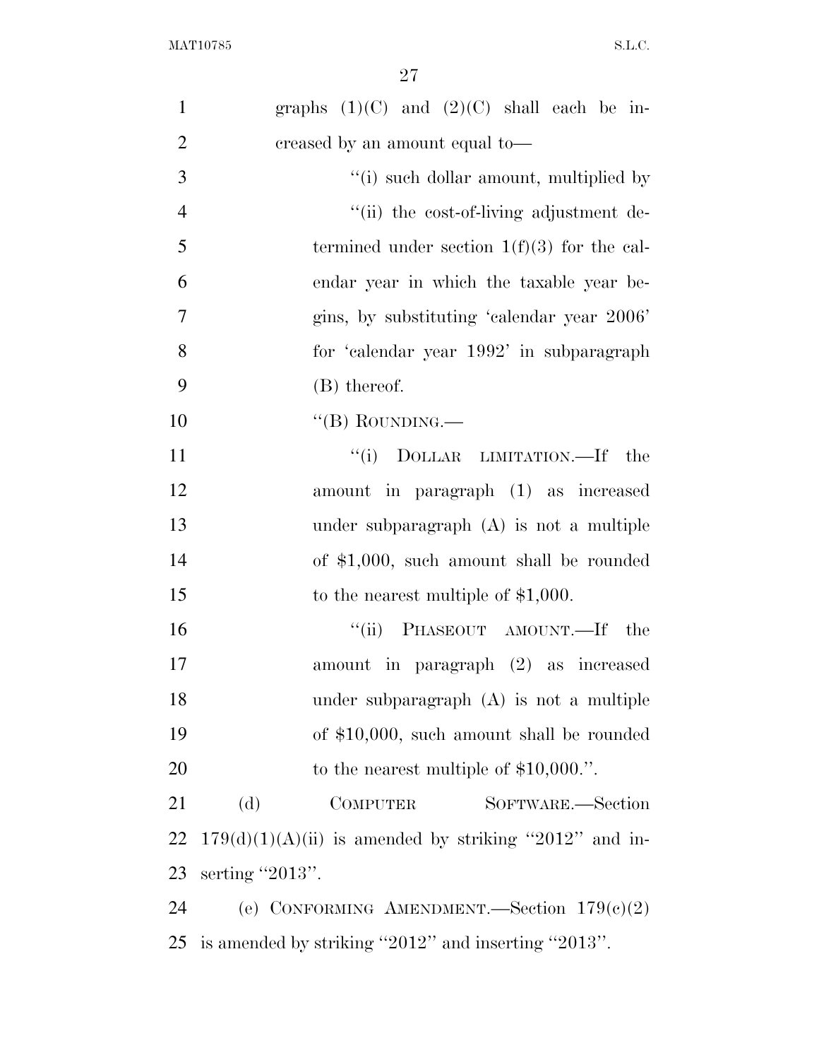graphs (1)(C) and (2)(C) shall each be increased by an amount equal to—

"(i) such dollar amount, multiplied by

"(ii) the cost-of-living adjustment determined under section 1(f)(3) for the calendar year in which the taxable year begins, by substituting 'calendar year 2006' for 'calendar year 1992' in subparagraph (B) thereof.

"(B) ROUNDING.—

"(i) DOLLAR LIMITATION.—If the amount in paragraph (1) as increased under subparagraph (A) is not a multiple of $1,000, such amount shall be rounded to the nearest multiple of $1,000.

"(ii) PHASEOUT AMOUNT.—If the amount in paragraph (2) as increased under subparagraph (A) is not a multiple of $10,000, such amount shall be rounded to the nearest multiple of $10,000.".

(d) COMPUTER SOFTWARE.—Section 179(d)(1)(A)(ii) is amended by striking "2012" and inserting "2013".

(e) CONFORMING AMENDMENT.—Section 179(c)(2) is amended by striking "2012" and inserting "2013".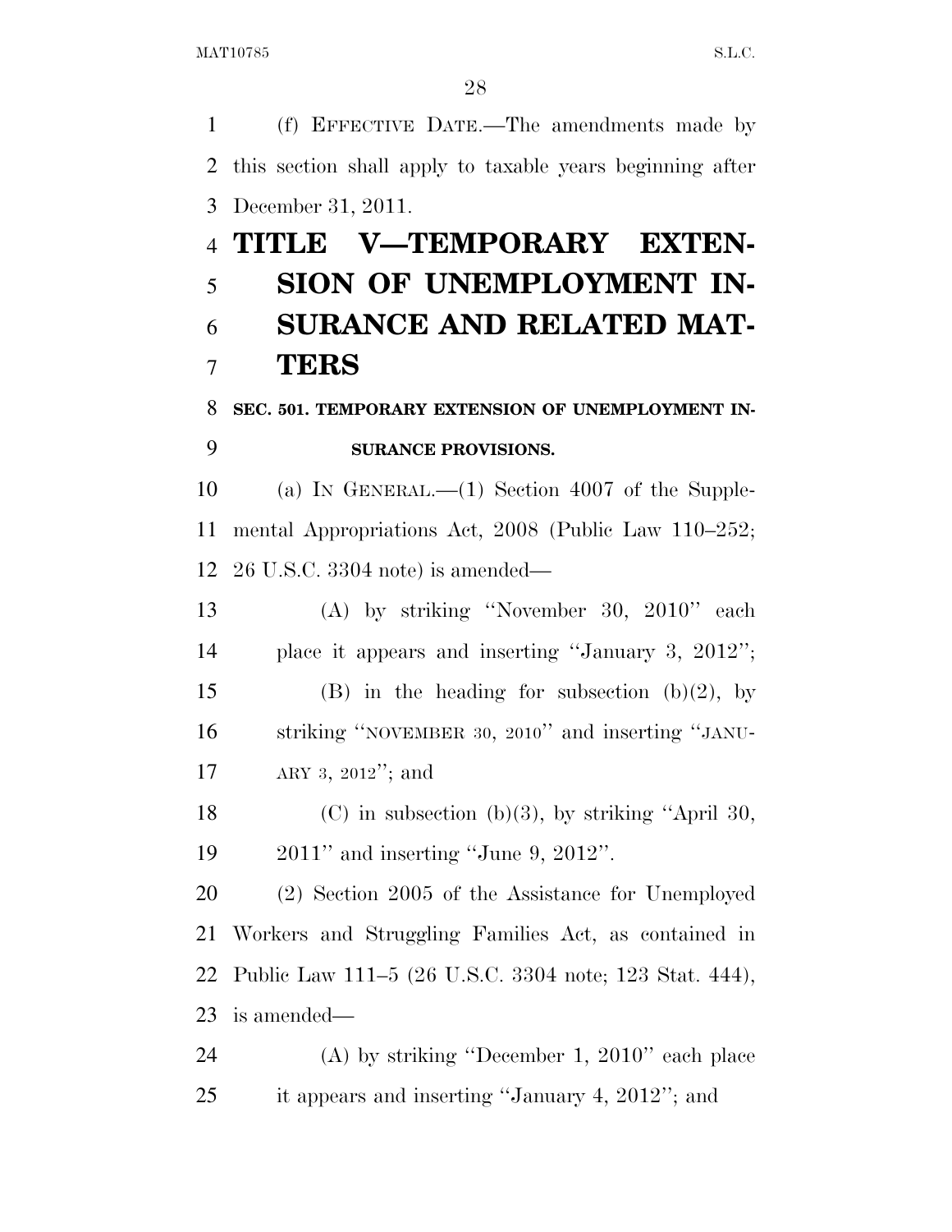(f) EFFECTIVE DATE.—The amendments made by this section shall apply to taxable years beginning after December 31, 2011.

# TITLE V—TEMPORARY EXTENSION OF UNEMPLOYMENT INSURANCE AND RELATED MATTERS

## SEC. 501. TEMPORARY EXTENSION OF UNEMPLOYMENT INSURANCE PROVISIONS.

(a) IN GENERAL.—(1) Section 4007 of the Supplemental Appropriations Act, 2008 (Public Law 110–252; 26 U.S.C. 3304 note) is amended—

(A) by striking ''November 30, 2010'' each place it appears and inserting ''January 3, 2012'';

(B) in the heading for subsection (b)(2), by striking ''NOVEMBER 30, 2010'' and inserting ''JANUARY 3, 2012''; and

(C) in subsection (b)(3), by striking ''April 30, 2011'' and inserting ''June 9, 2012''.

(2) Section 2005 of the Assistance for Unemployed Workers and Struggling Families Act, as contained in Public Law 111–5 (26 U.S.C. 3304 note; 123 Stat. 444), is amended—

(A) by striking ''December 1, 2010'' each place it appears and inserting ''January 4, 2012''; and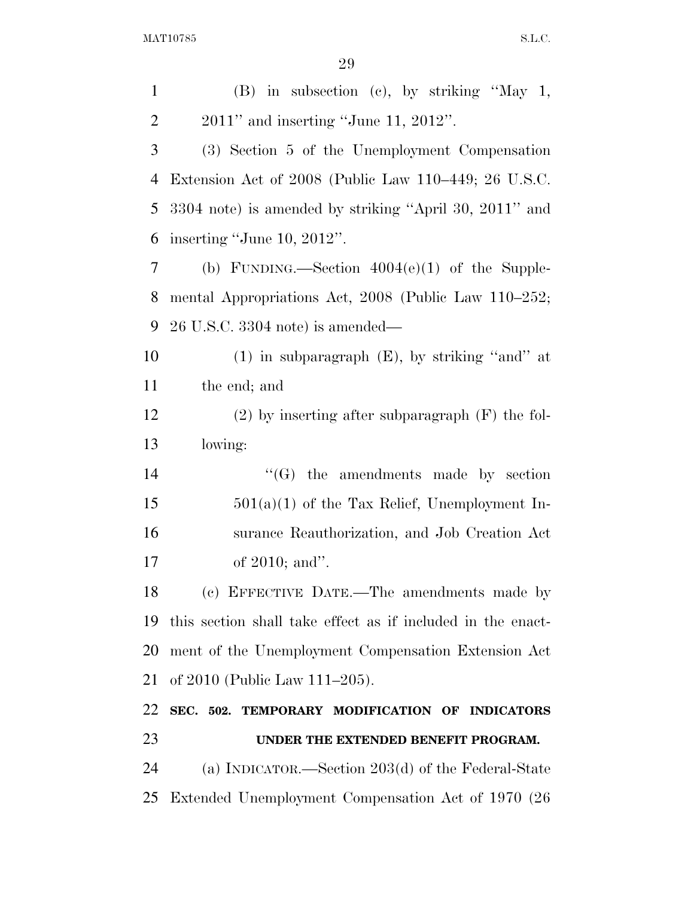(B) in subsection (c), by striking ''May 1, 2011'' and inserting ''June 11, 2012''.

(3) Section 5 of the Unemployment Compensation Extension Act of 2008 (Public Law 110–449; 26 U.S.C. 3304 note) is amended by striking ''April 30, 2011'' and inserting ''June 10, 2012''.

(b) FUNDING.—Section 4004(e)(1) of the Supplemental Appropriations Act, 2008 (Public Law 110–252; 26 U.S.C. 3304 note) is amended—

(1) in subparagraph (E), by striking ''and'' at the end; and

(2) by inserting after subparagraph (F) the following:

''(G) the amendments made by section 501(a)(1) of the Tax Relief, Unemployment Insurance Reauthorization, and Job Creation Act of 2010; and''.

(c) EFFECTIVE DATE.—The amendments made by this section shall take effect as if included in the enactment of the Unemployment Compensation Extension Act of 2010 (Public Law 111–205).

**SEC. 502. TEMPORARY MODIFICATION OF INDICATORS UNDER THE EXTENDED BENEFIT PROGRAM.**

(a) INDICATOR.—Section 203(d) of the Federal-State Extended Unemployment Compensation Act of 1970 (26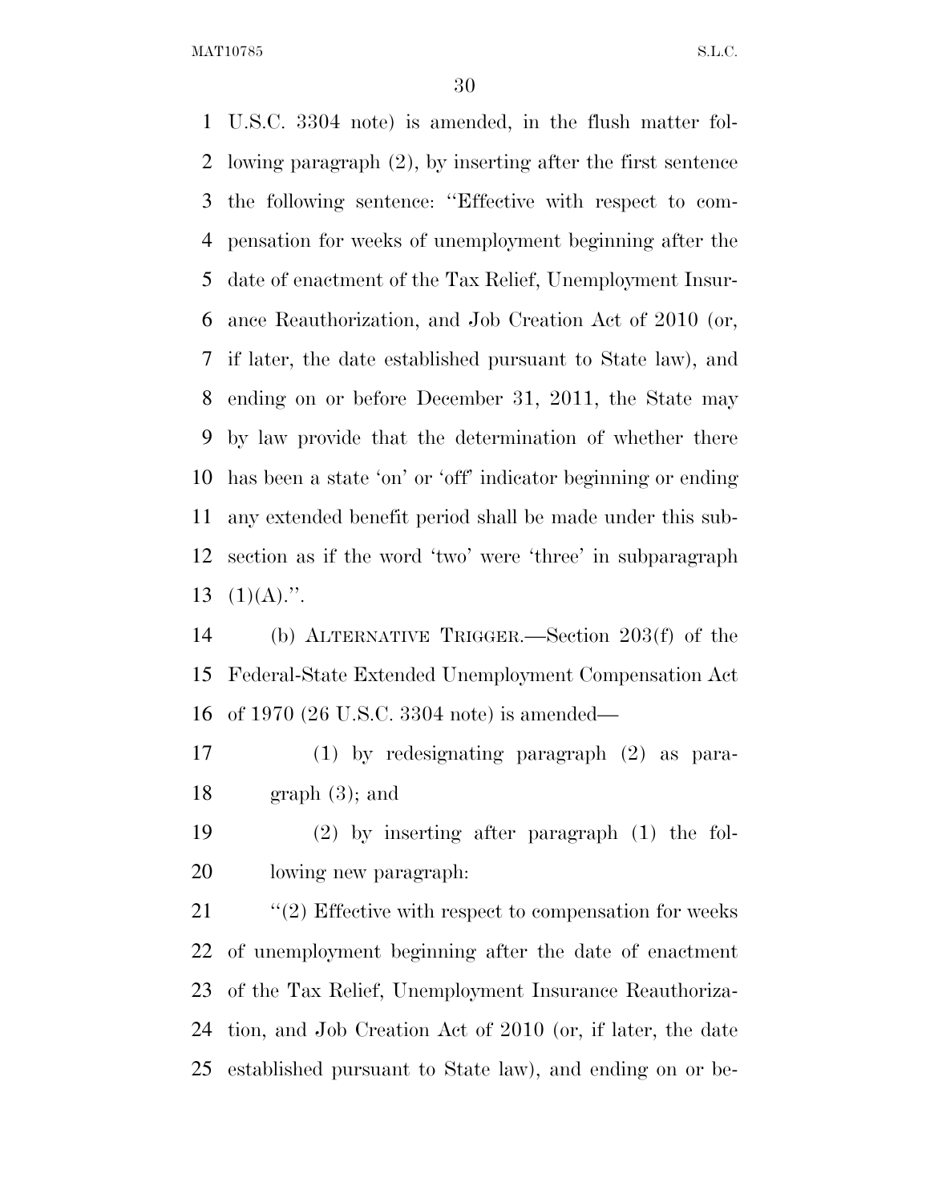U.S.C. 3304 note) is amended, in the flush matter following paragraph (2), by inserting after the first sentence the following sentence: "Effective with respect to compensation for weeks of unemployment beginning after the date of enactment of the Tax Relief, Unemployment Insurance Reauthorization, and Job Creation Act of 2010 (or, if later, the date established pursuant to State law), and ending on or before December 31, 2011, the State may by law provide that the determination of whether there has been a state 'on' or 'off' indicator beginning or ending any extended benefit period shall be made under this subsection as if the word 'two' were 'three' in subparagraph (1)(A).".

(b) ALTERNATIVE TRIGGER.—Section 203(f) of the Federal-State Extended Unemployment Compensation Act of 1970 (26 U.S.C. 3304 note) is amended—

(1) by redesignating paragraph (2) as paragraph (3); and

(2) by inserting after paragraph (1) the following new paragraph:

"(2) Effective with respect to compensation for weeks of unemployment beginning after the date of enactment of the Tax Relief, Unemployment Insurance Reauthorization, and Job Creation Act of 2010 (or, if later, the date established pursuant to State law), and ending on or be-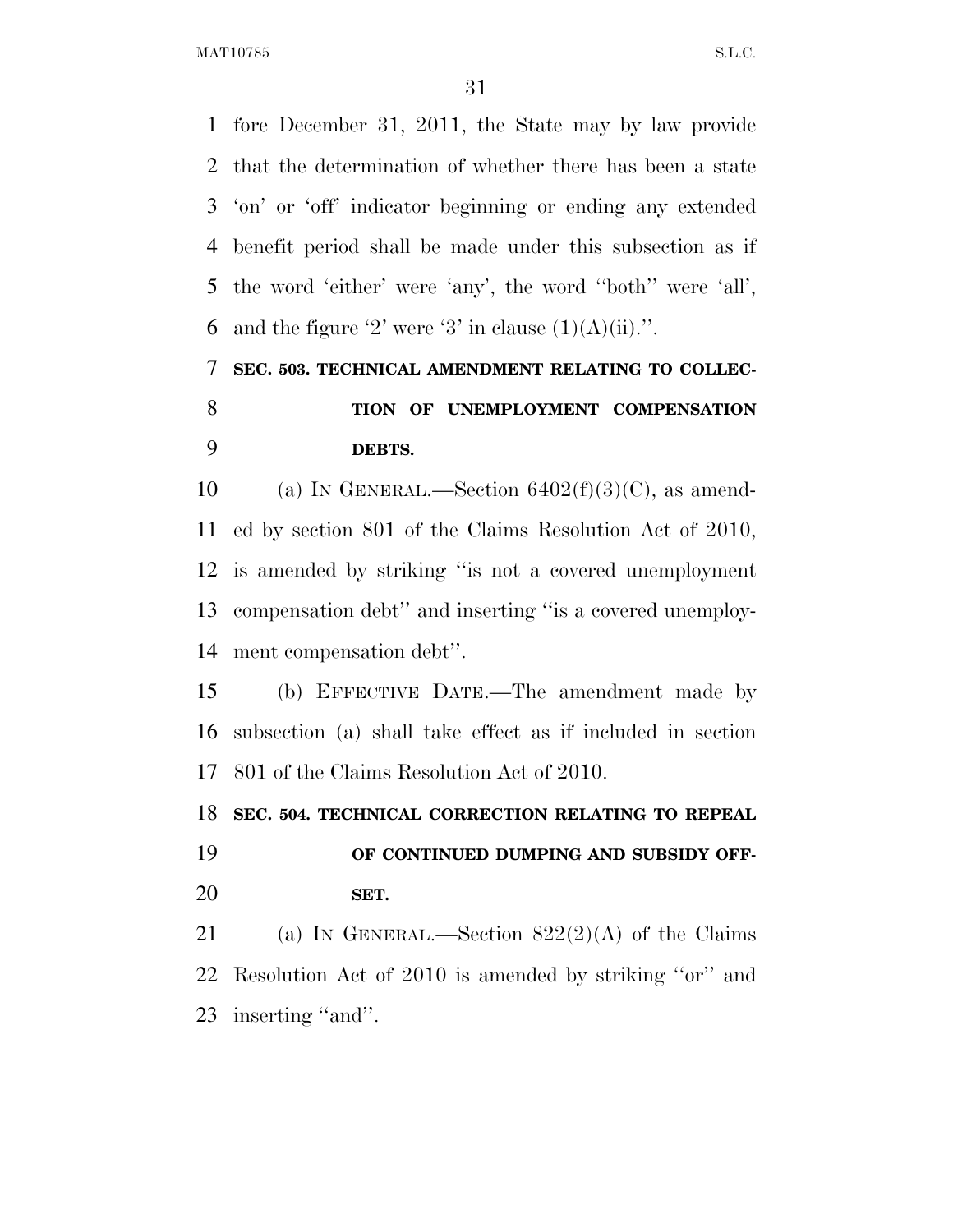fore December 31, 2011, the State may by law provide that the determination of whether there has been a state 'on' or 'off' indicator beginning or ending any extended benefit period shall be made under this subsection as if the word 'either' were 'any', the word ''both'' were 'all', and the figure '2' were '3' in clause (1)(A)(ii).''.

**SEC. 503. TECHNICAL AMENDMENT RELATING TO COLLECTION OF UNEMPLOYMENT COMPENSATION DEBTS.**

(a) IN GENERAL.—Section 6402(f)(3)(C), as amended by section 801 of the Claims Resolution Act of 2010, is amended by striking ''is not a covered unemployment compensation debt'' and inserting ''is a covered unemployment compensation debt''.

(b) EFFECTIVE DATE.—The amendment made by subsection (a) shall take effect as if included in section 801 of the Claims Resolution Act of 2010.

**SEC. 504. TECHNICAL CORRECTION RELATING TO REPEAL OF CONTINUED DUMPING AND SUBSIDY OFFSET.**

(a) IN GENERAL.—Section 822(2)(A) of the Claims Resolution Act of 2010 is amended by striking ''or'' and inserting ''and''.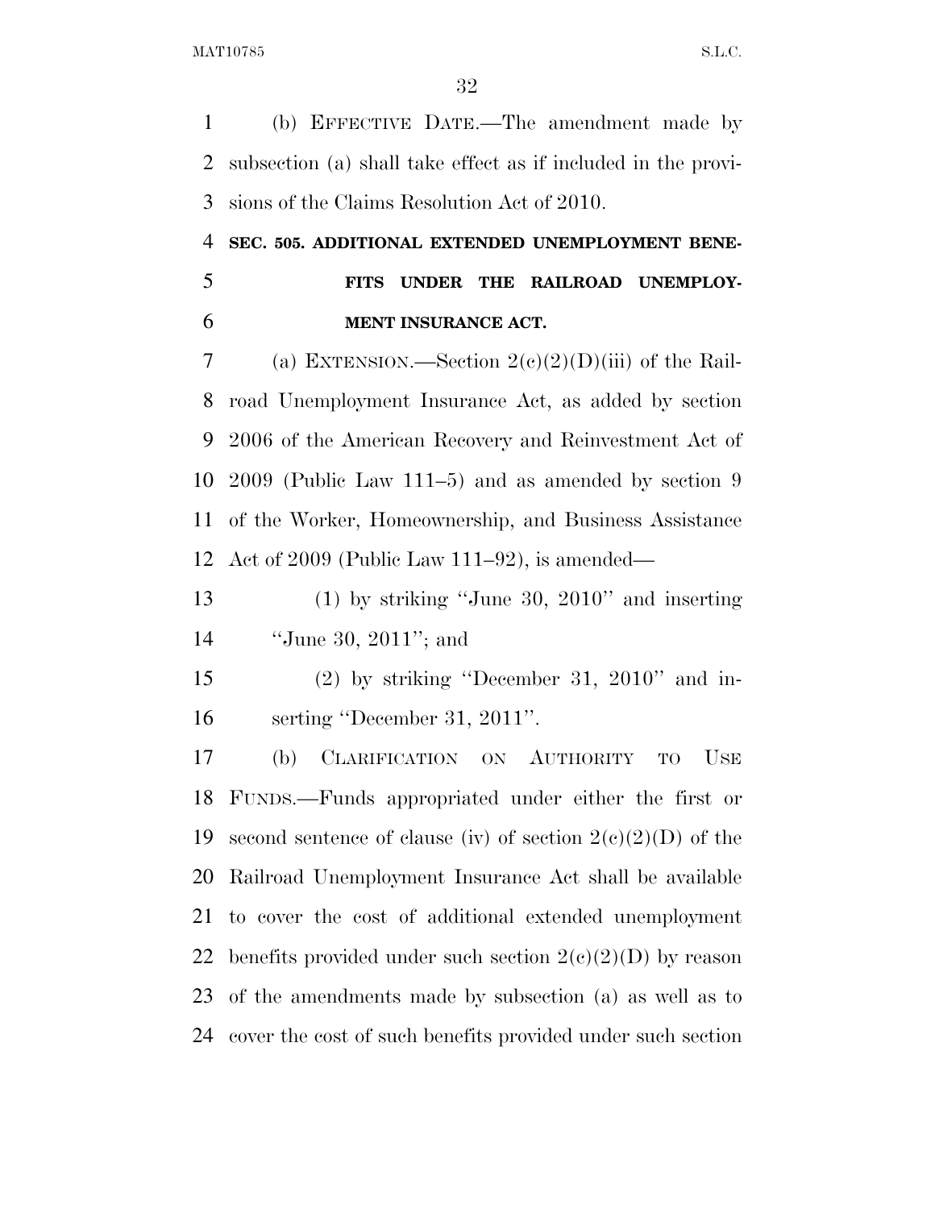(b) EFFECTIVE DATE.—The amendment made by subsection (a) shall take effect as if included in the provisions of the Claims Resolution Act of 2010.

**SEC. 505. ADDITIONAL EXTENDED UNEMPLOYMENT BENEFITS UNDER THE RAILROAD UNEMPLOYMENT INSURANCE ACT.**

(a) EXTENSION.—Section 2(c)(2)(D)(iii) of the Railroad Unemployment Insurance Act, as added by section 2006 of the American Recovery and Reinvestment Act of 2009 (Public Law 111–5) and as amended by section 9 of the Worker, Homeownership, and Business Assistance Act of 2009 (Public Law 111–92), is amended—

(1) by striking ''June 30, 2010'' and inserting ''June 30, 2011''; and

(2) by striking ''December 31, 2010'' and inserting ''December 31, 2011''.

(b) CLARIFICATION ON AUTHORITY TO USE FUNDS.—Funds appropriated under either the first or second sentence of clause (iv) of section 2(c)(2)(D) of the Railroad Unemployment Insurance Act shall be available to cover the cost of additional extended unemployment benefits provided under such section 2(c)(2)(D) by reason of the amendments made by subsection (a) as well as to cover the cost of such benefits provided under such section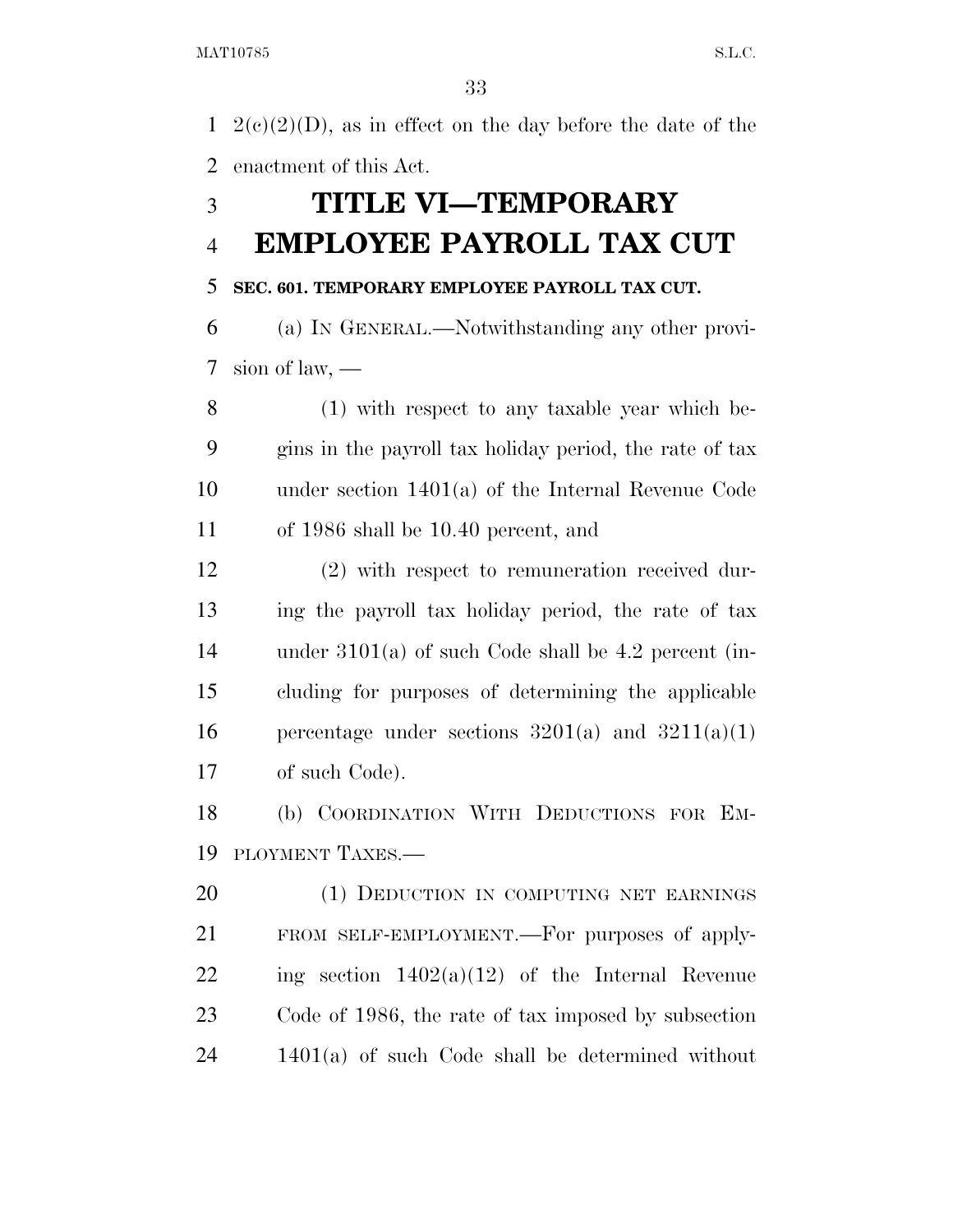2(c)(2)(D), as in effect on the day before the date of the enactment of this Act.

# TITLE VI—TEMPORARY EMPLOYEE PAYROLL TAX CUT

**SEC. 601. TEMPORARY EMPLOYEE PAYROLL TAX CUT.**

(a) IN GENERAL.—Notwithstanding any other provision of law, —

(1) with respect to any taxable year which begins in the payroll tax holiday period, the rate of tax under section 1401(a) of the Internal Revenue Code of 1986 shall be 10.40 percent, and

(2) with respect to remuneration received during the payroll tax holiday period, the rate of tax under 3101(a) of such Code shall be 4.2 percent (including for purposes of determining the applicable percentage under sections 3201(a) and 3211(a)(1) of such Code).

(b) COORDINATION WITH DEDUCTIONS FOR EMPLOYMENT TAXES.—

(1) DEDUCTION IN COMPUTING NET EARNINGS FROM SELF-EMPLOYMENT.—For purposes of applying section 1402(a)(12) of the Internal Revenue Code of 1986, the rate of tax imposed by subsection 1401(a) of such Code shall be determined without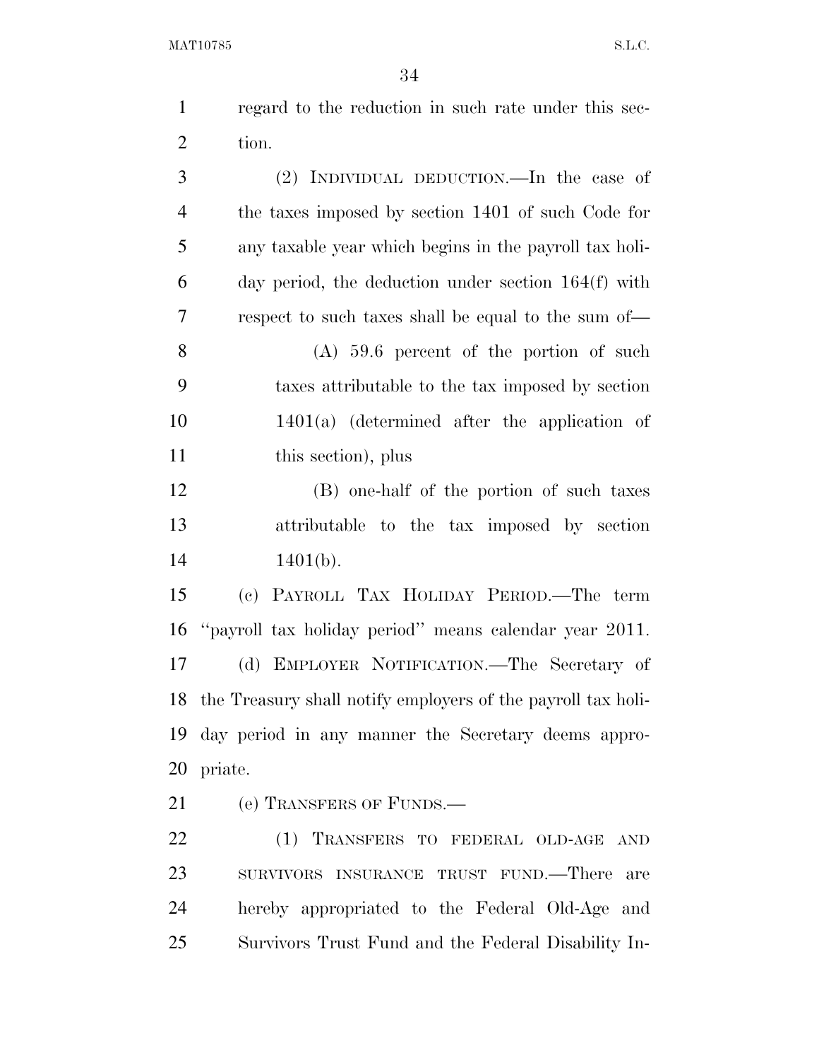regard to the reduction in such rate under this section.

(2) INDIVIDUAL DEDUCTION.—In the case of the taxes imposed by section 1401 of such Code for any taxable year which begins in the payroll tax holiday period, the deduction under section 164(f) with respect to such taxes shall be equal to the sum of—

(A) 59.6 percent of the portion of such taxes attributable to the tax imposed by section 1401(a) (determined after the application of this section), plus

(B) one-half of the portion of such taxes attributable to the tax imposed by section 1401(b).

(c) PAYROLL TAX HOLIDAY PERIOD.—The term "payroll tax holiday period" means calendar year 2011.

(d) EMPLOYER NOTIFICATION.—The Secretary of the Treasury shall notify employers of the payroll tax holiday period in any manner the Secretary deems appropriate.

(e) TRANSFERS OF FUNDS.—

(1) TRANSFERS TO FEDERAL OLD-AGE AND SURVIVORS INSURANCE TRUST FUND.—There are hereby appropriated to the Federal Old-Age and Survivors Trust Fund and the Federal Disability In-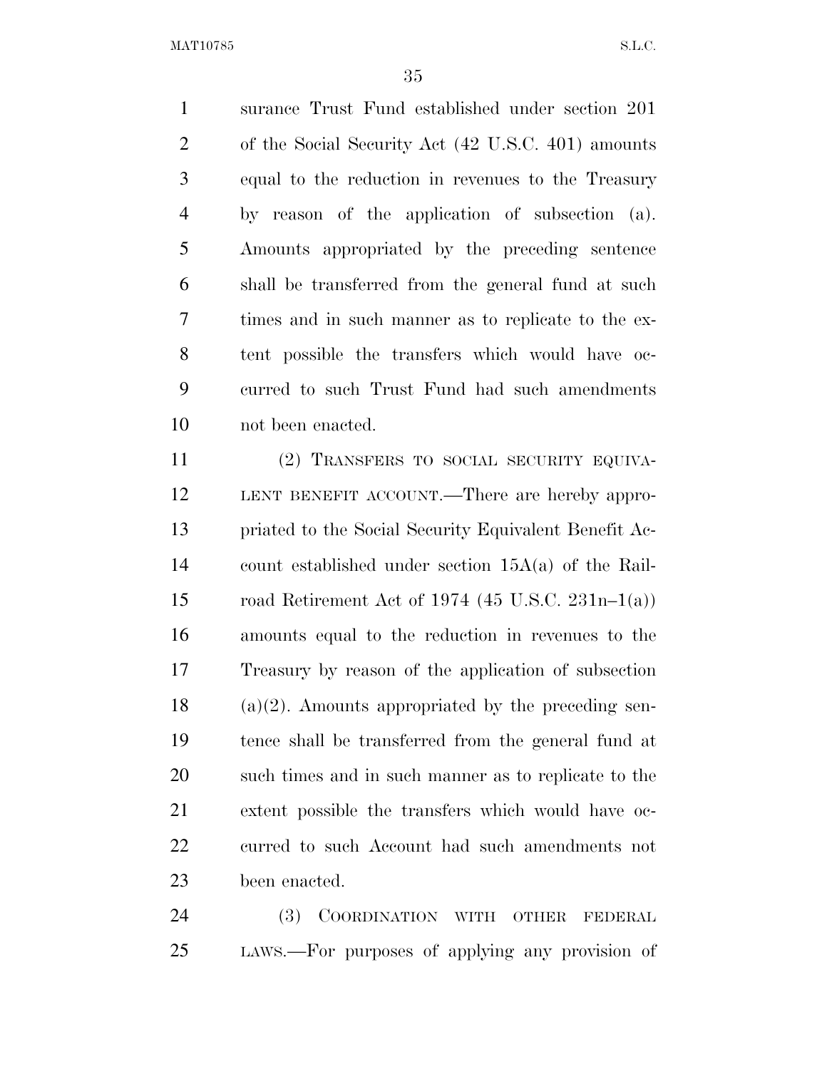surance Trust Fund established under section 201 of the Social Security Act (42 U.S.C. 401) amounts equal to the reduction in revenues to the Treasury by reason of the application of subsection (a). Amounts appropriated by the preceding sentence shall be transferred from the general fund at such times and in such manner as to replicate to the extent possible the transfers which would have occurred to such Trust Fund had such amendments not been enacted.

(2) TRANSFERS TO SOCIAL SECURITY EQUIVALENT BENEFIT ACCOUNT.—There are hereby appropriated to the Social Security Equivalent Benefit Account established under section 15A(a) of the Railroad Retirement Act of 1974 (45 U.S.C. 231n–1(a)) amounts equal to the reduction in revenues to the Treasury by reason of the application of subsection (a)(2). Amounts appropriated by the preceding sentence shall be transferred from the general fund at such times and in such manner as to replicate to the extent possible the transfers which would have occurred to such Account had such amendments not been enacted.

(3) COORDINATION WITH OTHER FEDERAL LAWS.—For purposes of applying any provision of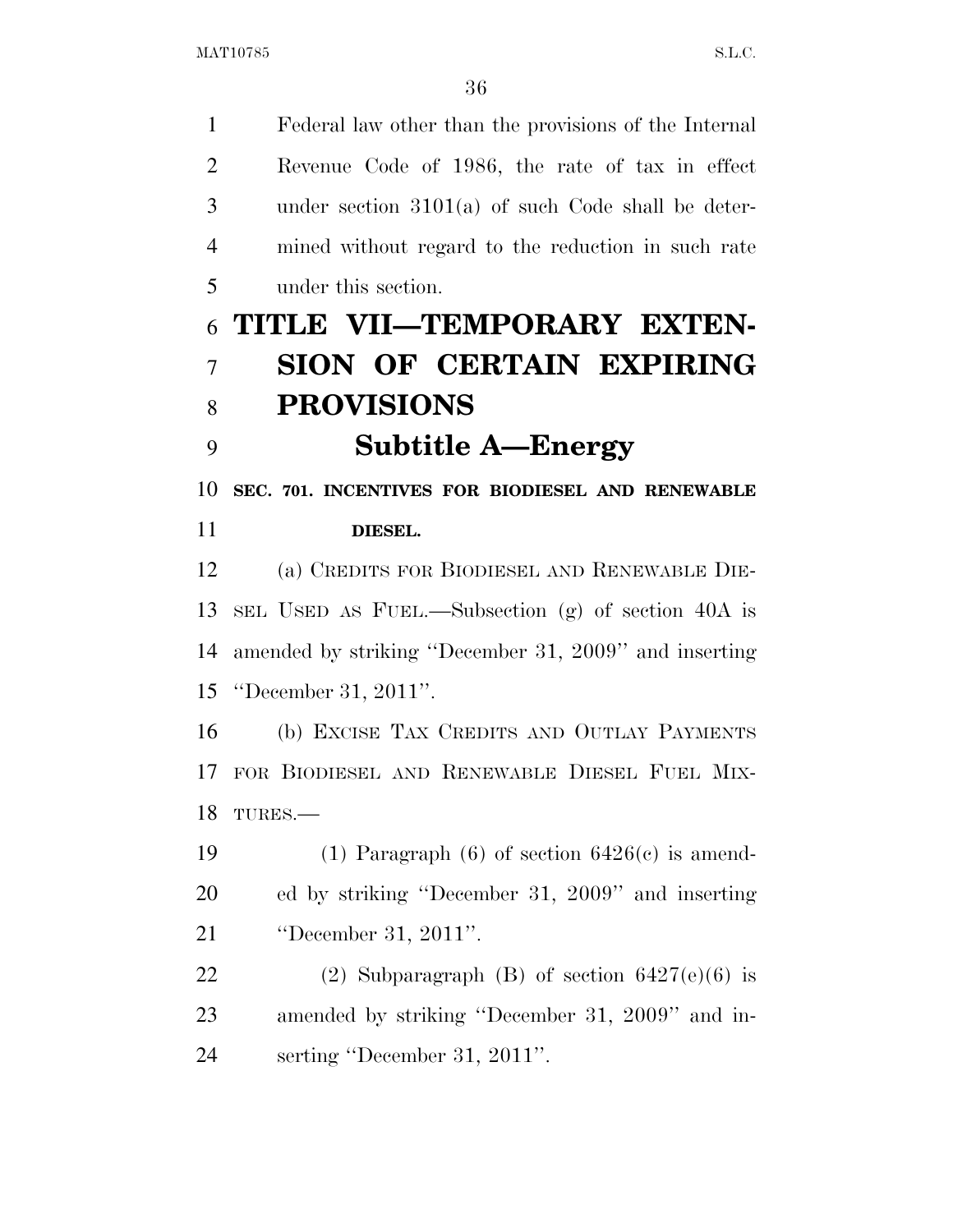Federal law other than the provisions of the Internal Revenue Code of 1986, the rate of tax in effect under section 3101(a) of such Code shall be determined without regard to the reduction in such rate under this section.

# TITLE VII—TEMPORARY EXTENSION OF CERTAIN EXPIRING PROVISIONS

## Subtitle A—Energy

### SEC. 701. INCENTIVES FOR BIODIESEL AND RENEWABLE DIESEL.

(a) CREDITS FOR BIODIESEL AND RENEWABLE DIESEL USED AS FUEL.—Subsection (g) of section 40A is amended by striking ''December 31, 2009'' and inserting ''December 31, 2011''.

(b) EXCISE TAX CREDITS AND OUTLAY PAYMENTS FOR BIODIESEL AND RENEWABLE DIESEL FUEL MIXTURES.—

(1) Paragraph (6) of section 6426(c) is amended by striking ''December 31, 2009'' and inserting ''December 31, 2011''.

(2) Subparagraph (B) of section 6427(e)(6) is amended by striking ''December 31, 2009'' and inserting ''December 31, 2011''.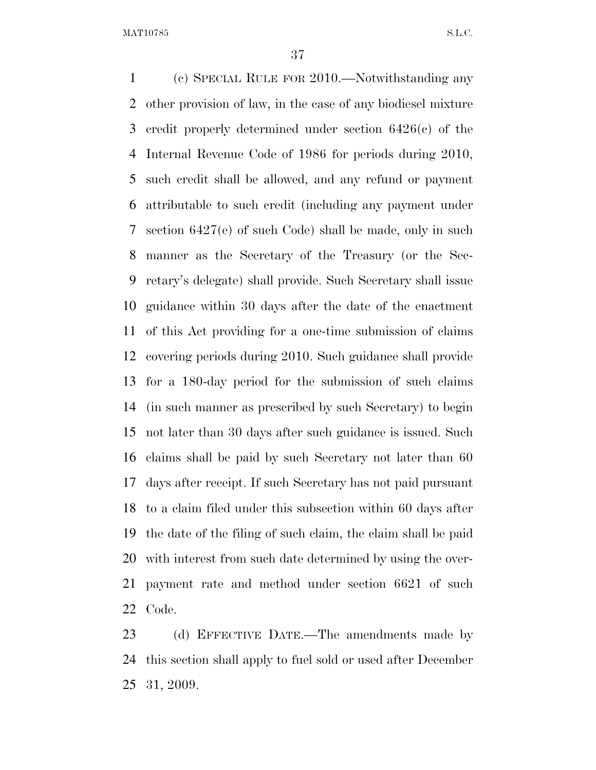(c) SPECIAL RULE FOR 2010.—Notwithstanding any other provision of law, in the case of any biodiesel mixture credit properly determined under section 6426(c) of the Internal Revenue Code of 1986 for periods during 2010, such credit shall be allowed, and any refund or payment attributable to such credit (including any payment under section 6427(e) of such Code) shall be made, only in such manner as the Secretary of the Treasury (or the Secretary's delegate) shall provide. Such Secretary shall issue guidance within 30 days after the date of the enactment of this Act providing for a one-time submission of claims covering periods during 2010. Such guidance shall provide for a 180-day period for the submission of such claims (in such manner as prescribed by such Secretary) to begin not later than 30 days after such guidance is issued. Such claims shall be paid by such Secretary not later than 60 days after receipt. If such Secretary has not paid pursuant to a claim filed under this subsection within 60 days after the date of the filing of such claim, the claim shall be paid with interest from such date determined by using the overpayment rate and method under section 6621 of such Code.

(d) EFFECTIVE DATE.—The amendments made by this section shall apply to fuel sold or used after December 31, 2009.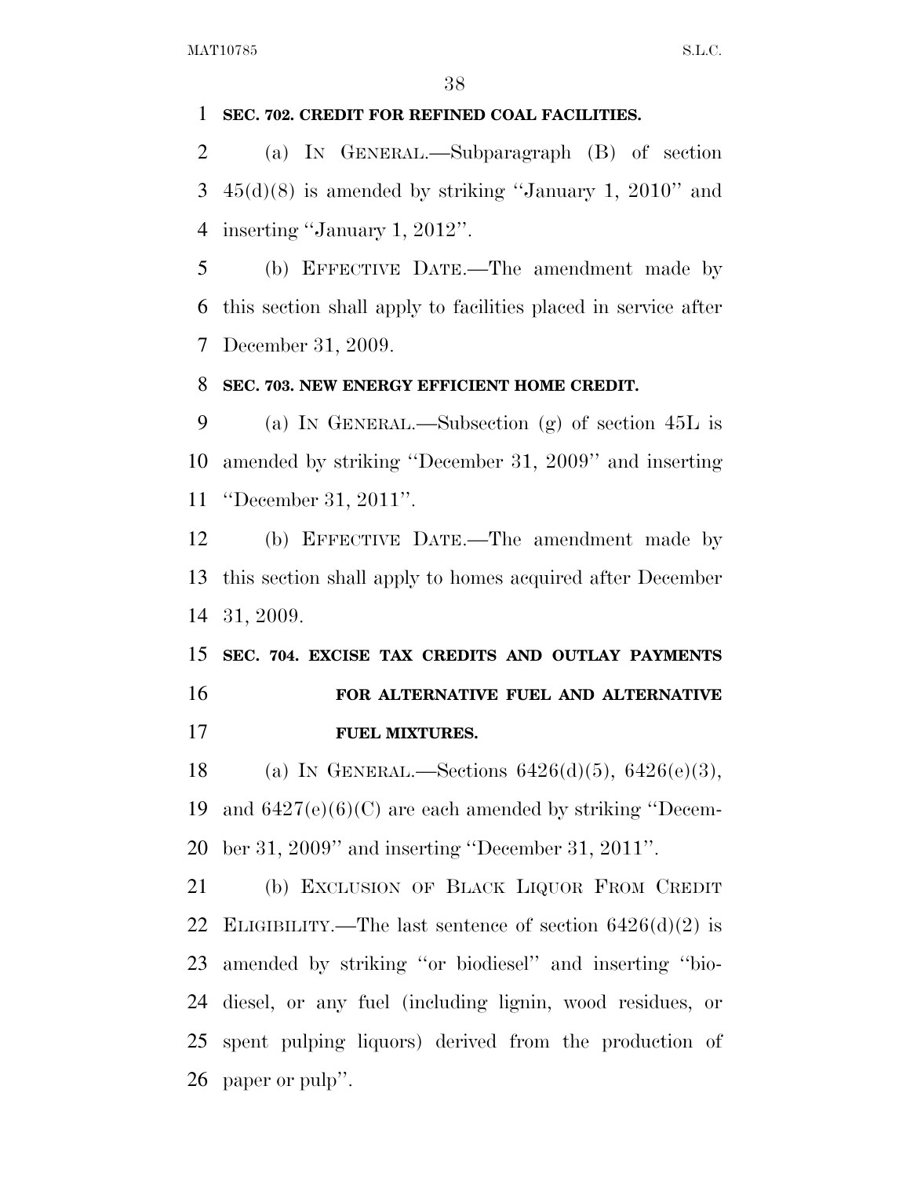**SEC. 702. CREDIT FOR REFINED COAL FACILITIES.**

(a) IN GENERAL.—Subparagraph (B) of section 45(d)(8) is amended by striking ''January 1, 2010'' and inserting ''January 1, 2012''.

(b) EFFECTIVE DATE.—The amendment made by this section shall apply to facilities placed in service after December 31, 2009.

**SEC. 703. NEW ENERGY EFFICIENT HOME CREDIT.**

(a) IN GENERAL.—Subsection (g) of section 45L is amended by striking ''December 31, 2009'' and inserting ''December 31, 2011''.

(b) EFFECTIVE DATE.—The amendment made by this section shall apply to homes acquired after December 31, 2009.

**SEC. 704. EXCISE TAX CREDITS AND OUTLAY PAYMENTS FOR ALTERNATIVE FUEL AND ALTERNATIVE FUEL MIXTURES.**

(a) IN GENERAL.—Sections 6426(d)(5), 6426(e)(3), and 6427(e)(6)(C) are each amended by striking ''December 31, 2009'' and inserting ''December 31, 2011''.

(b) EXCLUSION OF BLACK LIQUOR FROM CREDIT ELIGIBILITY.—The last sentence of section 6426(d)(2) is amended by striking ''or biodiesel'' and inserting ''biodiesel, or any fuel (including lignin, wood residues, or spent pulping liquors) derived from the production of paper or pulp''.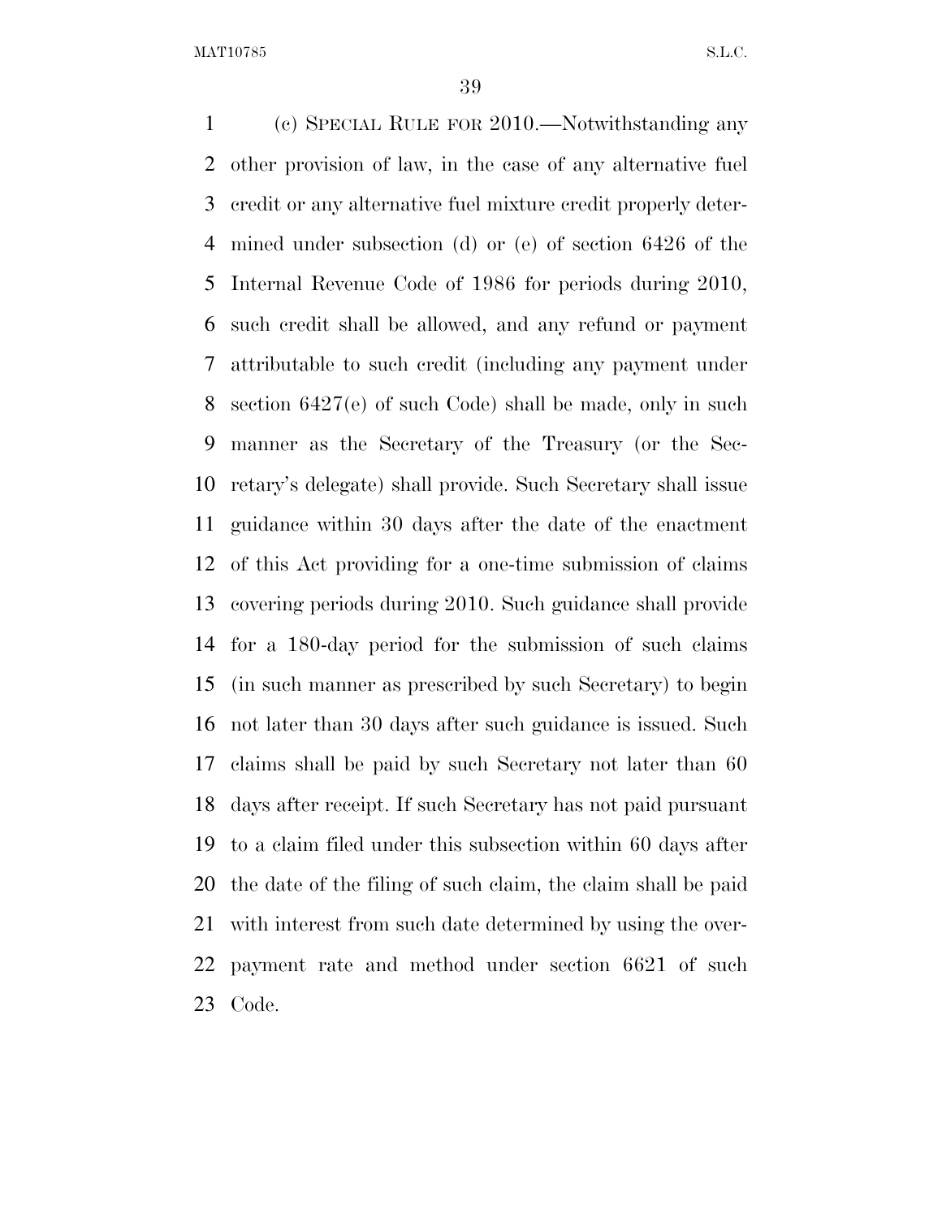(c) SPECIAL RULE FOR 2010.—Notwithstanding any other provision of law, in the case of any alternative fuel credit or any alternative fuel mixture credit properly determined under subsection (d) or (e) of section 6426 of the Internal Revenue Code of 1986 for periods during 2010, such credit shall be allowed, and any refund or payment attributable to such credit (including any payment under section 6427(e) of such Code) shall be made, only in such manner as the Secretary of the Treasury (or the Secretary's delegate) shall provide. Such Secretary shall issue guidance within 30 days after the date of the enactment of this Act providing for a one-time submission of claims covering periods during 2010. Such guidance shall provide for a 180-day period for the submission of such claims (in such manner as prescribed by such Secretary) to begin not later than 30 days after such guidance is issued. Such claims shall be paid by such Secretary not later than 60 days after receipt. If such Secretary has not paid pursuant to a claim filed under this subsection within 60 days after the date of the filing of such claim, the claim shall be paid with interest from such date determined by using the overpayment rate and method under section 6621 of such Code.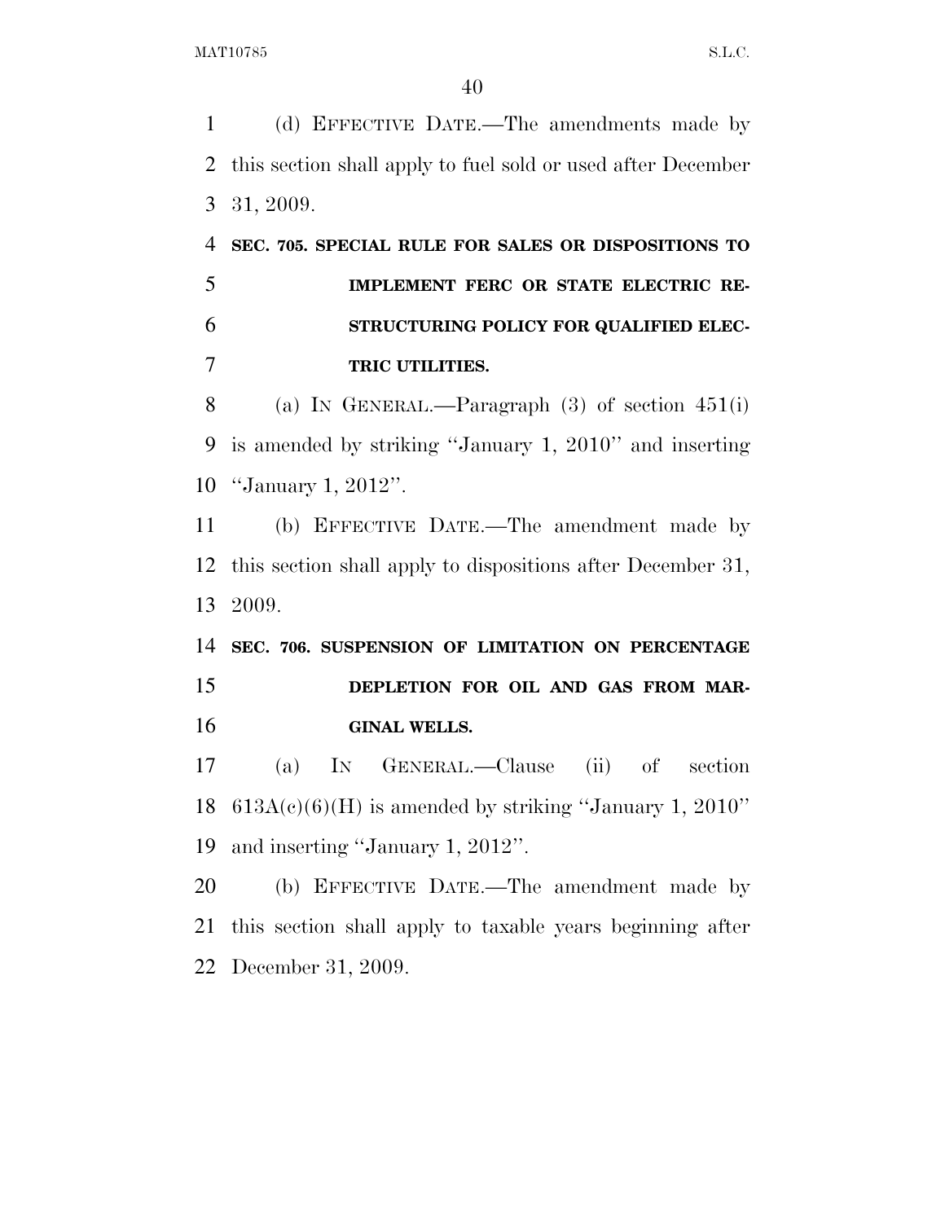(d) EFFECTIVE DATE.—The amendments made by this section shall apply to fuel sold or used after December 31, 2009.

**SEC. 705. SPECIAL RULE FOR SALES OR DISPOSITIONS TO IMPLEMENT FERC OR STATE ELECTRIC RESTRUCTURING POLICY FOR QUALIFIED ELECTRIC UTILITIES.**

(a) IN GENERAL.—Paragraph (3) of section 451(i) is amended by striking ''January 1, 2010'' and inserting ''January 1, 2012''.

(b) EFFECTIVE DATE.—The amendment made by this section shall apply to dispositions after December 31, 2009.

**SEC. 706. SUSPENSION OF LIMITATION ON PERCENTAGE DEPLETION FOR OIL AND GAS FROM MARGINAL WELLS.**

(a) IN GENERAL.—Clause (ii) of section 613A(c)(6)(H) is amended by striking ''January 1, 2010'' and inserting ''January 1, 2012''.

(b) EFFECTIVE DATE.—The amendment made by this section shall apply to taxable years beginning after December 31, 2009.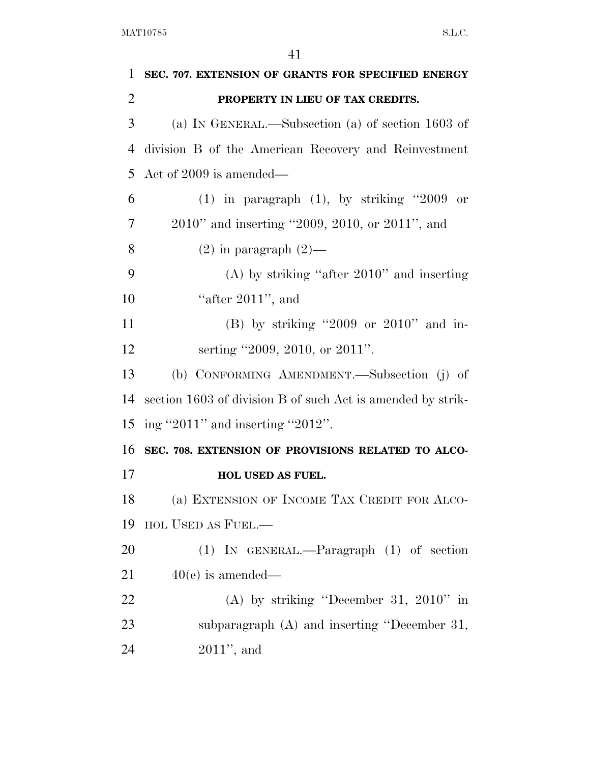**SEC. 707. EXTENSION OF GRANTS FOR SPECIFIED ENERGY PROPERTY IN LIEU OF TAX CREDITS.**

(a) IN GENERAL.—Subsection (a) of section 1603 of division B of the American Recovery and Reinvestment Act of 2009 is amended—

(1) in paragraph (1), by striking "2009 or 2010" and inserting "2009, 2010, or 2011", and

(2) in paragraph (2)—

(A) by striking "after 2010" and inserting "after 2011", and

(B) by striking "2009 or 2010" and inserting "2009, 2010, or 2011".

(b) CONFORMING AMENDMENT.—Subsection (j) of section 1603 of division B of such Act is amended by striking "2011" and inserting "2012".

**SEC. 708. EXTENSION OF PROVISIONS RELATED TO ALCOHOL USED AS FUEL.**

(a) EXTENSION OF INCOME TAX CREDIT FOR ALCOHOL USED AS FUEL.—

(1) IN GENERAL.—Paragraph (1) of section 40(e) is amended—

(A) by striking "December 31, 2010" in subparagraph (A) and inserting "December 31, 2011", and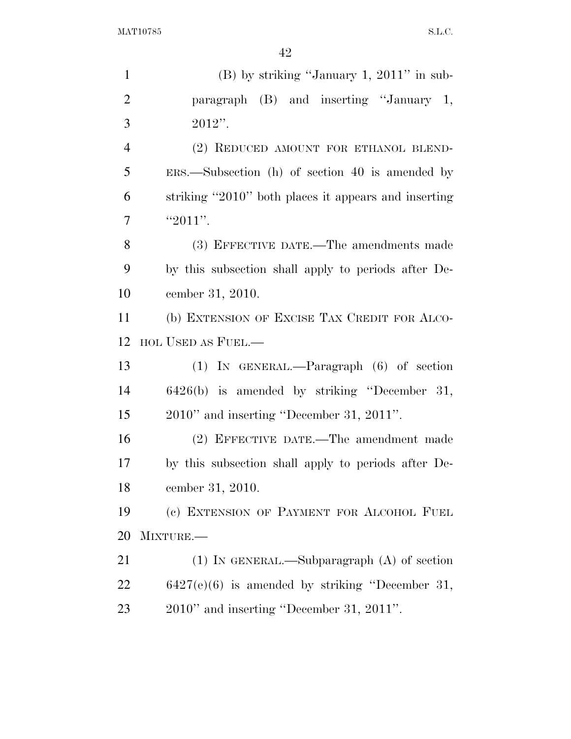(B) by striking "January 1, 2011" in subparagraph (B) and inserting "January 1, 2012".

(2) REDUCED AMOUNT FOR ETHANOL BLENDERS.—Subsection (h) of section 40 is amended by striking "2010" both places it appears and inserting "2011".

(3) EFFECTIVE DATE.—The amendments made by this subsection shall apply to periods after December 31, 2010.

(b) EXTENSION OF EXCISE TAX CREDIT FOR ALCOHOL USED AS FUEL.—

(1) IN GENERAL.—Paragraph (6) of section 6426(b) is amended by striking "December 31, 2010" and inserting "December 31, 2011".

(2) EFFECTIVE DATE.—The amendment made by this subsection shall apply to periods after December 31, 2010.

(c) EXTENSION OF PAYMENT FOR ALCOHOL FUEL MIXTURE.—

(1) IN GENERAL.—Subparagraph (A) of section 6427(e)(6) is amended by striking "December 31, 2010" and inserting "December 31, 2011".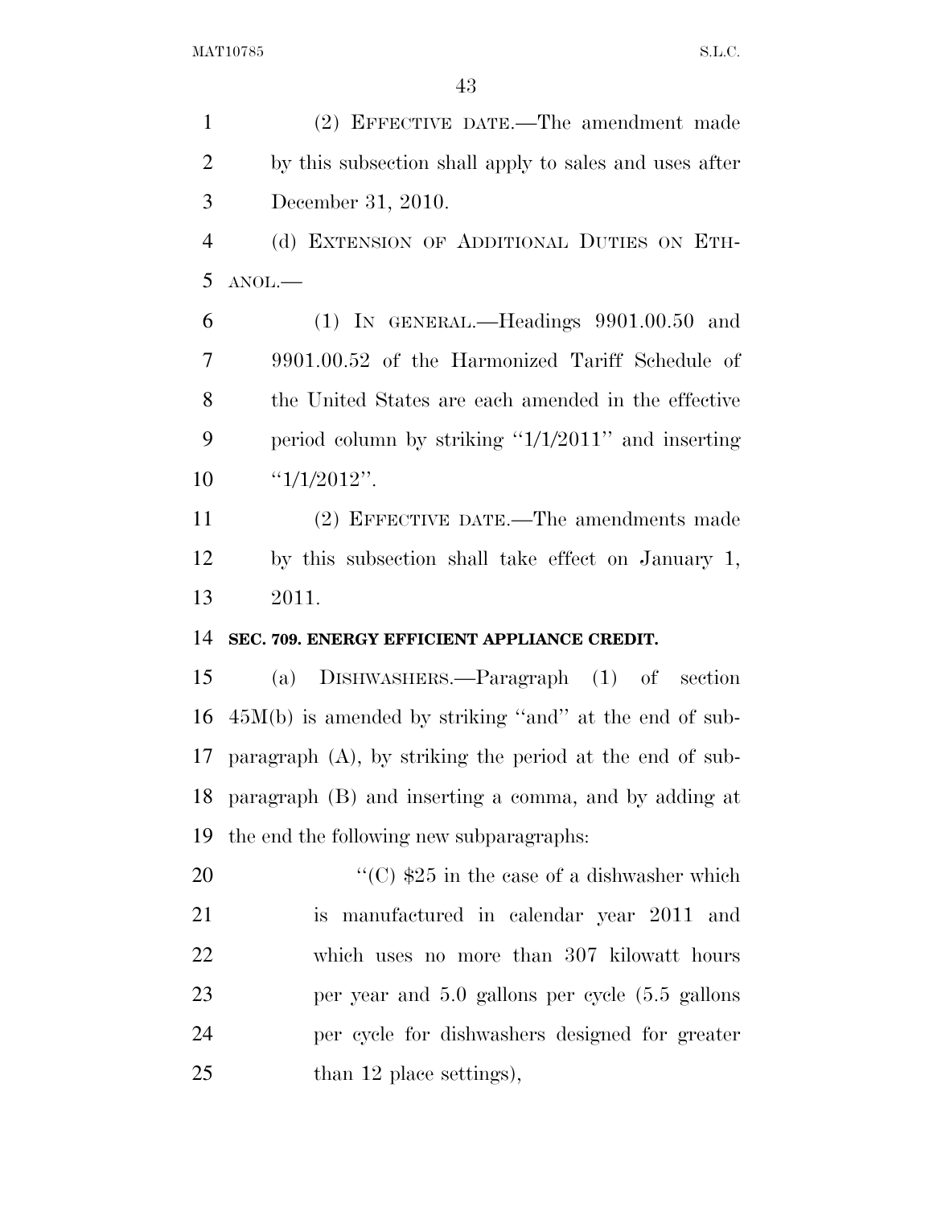(2) EFFECTIVE DATE.—The amendment made by this subsection shall apply to sales and uses after December 31, 2010.

(d) EXTENSION OF ADDITIONAL DUTIES ON ETHANOL.—

(1) IN GENERAL.—Headings 9901.00.50 and 9901.00.52 of the Harmonized Tariff Schedule of the United States are each amended in the effective period column by striking "1/1/2011" and inserting "1/1/2012".

(2) EFFECTIVE DATE.—The amendments made by this subsection shall take effect on January 1, 2011.

**SEC. 709. ENERGY EFFICIENT APPLIANCE CREDIT.**

(a) DISHWASHERS.—Paragraph (1) of section 45M(b) is amended by striking "and" at the end of subparagraph (A), by striking the period at the end of subparagraph (B) and inserting a comma, and by adding at the end the following new subparagraphs:

"(C) $25 in the case of a dishwasher which is manufactured in calendar year 2011 and which uses no more than 307 kilowatt hours per year and 5.0 gallons per cycle (5.5 gallons per cycle for dishwashers designed for greater than 12 place settings),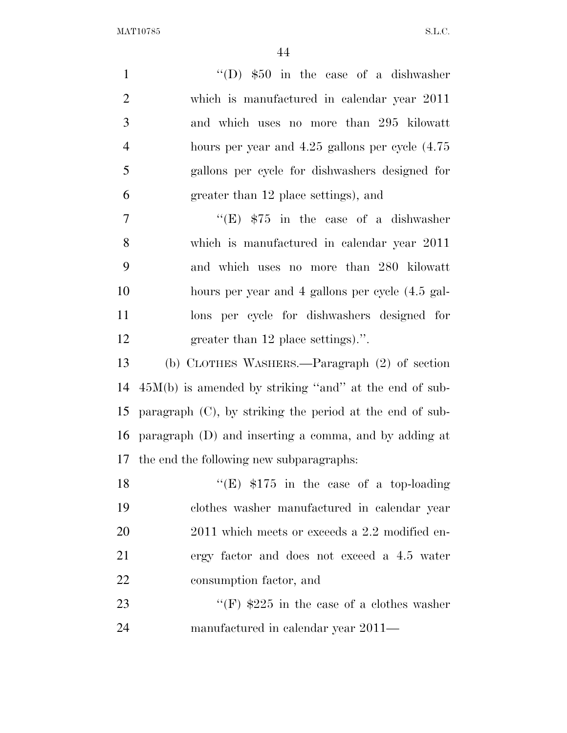"(D) $50 in the case of a dishwasher which is manufactured in calendar year 2011 and which uses no more than 295 kilowatt hours per year and 4.25 gallons per cycle (4.75 gallons per cycle for dishwashers designed for greater than 12 place settings), and

"(E) $75 in the case of a dishwasher which is manufactured in calendar year 2011 and which uses no more than 280 kilowatt hours per year and 4 gallons per cycle (4.5 gallons per cycle for dishwashers designed for greater than 12 place settings).".

(b) CLOTHES WASHERS.—Paragraph (2) of section 45M(b) is amended by striking "and" at the end of subparagraph (C), by striking the period at the end of subparagraph (D) and inserting a comma, and by adding at the end the following new subparagraphs:

"(E) $175 in the case of a top-loading clothes washer manufactured in calendar year 2011 which meets or exceeds a 2.2 modified energy factor and does not exceed a 4.5 water consumption factor, and

"(F) $225 in the case of a clothes washer manufactured in calendar year 2011—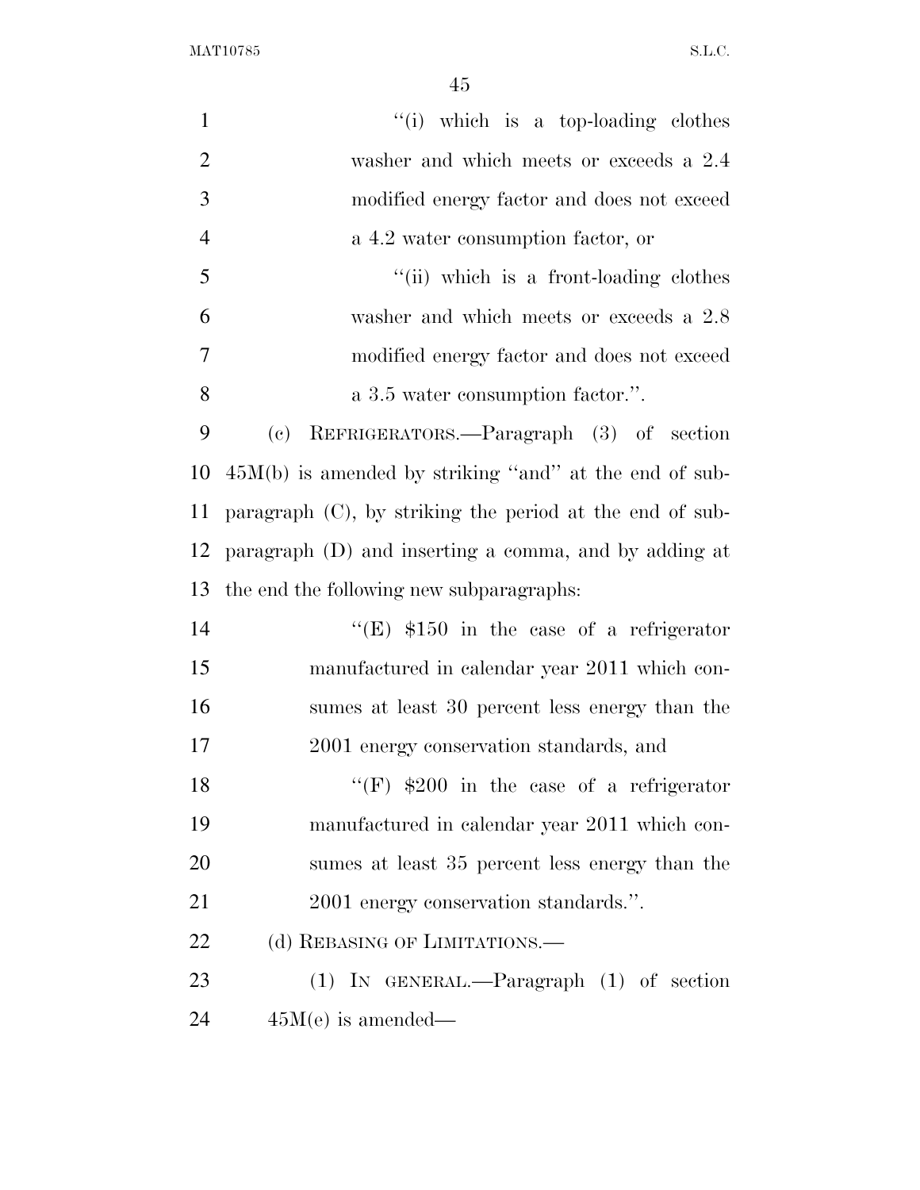"(i) which is a top-loading clothes washer and which meets or exceeds a 2.4 modified energy factor and does not exceed a 4.2 water consumption factor, or

"(ii) which is a front-loading clothes washer and which meets or exceeds a 2.8 modified energy factor and does not exceed a 3.5 water consumption factor.".

(c) REFRIGERATORS.—Paragraph (3) of section 45M(b) is amended by striking "and" at the end of subparagraph (C), by striking the period at the end of subparagraph (D) and inserting a comma, and by adding at the end the following new subparagraphs:

"(E) $150 in the case of a refrigerator manufactured in calendar year 2011 which consumes at least 30 percent less energy than the 2001 energy conservation standards, and

"(F) $200 in the case of a refrigerator manufactured in calendar year 2011 which consumes at least 35 percent less energy than the 2001 energy conservation standards.".

(d) REBASING OF LIMITATIONS.—

(1) IN GENERAL.—Paragraph (1) of section 45M(e) is amended—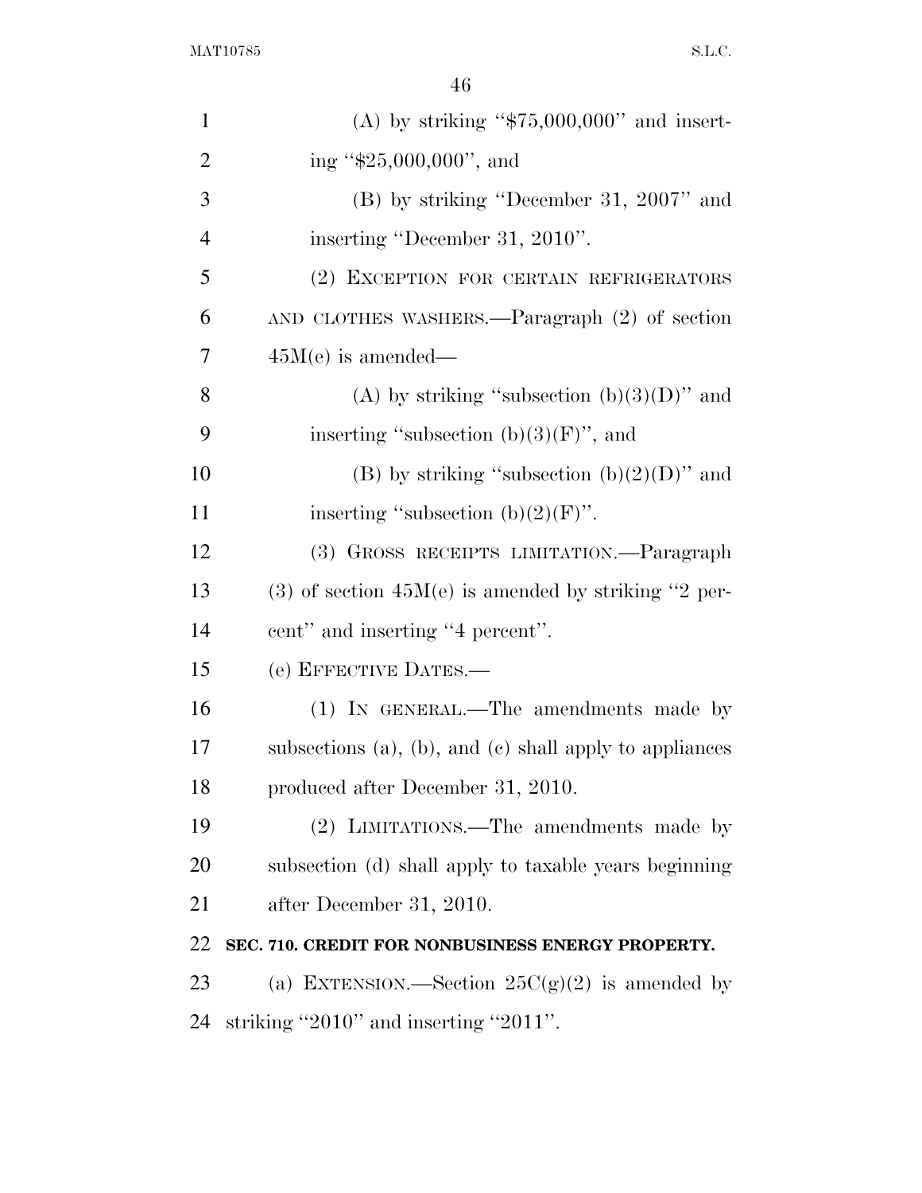(A) by striking "$75,000,000" and inserting "$25,000,000", and

(B) by striking "December 31, 2007" and inserting "December 31, 2010".

(2) EXCEPTION FOR CERTAIN REFRIGERATORS AND CLOTHES WASHERS.—Paragraph (2) of section 45M(e) is amended—

(A) by striking "subsection (b)(3)(D)" and inserting "subsection (b)(3)(F)", and

(B) by striking "subsection (b)(2)(D)" and inserting "subsection (b)(2)(F)".

(3) GROSS RECEIPTS LIMITATION.—Paragraph (3) of section 45M(e) is amended by striking "2 percent" and inserting "4 percent".

(e) EFFECTIVE DATES.—

(1) IN GENERAL.—The amendments made by subsections (a), (b), and (c) shall apply to appliances produced after December 31, 2010.

(2) LIMITATIONS.—The amendments made by subsection (d) shall apply to taxable years beginning after December 31, 2010.

**SEC. 710. CREDIT FOR NONBUSINESS ENERGY PROPERTY.**

(a) EXTENSION.—Section 25C(g)(2) is amended by striking "2010" and inserting "2011".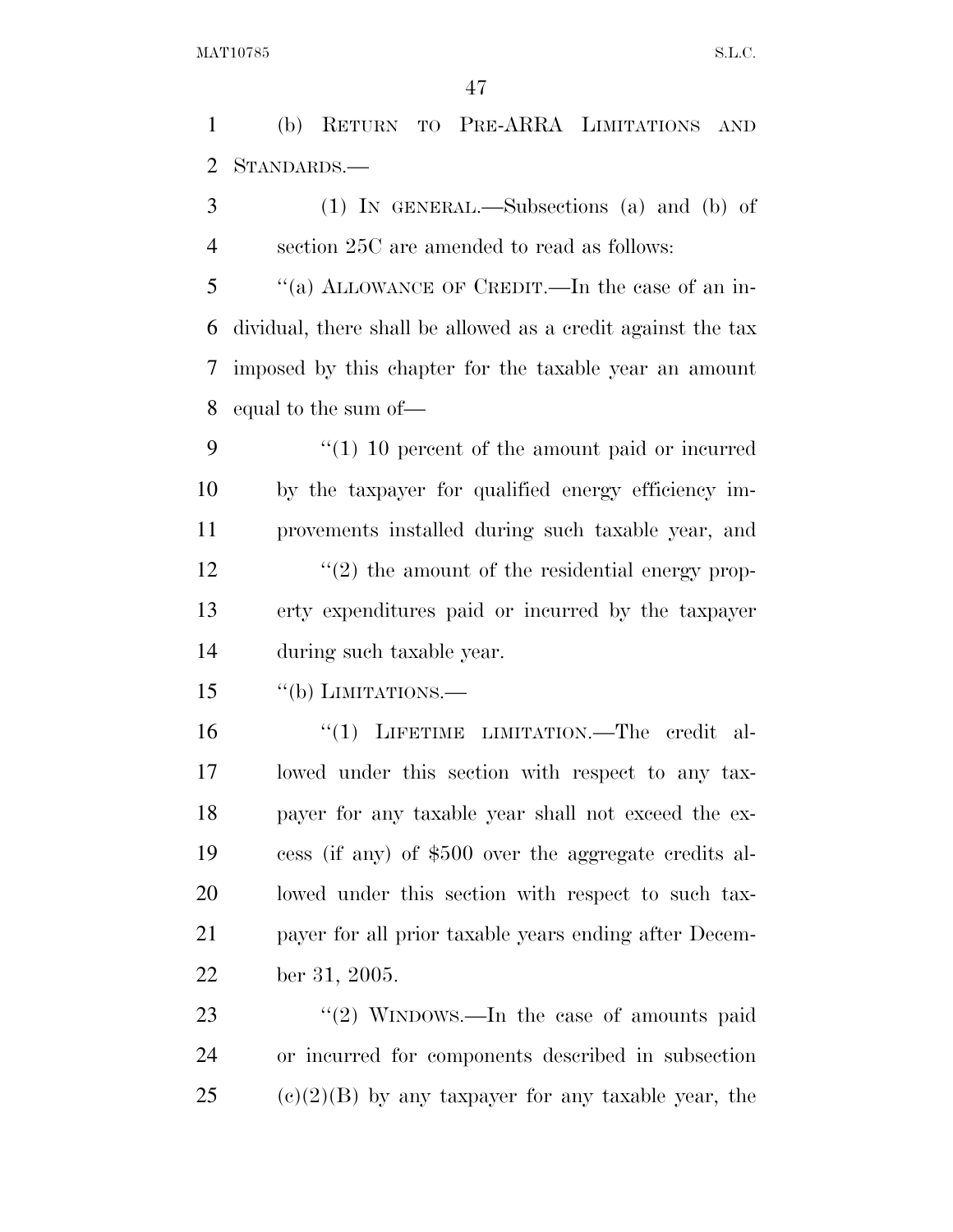(b) RETURN TO PRE-ARRA LIMITATIONS AND STANDARDS.—

(1) IN GENERAL.—Subsections (a) and (b) of section 25C are amended to read as follows:

"(a) ALLOWANCE OF CREDIT.—In the case of an individual, there shall be allowed as a credit against the tax imposed by this chapter for the taxable year an amount equal to the sum of—

"(1) 10 percent of the amount paid or incurred by the taxpayer for qualified energy efficiency improvements installed during such taxable year, and

"(2) the amount of the residential energy property expenditures paid or incurred by the taxpayer during such taxable year.

"(b) LIMITATIONS.—

"(1) LIFETIME LIMITATION.—The credit allowed under this section with respect to any taxpayer for any taxable year shall not exceed the excess (if any) of $500 over the aggregate credits allowed under this section with respect to such taxpayer for all prior taxable years ending after December 31, 2005.

"(2) WINDOWS.—In the case of amounts paid or incurred for components described in subsection (c)(2)(B) by any taxpayer for any taxable year, the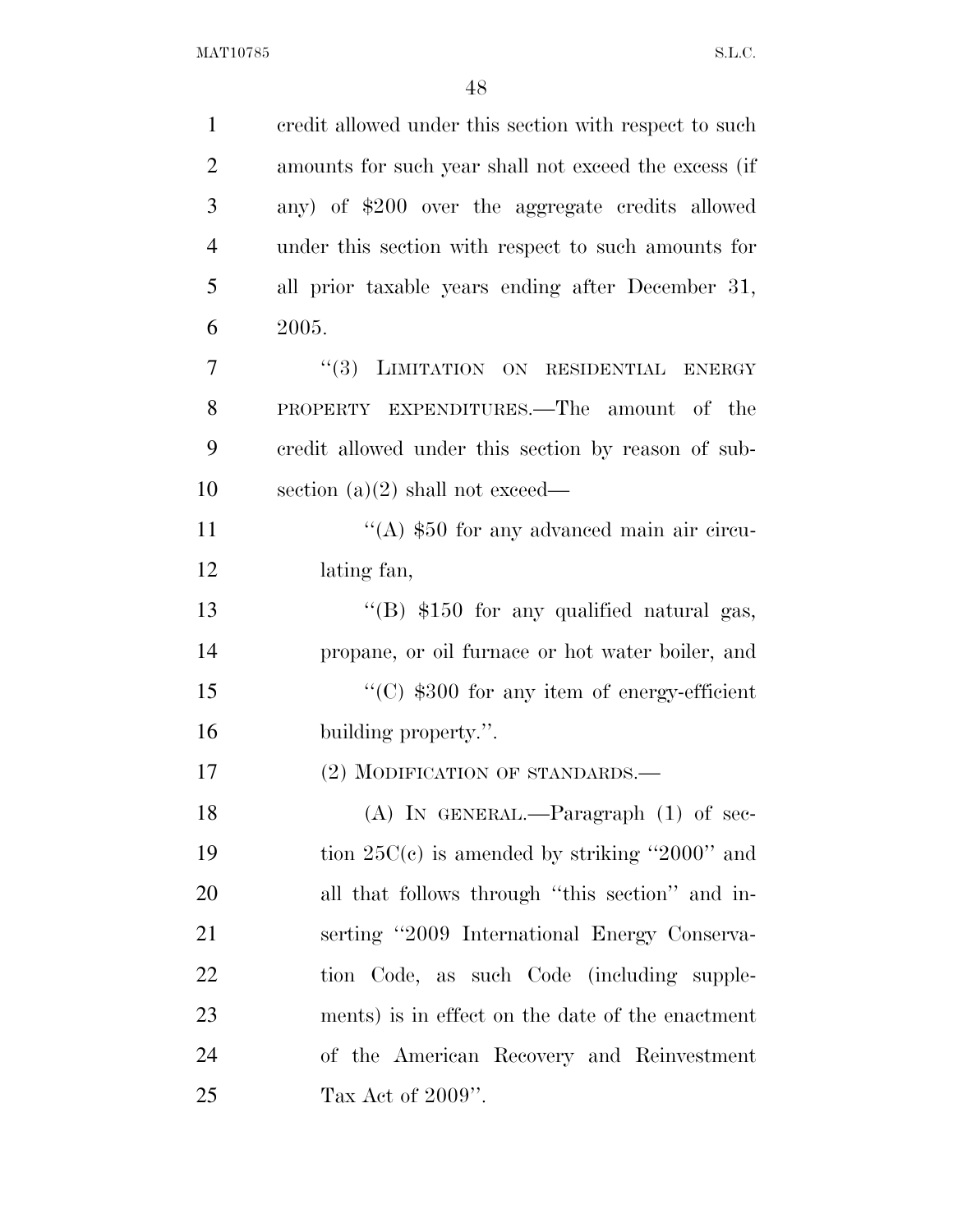credit allowed under this section with respect to such amounts for such year shall not exceed the excess (if any) of $200 over the aggregate credits allowed under this section with respect to such amounts for all prior taxable years ending after December 31, 2005.

"(3) LIMITATION ON RESIDENTIAL ENERGY PROPERTY EXPENDITURES.—The amount of the credit allowed under this section by reason of subsection (a)(2) shall not exceed—

"(A) $50 for any advanced main air circulating fan,

"(B) $150 for any qualified natural gas, propane, or oil furnace or hot water boiler, and

"(C) $300 for any item of energy-efficient building property.".

(2) MODIFICATION OF STANDARDS.—

(A) IN GENERAL.—Paragraph (1) of section 25C(c) is amended by striking "2000" and all that follows through "this section" and inserting "2009 International Energy Conservation Code, as such Code (including supplements) is in effect on the date of the enactment of the American Recovery and Reinvestment Tax Act of 2009".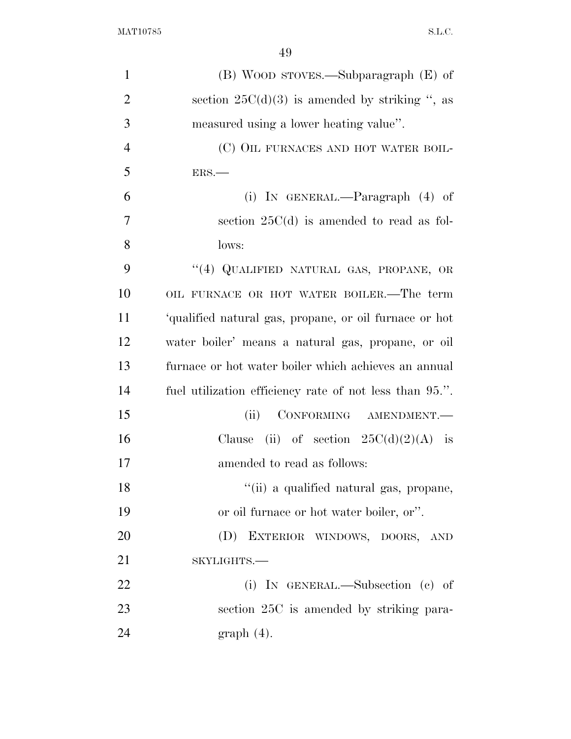(B) WOOD STOVES.—Subparagraph (E) of section 25C(d)(3) is amended by striking ", as measured using a lower heating value".

(C) OIL FURNACES AND HOT WATER BOILERS.—

(i) IN GENERAL.—Paragraph (4) of section 25C(d) is amended to read as follows:

"(4) QUALIFIED NATURAL GAS, PROPANE, OR OIL FURNACE OR HOT WATER BOILER.—The term 'qualified natural gas, propane, or oil furnace or hot water boiler' means a natural gas, propane, or oil furnace or hot water boiler which achieves an annual fuel utilization efficiency rate of not less than 95.".

(ii) CONFORMING AMENDMENT.—Clause (ii) of section 25C(d)(2)(A) is amended to read as follows:

"(ii) a qualified natural gas, propane, or oil furnace or hot water boiler, or".

(D) EXTERIOR WINDOWS, DOORS, AND SKYLIGHTS.—

(i) IN GENERAL.—Subsection (c) of section 25C is amended by striking paragraph (4).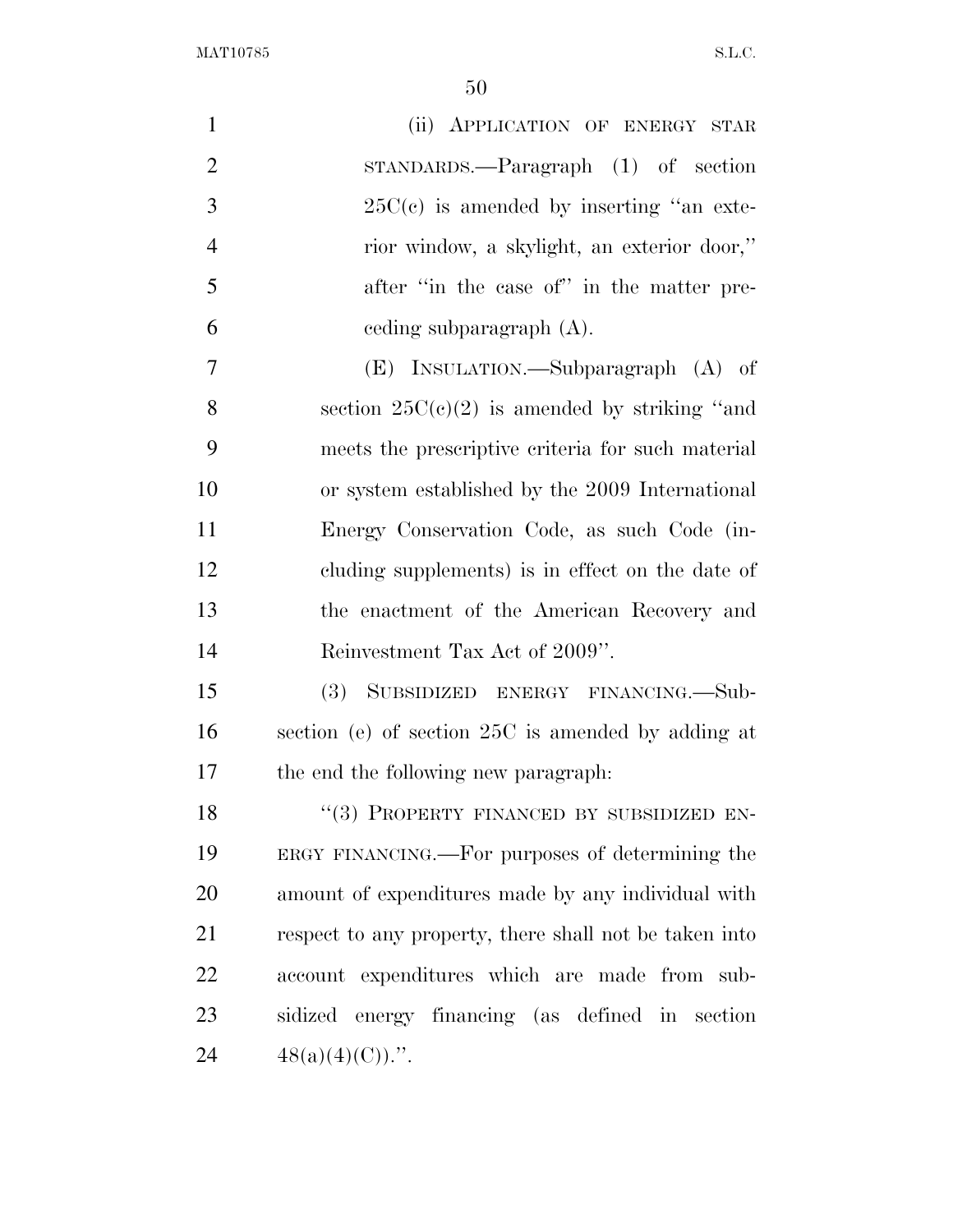(ii) APPLICATION OF ENERGY STAR STANDARDS.—Paragraph (1) of section 25C(c) is amended by inserting ''an exterior window, a skylight, an exterior door,'' after ''in the case of'' in the matter preceding subparagraph (A).

(E) INSULATION.—Subparagraph (A) of section 25C(c)(2) is amended by striking ''and meets the prescriptive criteria for such material or system established by the 2009 International Energy Conservation Code, as such Code (including supplements) is in effect on the date of the enactment of the American Recovery and Reinvestment Tax Act of 2009''.

(3) SUBSIDIZED ENERGY FINANCING.—Subsection (e) of section 25C is amended by adding at the end the following new paragraph:

''(3) PROPERTY FINANCED BY SUBSIDIZED ENERGY FINANCING.—For purposes of determining the amount of expenditures made by any individual with respect to any property, there shall not be taken into account expenditures which are made from subsidized energy financing (as defined in section 48(a)(4)(C)).''.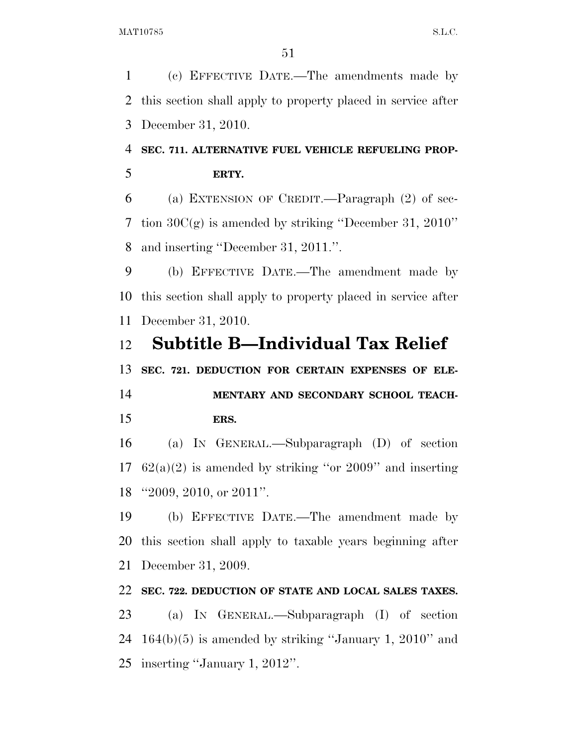(c) EFFECTIVE DATE.—The amendments made by this section shall apply to property placed in service after December 31, 2010.

**SEC. 711. ALTERNATIVE FUEL VEHICLE REFUELING PROPERTY.**

(a) EXTENSION OF CREDIT.—Paragraph (2) of section 30C(g) is amended by striking ''December 31, 2010'' and inserting ''December 31, 2011.''.

(b) EFFECTIVE DATE.—The amendment made by this section shall apply to property placed in service after December 31, 2010.

## Subtitle B—Individual Tax Relief

**SEC. 721. DEDUCTION FOR CERTAIN EXPENSES OF ELEMENTARY AND SECONDARY SCHOOL TEACHERS.**

(a) IN GENERAL.—Subparagraph (D) of section 62(a)(2) is amended by striking ''or 2009'' and inserting ''2009, 2010, or 2011''.

(b) EFFECTIVE DATE.—The amendment made by this section shall apply to taxable years beginning after December 31, 2009.

**SEC. 722. DEDUCTION OF STATE AND LOCAL SALES TAXES.**

(a) IN GENERAL.—Subparagraph (I) of section 164(b)(5) is amended by striking ''January 1, 2010'' and inserting ''January 1, 2012''.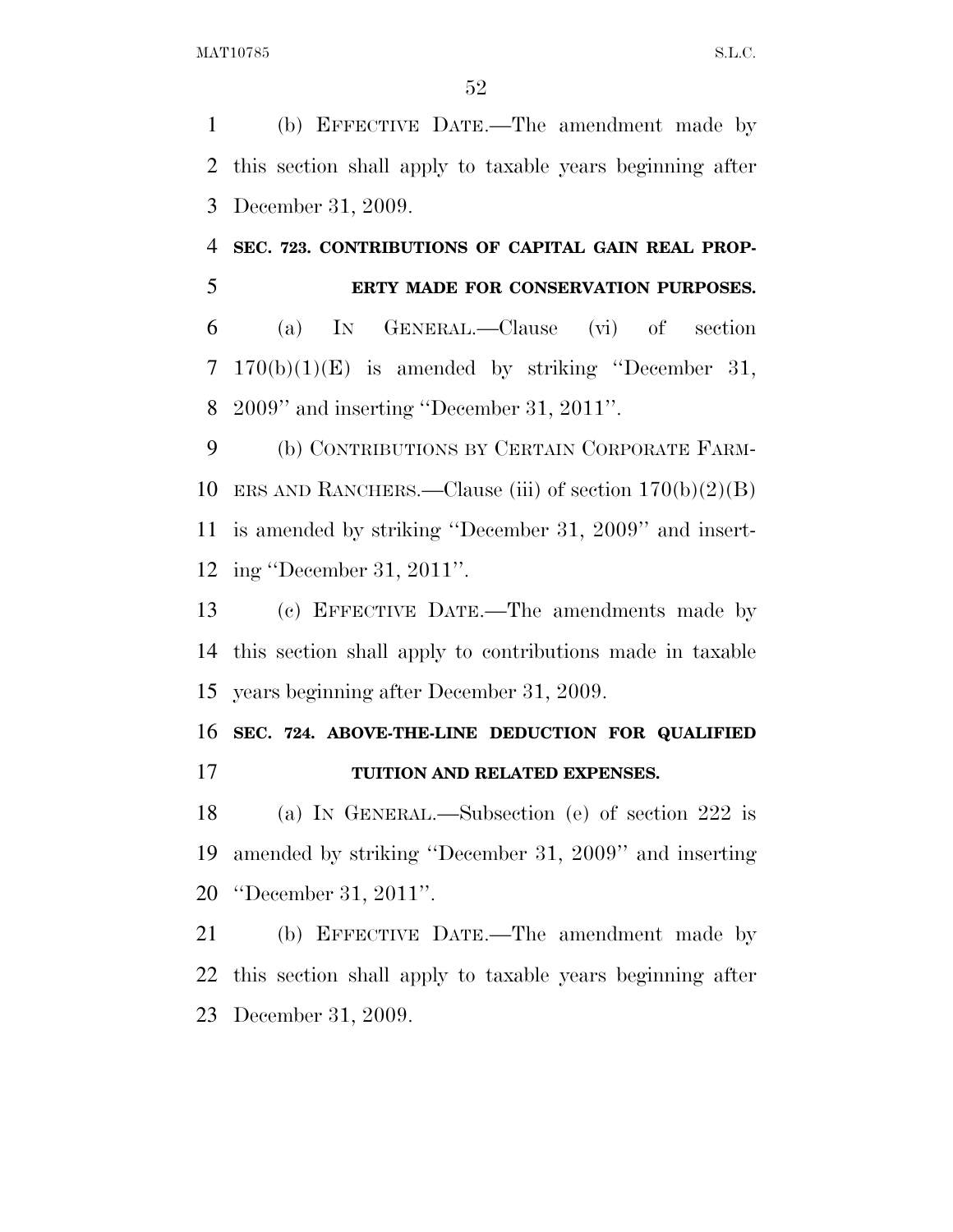(b) EFFECTIVE DATE.—The amendment made by this section shall apply to taxable years beginning after December 31, 2009.

**SEC. 723. CONTRIBUTIONS OF CAPITAL GAIN REAL PROPERTY MADE FOR CONSERVATION PURPOSES.**

(a) IN GENERAL.—Clause (vi) of section 170(b)(1)(E) is amended by striking ''December 31, 2009'' and inserting ''December 31, 2011''.

(b) CONTRIBUTIONS BY CERTAIN CORPORATE FARMERS AND RANCHERS.—Clause (iii) of section 170(b)(2)(B) is amended by striking ''December 31, 2009'' and inserting ''December 31, 2011''.

(c) EFFECTIVE DATE.—The amendments made by this section shall apply to contributions made in taxable years beginning after December 31, 2009.

**SEC. 724. ABOVE-THE-LINE DEDUCTION FOR QUALIFIED TUITION AND RELATED EXPENSES.**

(a) IN GENERAL.—Subsection (e) of section 222 is amended by striking ''December 31, 2009'' and inserting ''December 31, 2011''.

(b) EFFECTIVE DATE.—The amendment made by this section shall apply to taxable years beginning after December 31, 2009.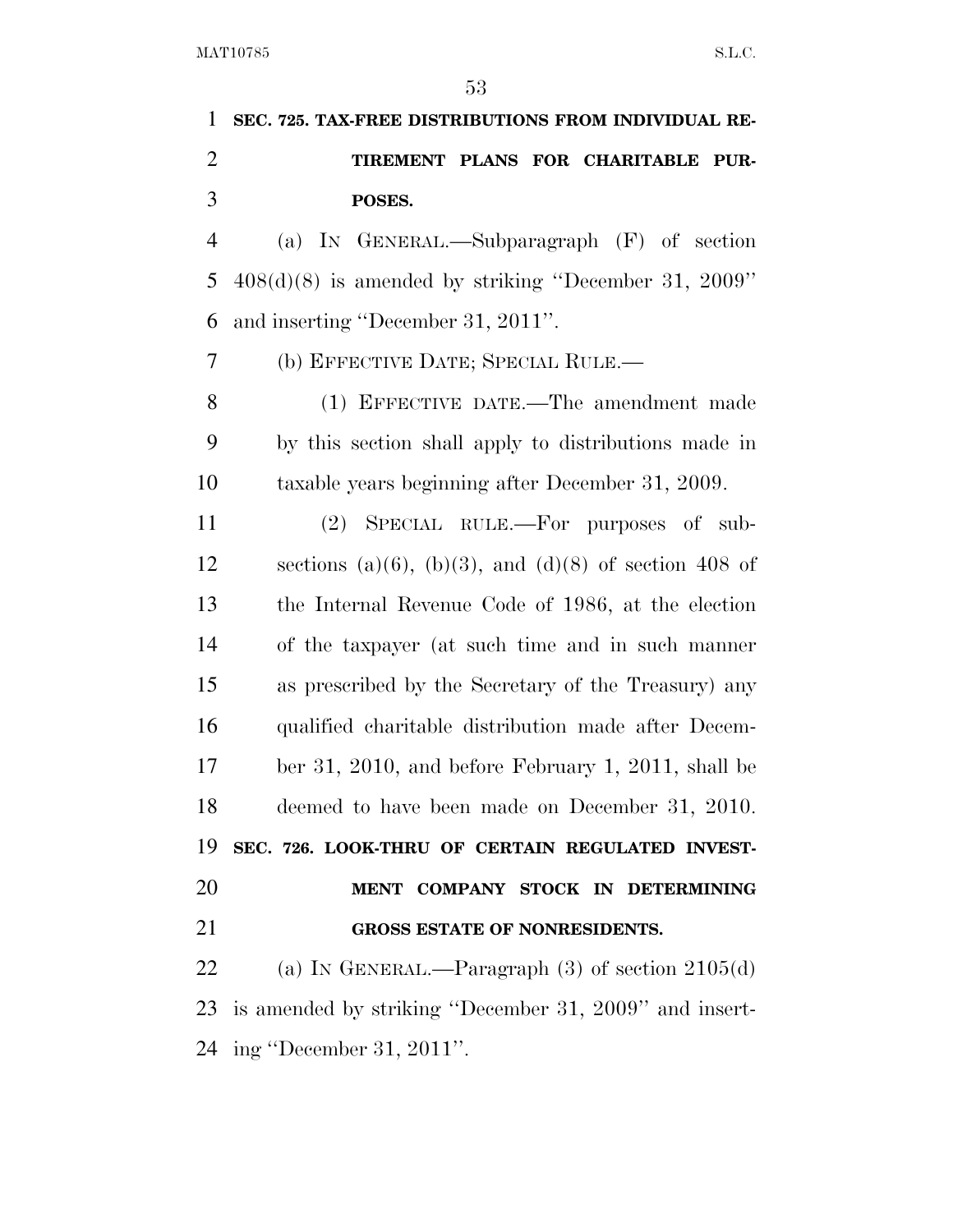**SEC. 725. TAX-FREE DISTRIBUTIONS FROM INDIVIDUAL RETIREMENT PLANS FOR CHARITABLE PURPOSES.**

(a) IN GENERAL.—Subparagraph (F) of section 408(d)(8) is amended by striking ''December 31, 2009'' and inserting ''December 31, 2011''.

(b) EFFECTIVE DATE; SPECIAL RULE.—

(1) EFFECTIVE DATE.—The amendment made by this section shall apply to distributions made in taxable years beginning after December 31, 2009.

(2) SPECIAL RULE.—For purposes of subsections (a)(6), (b)(3), and (d)(8) of section 408 of the Internal Revenue Code of 1986, at the election of the taxpayer (at such time and in such manner as prescribed by the Secretary of the Treasury) any qualified charitable distribution made after December 31, 2010, and before February 1, 2011, shall be deemed to have been made on December 31, 2010.

**SEC. 726. LOOK-THRU OF CERTAIN REGULATED INVESTMENT COMPANY STOCK IN DETERMINING GROSS ESTATE OF NONRESIDENTS.**

(a) IN GENERAL.—Paragraph (3) of section 2105(d) is amended by striking ''December 31, 2009'' and inserting ''December 31, 2011''.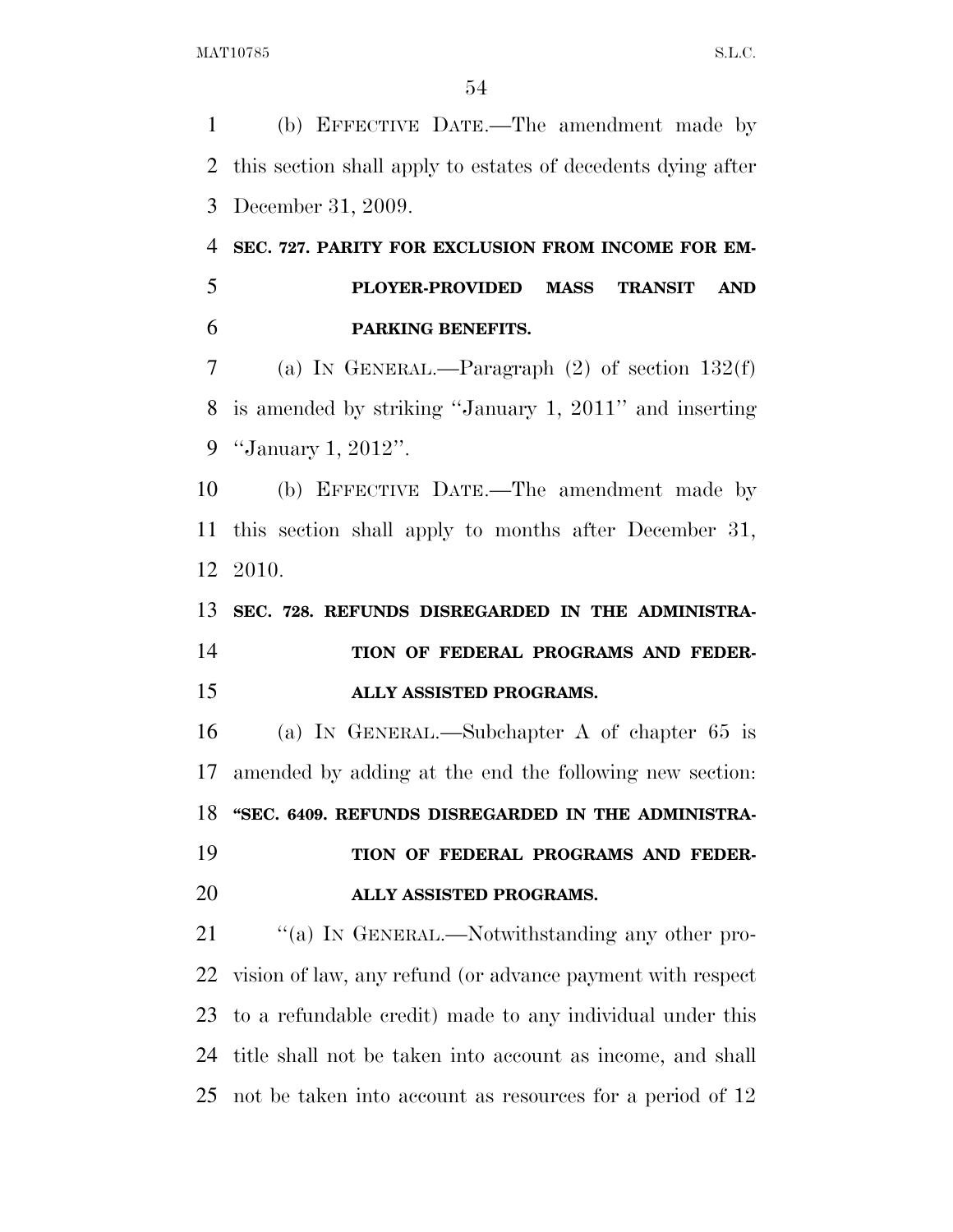(b) EFFECTIVE DATE.—The amendment made by this section shall apply to estates of decedents dying after December 31, 2009.

**SEC. 727. PARITY FOR EXCLUSION FROM INCOME FOR EMPLOYER-PROVIDED MASS TRANSIT AND PARKING BENEFITS.**

(a) IN GENERAL.—Paragraph (2) of section 132(f) is amended by striking ''January 1, 2011'' and inserting ''January 1, 2012''.

(b) EFFECTIVE DATE.—The amendment made by this section shall apply to months after December 31, 2010.

**SEC. 728. REFUNDS DISREGARDED IN THE ADMINISTRATION OF FEDERAL PROGRAMS AND FEDERALLY ASSISTED PROGRAMS.**

(a) IN GENERAL.—Subchapter A of chapter 65 is amended by adding at the end the following new section:

**''SEC. 6409. REFUNDS DISREGARDED IN THE ADMINISTRATION OF FEDERAL PROGRAMS AND FEDERALLY ASSISTED PROGRAMS.**

''(a) IN GENERAL.—Notwithstanding any other provision of law, any refund (or advance payment with respect to a refundable credit) made to any individual under this title shall not be taken into account as income, and shall not be taken into account as resources for a period of 12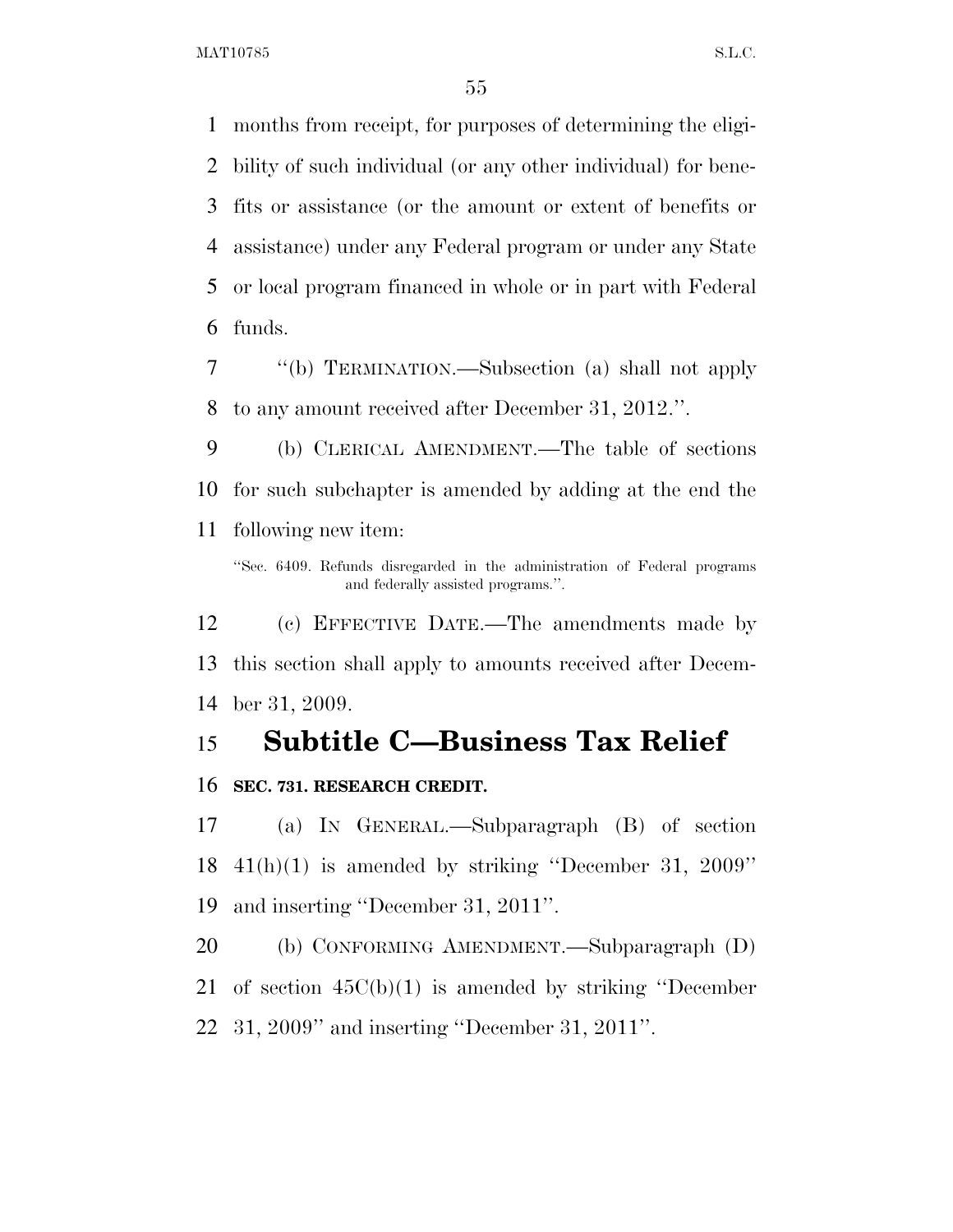months from receipt, for purposes of determining the eligibility of such individual (or any other individual) for benefits or assistance (or the amount or extent of benefits or assistance) under any Federal program or under any State or local program financed in whole or in part with Federal funds.

"(b) TERMINATION.—Subsection (a) shall not apply to any amount received after December 31, 2012.".

(b) CLERICAL AMENDMENT.—The table of sections for such subchapter is amended by adding at the end the following new item:

"Sec. 6409. Refunds disregarded in the administration of Federal programs and federally assisted programs.".

(c) EFFECTIVE DATE.—The amendments made by this section shall apply to amounts received after December 31, 2009.

## Subtitle C—Business Tax Relief

### SEC. 731. RESEARCH CREDIT.

(a) IN GENERAL.—Subparagraph (B) of section 41(h)(1) is amended by striking "December 31, 2009" and inserting "December 31, 2011".

(b) CONFORMING AMENDMENT.—Subparagraph (D) of section 45C(b)(1) is amended by striking "December 31, 2009" and inserting "December 31, 2011".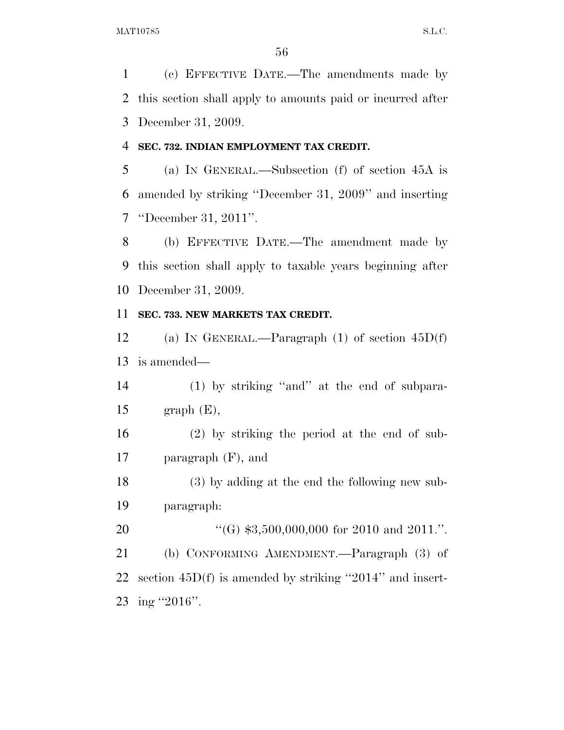(c) EFFECTIVE DATE.—The amendments made by this section shall apply to amounts paid or incurred after December 31, 2009.

**SEC. 732. INDIAN EMPLOYMENT TAX CREDIT.**

(a) IN GENERAL.—Subsection (f) of section 45A is amended by striking ''December 31, 2009'' and inserting ''December 31, 2011''.

(b) EFFECTIVE DATE.—The amendment made by this section shall apply to taxable years beginning after December 31, 2009.

**SEC. 733. NEW MARKETS TAX CREDIT.**

(a) IN GENERAL.—Paragraph (1) of section 45D(f) is amended—

(1) by striking ''and'' at the end of subparagraph (E),

(2) by striking the period at the end of subparagraph (F), and

(3) by adding at the end the following new subparagraph:

''(G) $3,500,000,000 for 2010 and 2011.''.

(b) CONFORMING AMENDMENT.—Paragraph (3) of section 45D(f) is amended by striking ''2014'' and inserting ''2016''.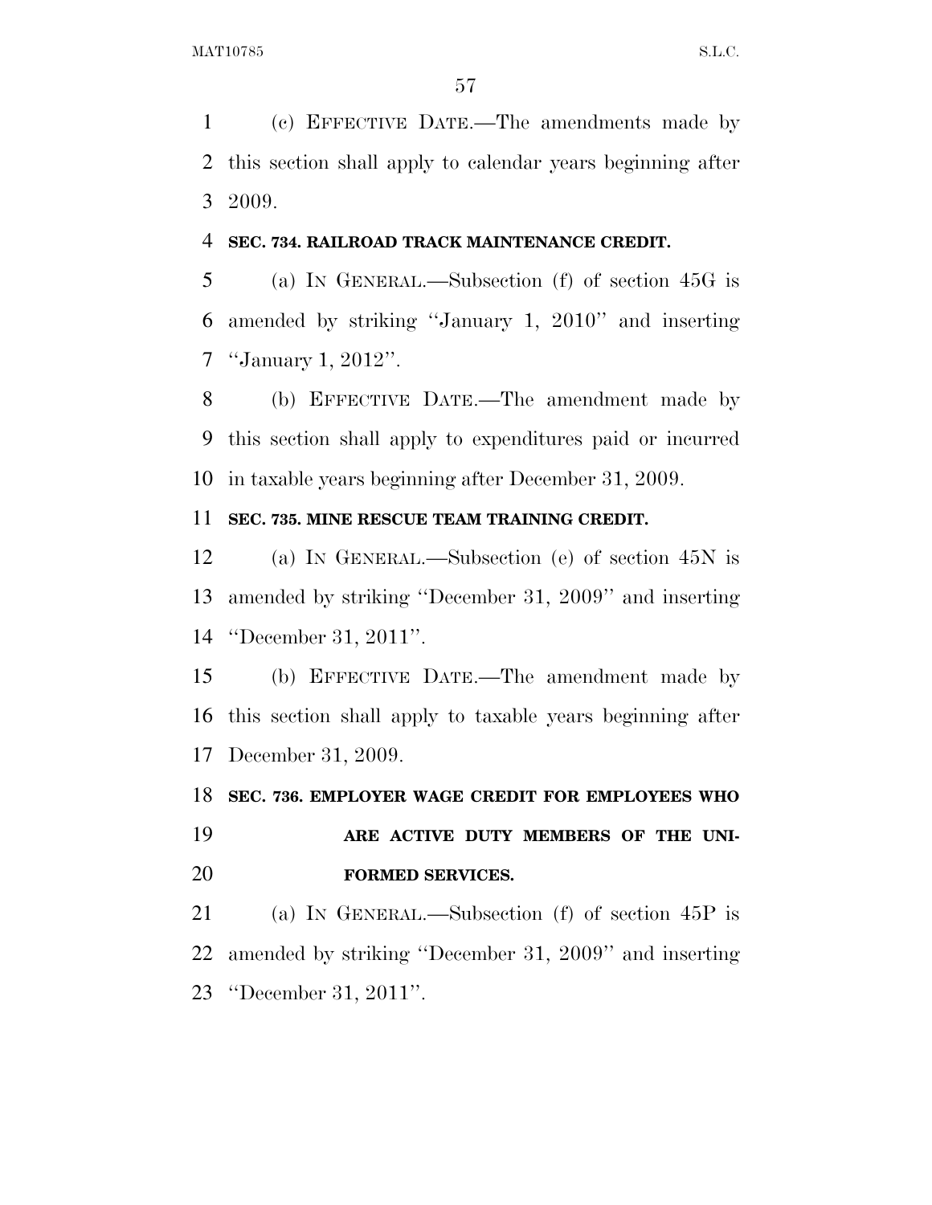(c) EFFECTIVE DATE.—The amendments made by this section shall apply to calendar years beginning after 2009.

**SEC. 734. RAILROAD TRACK MAINTENANCE CREDIT.**

(a) IN GENERAL.—Subsection (f) of section 45G is amended by striking ''January 1, 2010'' and inserting ''January 1, 2012''.

(b) EFFECTIVE DATE.—The amendment made by this section shall apply to expenditures paid or incurred in taxable years beginning after December 31, 2009.

**SEC. 735. MINE RESCUE TEAM TRAINING CREDIT.**

(a) IN GENERAL.—Subsection (e) of section 45N is amended by striking ''December 31, 2009'' and inserting ''December 31, 2011''.

(b) EFFECTIVE DATE.—The amendment made by this section shall apply to taxable years beginning after December 31, 2009.

**SEC. 736. EMPLOYER WAGE CREDIT FOR EMPLOYEES WHO ARE ACTIVE DUTY MEMBERS OF THE UNIFORMED SERVICES.**

(a) IN GENERAL.—Subsection (f) of section 45P is amended by striking ''December 31, 2009'' and inserting ''December 31, 2011''.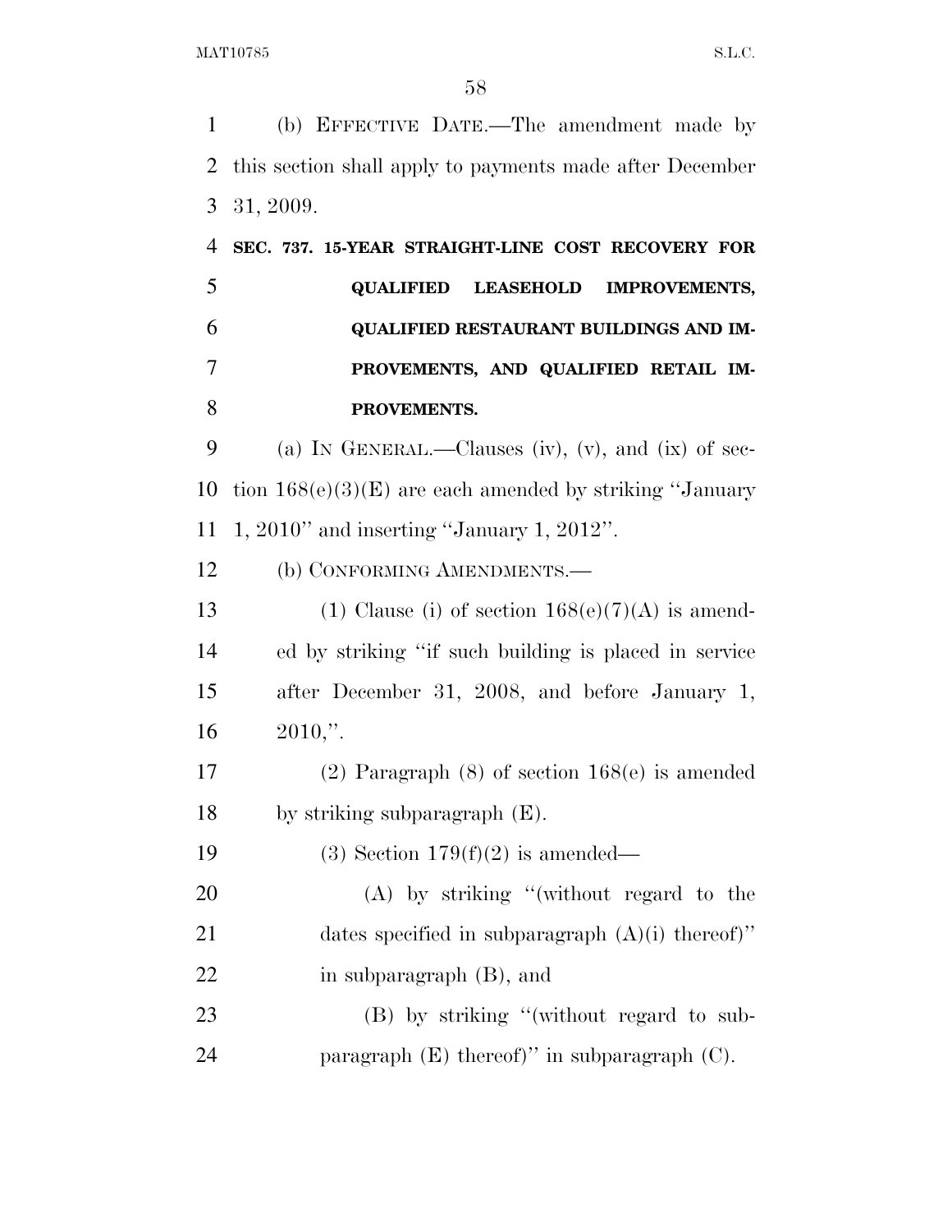(b) EFFECTIVE DATE.—The amendment made by this section shall apply to payments made after December 31, 2009.

**SEC. 737. 15-YEAR STRAIGHT-LINE COST RECOVERY FOR QUALIFIED LEASEHOLD IMPROVEMENTS, QUALIFIED RESTAURANT BUILDINGS AND IMPROVEMENTS, AND QUALIFIED RETAIL IMPROVEMENTS.**

(a) IN GENERAL.—Clauses (iv), (v), and (ix) of section 168(e)(3)(E) are each amended by striking "January 1, 2010" and inserting "January 1, 2012".

(b) CONFORMING AMENDMENTS.—

(1) Clause (i) of section 168(e)(7)(A) is amended by striking "if such building is placed in service after December 31, 2008, and before January 1, 2010,".

(2) Paragraph (8) of section 168(e) is amended by striking subparagraph (E).

(3) Section 179(f)(2) is amended—

(A) by striking "(without regard to the dates specified in subparagraph (A)(i) thereof)" in subparagraph (B), and

(B) by striking "(without regard to subparagraph (E) thereof)" in subparagraph (C).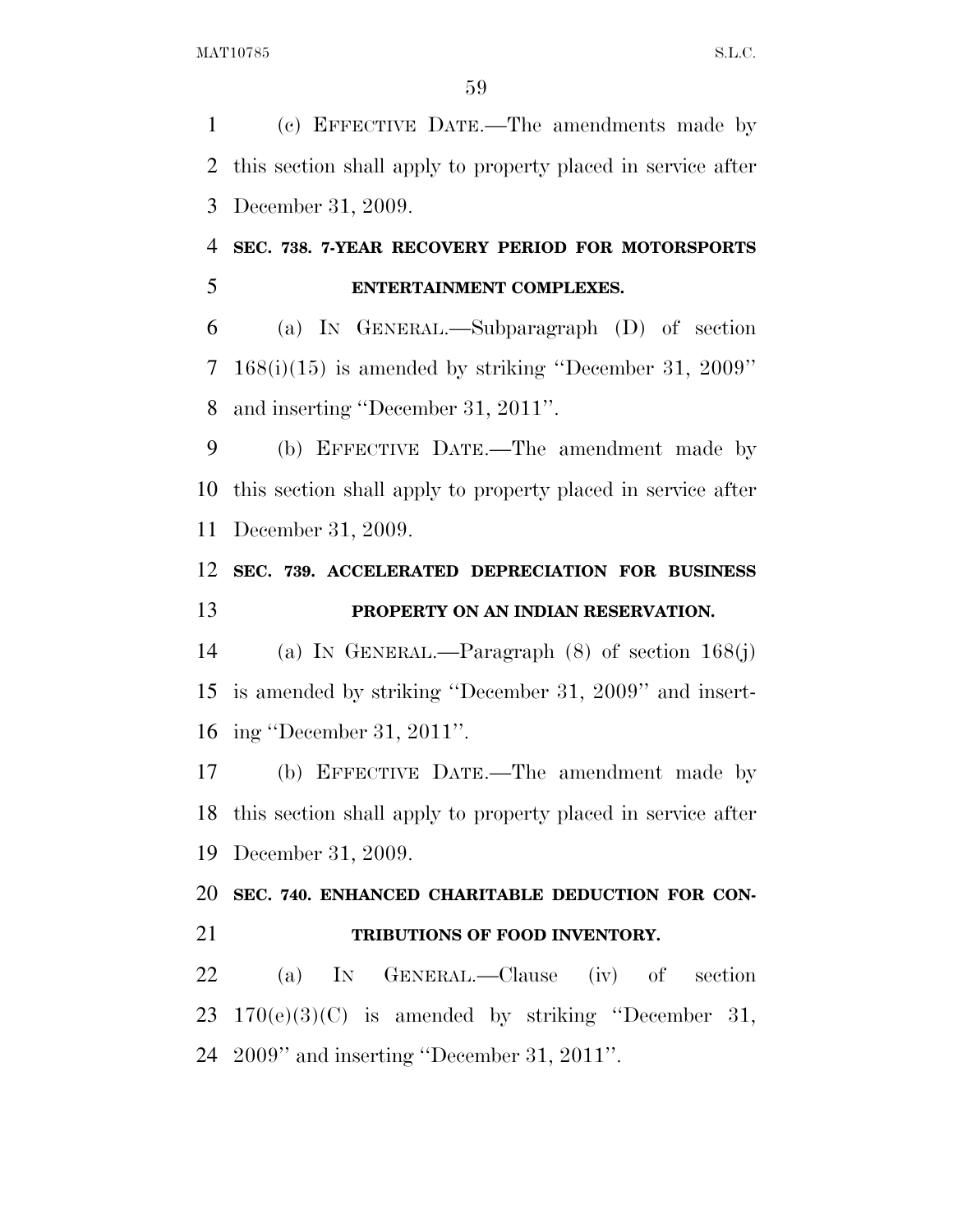(c) EFFECTIVE DATE.—The amendments made by this section shall apply to property placed in service after December 31, 2009.

**SEC. 738. 7-YEAR RECOVERY PERIOD FOR MOTORSPORTS ENTERTAINMENT COMPLEXES.**

(a) IN GENERAL.—Subparagraph (D) of section 168(i)(15) is amended by striking ''December 31, 2009'' and inserting ''December 31, 2011''.

(b) EFFECTIVE DATE.—The amendment made by this section shall apply to property placed in service after December 31, 2009.

**SEC. 739. ACCELERATED DEPRECIATION FOR BUSINESS PROPERTY ON AN INDIAN RESERVATION.**

(a) IN GENERAL.—Paragraph (8) of section 168(j) is amended by striking ''December 31, 2009'' and inserting ''December 31, 2011''.

(b) EFFECTIVE DATE.—The amendment made by this section shall apply to property placed in service after December 31, 2009.

**SEC. 740. ENHANCED CHARITABLE DEDUCTION FOR CONTRIBUTIONS OF FOOD INVENTORY.**

(a) IN GENERAL.—Clause (iv) of section 170(e)(3)(C) is amended by striking ''December 31, 2009'' and inserting ''December 31, 2011''.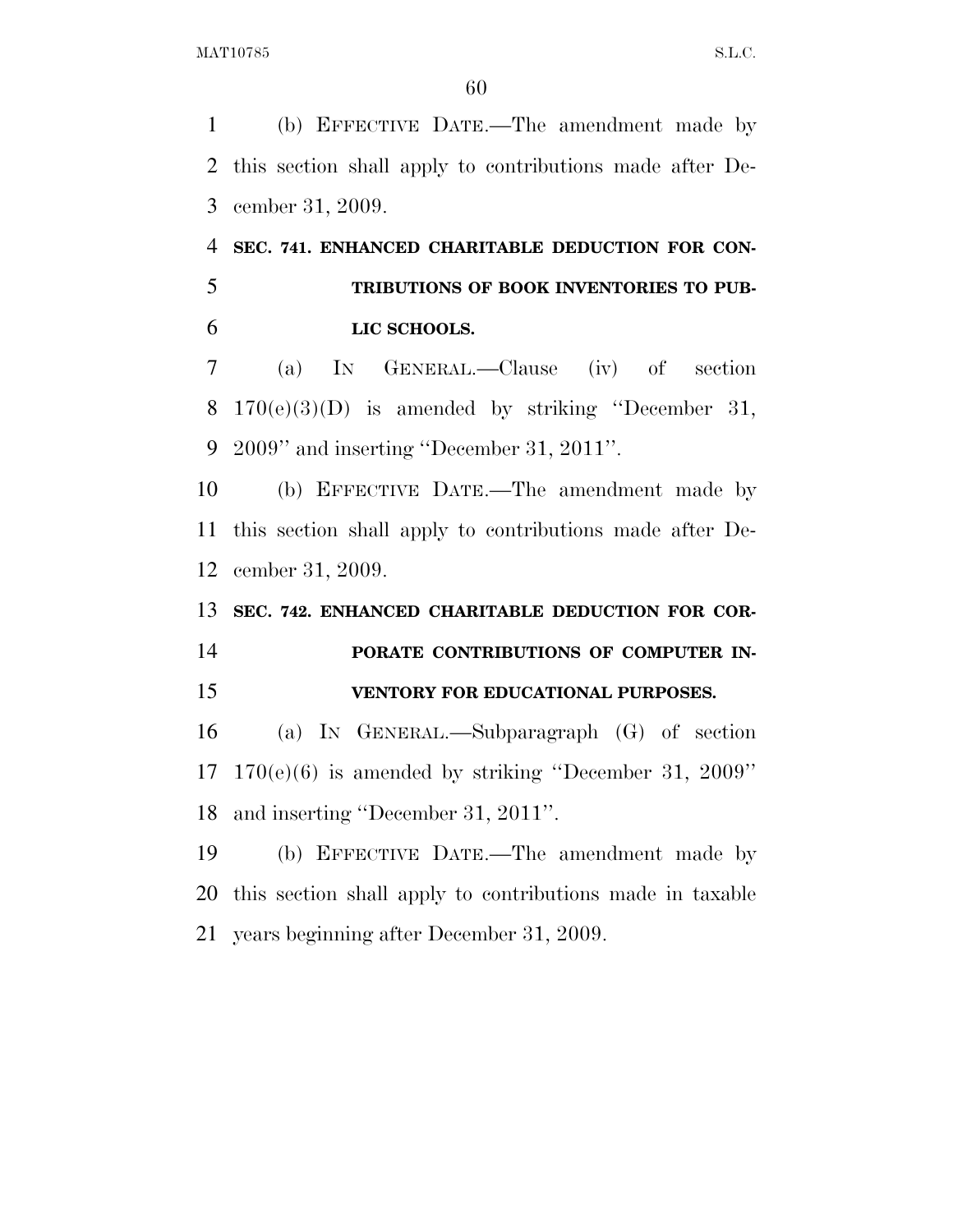(b) EFFECTIVE DATE.—The amendment made by this section shall apply to contributions made after December 31, 2009.

**SEC. 741. ENHANCED CHARITABLE DEDUCTION FOR CONTRIBUTIONS OF BOOK INVENTORIES TO PUBLIC SCHOOLS.**

(a) IN GENERAL.—Clause (iv) of section 170(e)(3)(D) is amended by striking ''December 31, 2009'' and inserting ''December 31, 2011''.

(b) EFFECTIVE DATE.—The amendment made by this section shall apply to contributions made after December 31, 2009.

**SEC. 742. ENHANCED CHARITABLE DEDUCTION FOR CORPORATE CONTRIBUTIONS OF COMPUTER INVENTORY FOR EDUCATIONAL PURPOSES.**

(a) IN GENERAL.—Subparagraph (G) of section 170(e)(6) is amended by striking ''December 31, 2009'' and inserting ''December 31, 2011''.

(b) EFFECTIVE DATE.—The amendment made by this section shall apply to contributions made in taxable years beginning after December 31, 2009.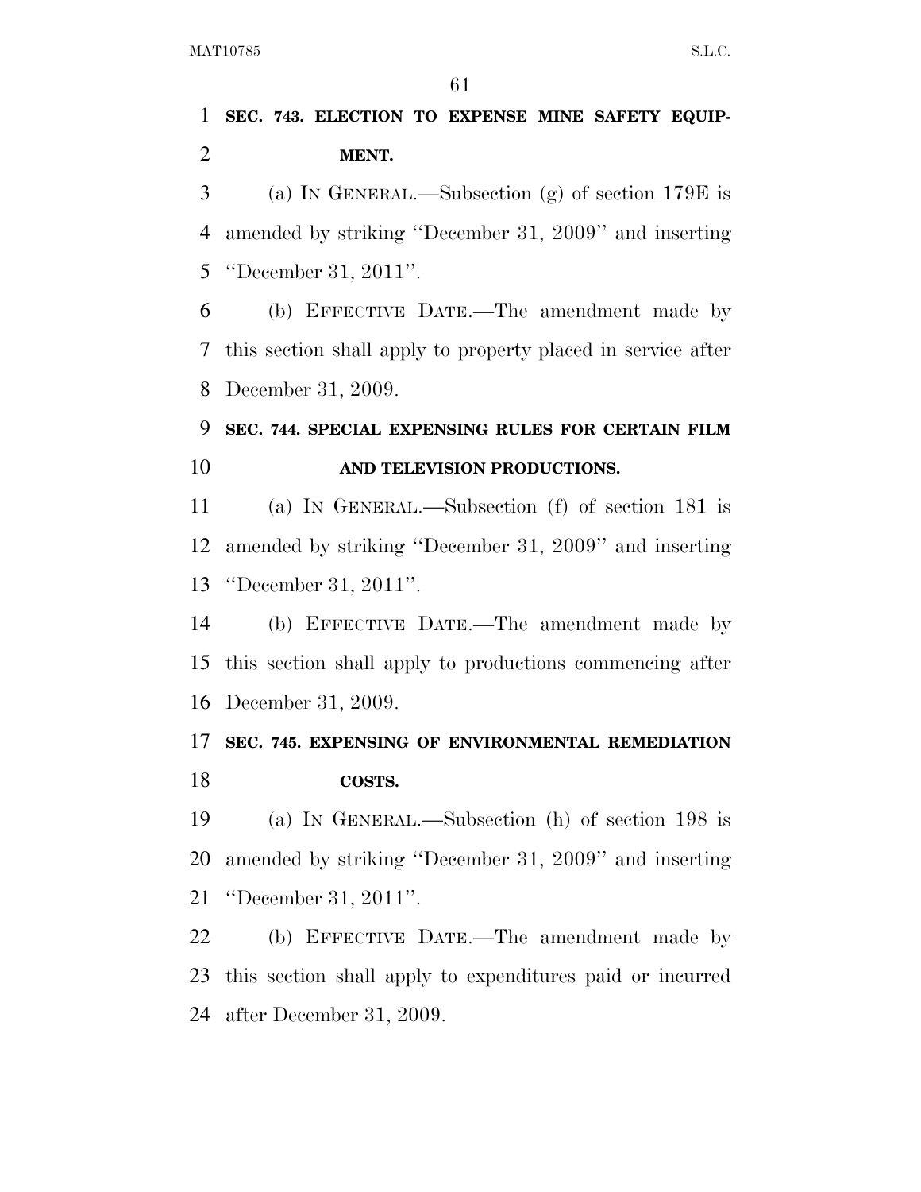**SEC. 743. ELECTION TO EXPENSE MINE SAFETY EQUIPMENT.**

(a) IN GENERAL.—Subsection (g) of section 179E is amended by striking ''December 31, 2009'' and inserting ''December 31, 2011''.

(b) EFFECTIVE DATE.—The amendment made by this section shall apply to property placed in service after December 31, 2009.

**SEC. 744. SPECIAL EXPENSING RULES FOR CERTAIN FILM AND TELEVISION PRODUCTIONS.**

(a) IN GENERAL.—Subsection (f) of section 181 is amended by striking ''December 31, 2009'' and inserting ''December 31, 2011''.

(b) EFFECTIVE DATE.—The amendment made by this section shall apply to productions commencing after December 31, 2009.

**SEC. 745. EXPENSING OF ENVIRONMENTAL REMEDIATION COSTS.**

(a) IN GENERAL.—Subsection (h) of section 198 is amended by striking ''December 31, 2009'' and inserting ''December 31, 2011''.

(b) EFFECTIVE DATE.—The amendment made by this section shall apply to expenditures paid or incurred after December 31, 2009.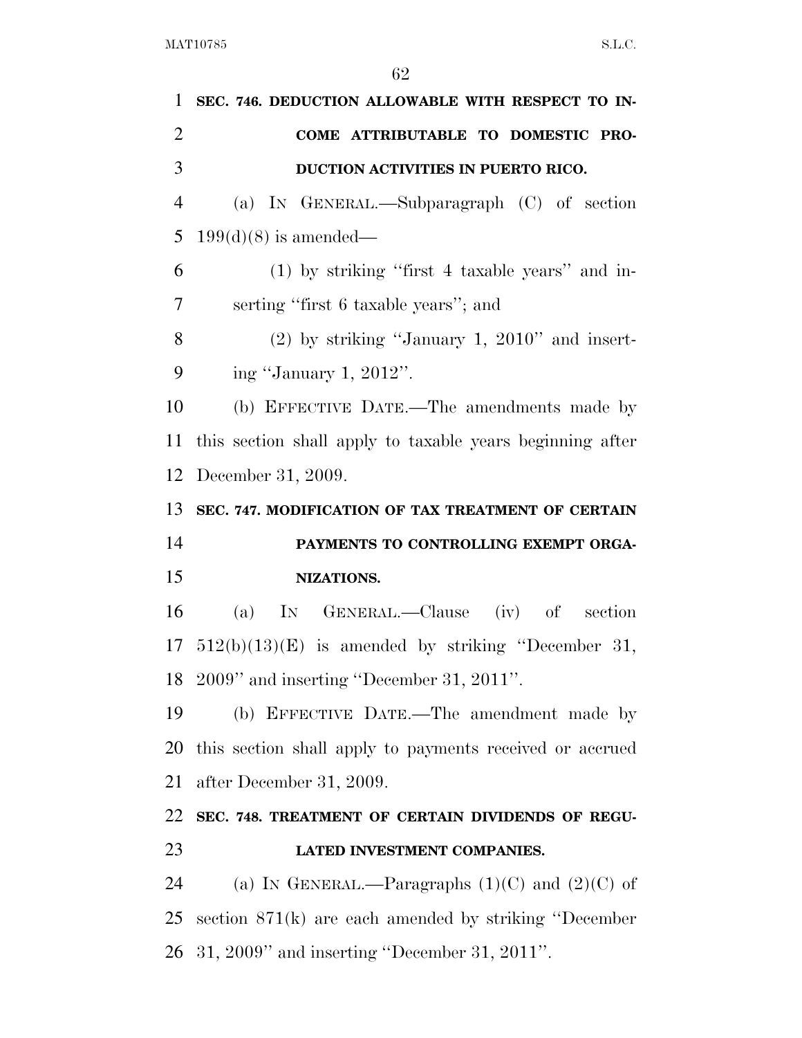**SEC. 746. DEDUCTION ALLOWABLE WITH RESPECT TO INCOME ATTRIBUTABLE TO DOMESTIC PRODUCTION ACTIVITIES IN PUERTO RICO.**

(a) IN GENERAL.—Subparagraph (C) of section 199(d)(8) is amended—

(1) by striking "first 4 taxable years" and inserting "first 6 taxable years"; and

(2) by striking "January 1, 2010" and inserting "January 1, 2012".

(b) EFFECTIVE DATE.—The amendments made by this section shall apply to taxable years beginning after December 31, 2009.

**SEC. 747. MODIFICATION OF TAX TREATMENT OF CERTAIN PAYMENTS TO CONTROLLING EXEMPT ORGANIZATIONS.**

(a) IN GENERAL.—Clause (iv) of section 512(b)(13)(E) is amended by striking "December 31, 2009" and inserting "December 31, 2011".

(b) EFFECTIVE DATE.—The amendment made by this section shall apply to payments received or accrued after December 31, 2009.

**SEC. 748. TREATMENT OF CERTAIN DIVIDENDS OF REGULATED INVESTMENT COMPANIES.**

(a) IN GENERAL.—Paragraphs (1)(C) and (2)(C) of section 871(k) are each amended by striking "December 31, 2009" and inserting "December 31, 2011".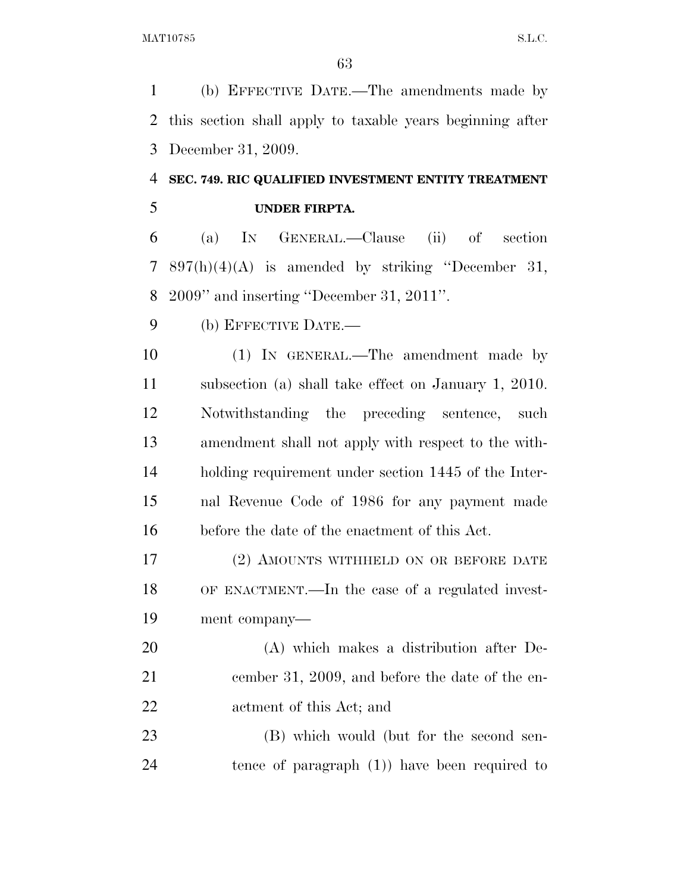(b) EFFECTIVE DATE.—The amendments made by this section shall apply to taxable years beginning after December 31, 2009.

### SEC. 749. RIC QUALIFIED INVESTMENT ENTITY TREATMENT UNDER FIRPTA.

(a) IN GENERAL.—Clause (ii) of section 897(h)(4)(A) is amended by striking ''December 31, 2009'' and inserting ''December 31, 2011''.

(b) EFFECTIVE DATE.—

(1) IN GENERAL.—The amendment made by subsection (a) shall take effect on January 1, 2010. Notwithstanding the preceding sentence, such amendment shall not apply with respect to the withholding requirement under section 1445 of the Internal Revenue Code of 1986 for any payment made before the date of the enactment of this Act.

(2) AMOUNTS WITHHELD ON OR BEFORE DATE OF ENACTMENT.—In the case of a regulated investment company—

(A) which makes a distribution after December 31, 2009, and before the date of the enactment of this Act; and

(B) which would (but for the second sentence of paragraph (1)) have been required to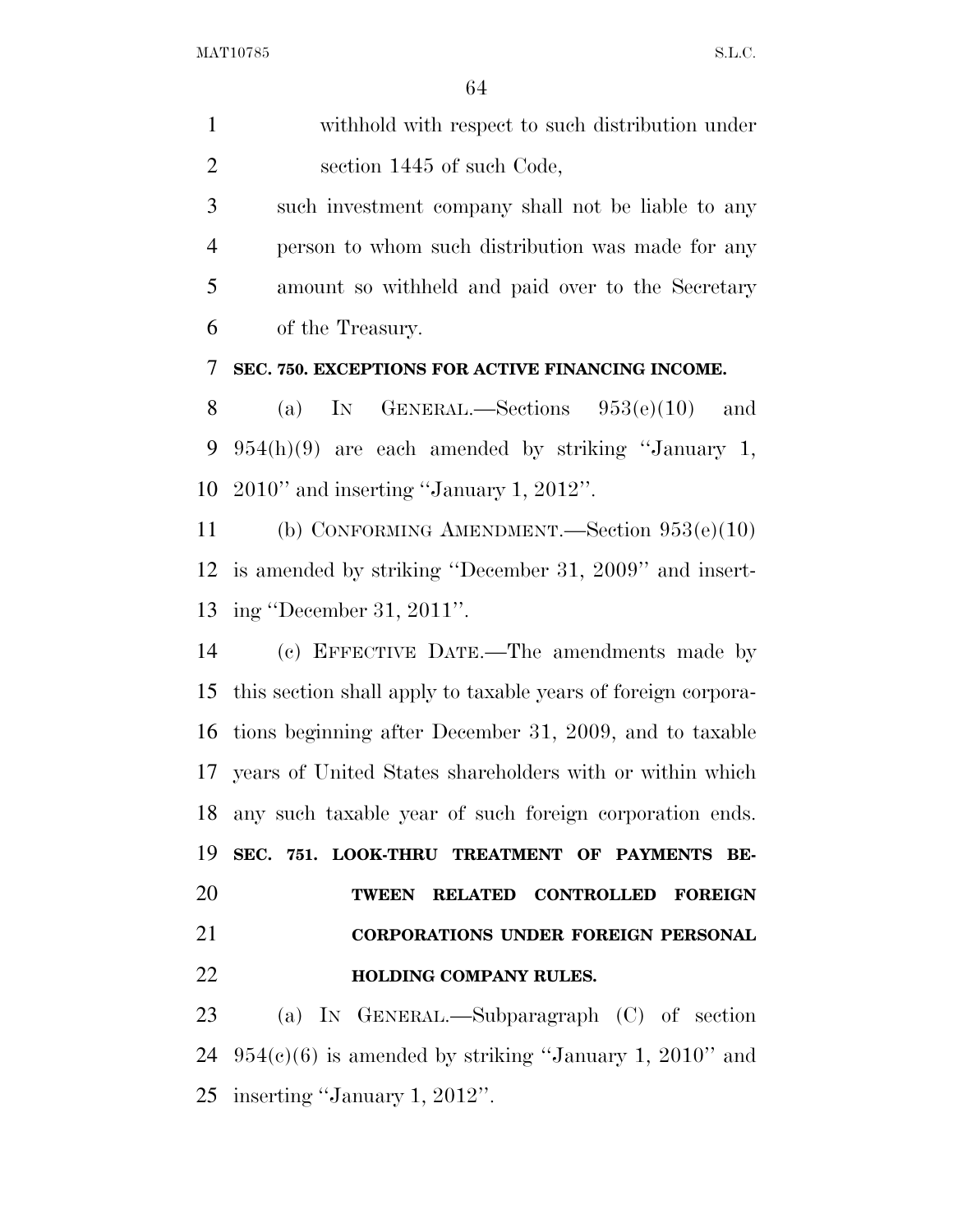withhold with respect to such distribution under section 1445 of such Code,

such investment company shall not be liable to any person to whom such distribution was made for any amount so withheld and paid over to the Secretary of the Treasury.

**SEC. 750. EXCEPTIONS FOR ACTIVE FINANCING INCOME.**

(a) IN GENERAL.—Sections 953(e)(10) and 954(h)(9) are each amended by striking ''January 1, 2010'' and inserting ''January 1, 2012''.

(b) CONFORMING AMENDMENT.—Section 953(e)(10) is amended by striking ''December 31, 2009'' and inserting ''December 31, 2011''.

(c) EFFECTIVE DATE.—The amendments made by this section shall apply to taxable years of foreign corporations beginning after December 31, 2009, and to taxable years of United States shareholders with or within which any such taxable year of such foreign corporation ends.

**SEC. 751. LOOK-THRU TREATMENT OF PAYMENTS BETWEEN RELATED CONTROLLED FOREIGN CORPORATIONS UNDER FOREIGN PERSONAL HOLDING COMPANY RULES.**

(a) IN GENERAL.—Subparagraph (C) of section 954(c)(6) is amended by striking ''January 1, 2010'' and inserting ''January 1, 2012''.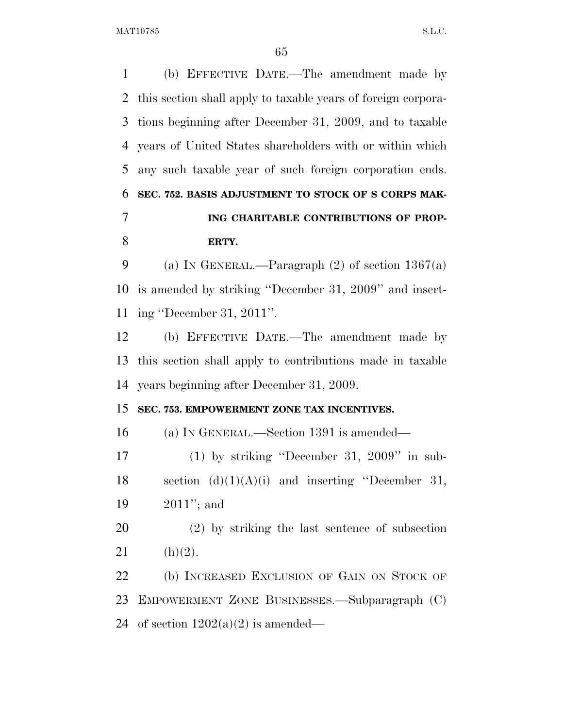(b) EFFECTIVE DATE.—The amendment made by this section shall apply to taxable years of foreign corporations beginning after December 31, 2009, and to taxable years of United States shareholders with or within which any such taxable year of such foreign corporation ends.

**SEC. 752. BASIS ADJUSTMENT TO STOCK OF S CORPS MAKING CHARITABLE CONTRIBUTIONS OF PROPERTY.**

(a) IN GENERAL.—Paragraph (2) of section 1367(a) is amended by striking ''December 31, 2009'' and inserting ''December 31, 2011''.

(b) EFFECTIVE DATE.—The amendment made by this section shall apply to contributions made in taxable years beginning after December 31, 2009.

**SEC. 753. EMPOWERMENT ZONE TAX INCENTIVES.**

(a) IN GENERAL.—Section 1391 is amended—

(1) by striking ''December 31, 2009'' in subsection (d)(1)(A)(i) and inserting ''December 31, 2011''; and

(2) by striking the last sentence of subsection (h)(2).

(b) INCREASED EXCLUSION OF GAIN ON STOCK OF EMPOWERMENT ZONE BUSINESSES.—Subparagraph (C) of section 1202(a)(2) is amended—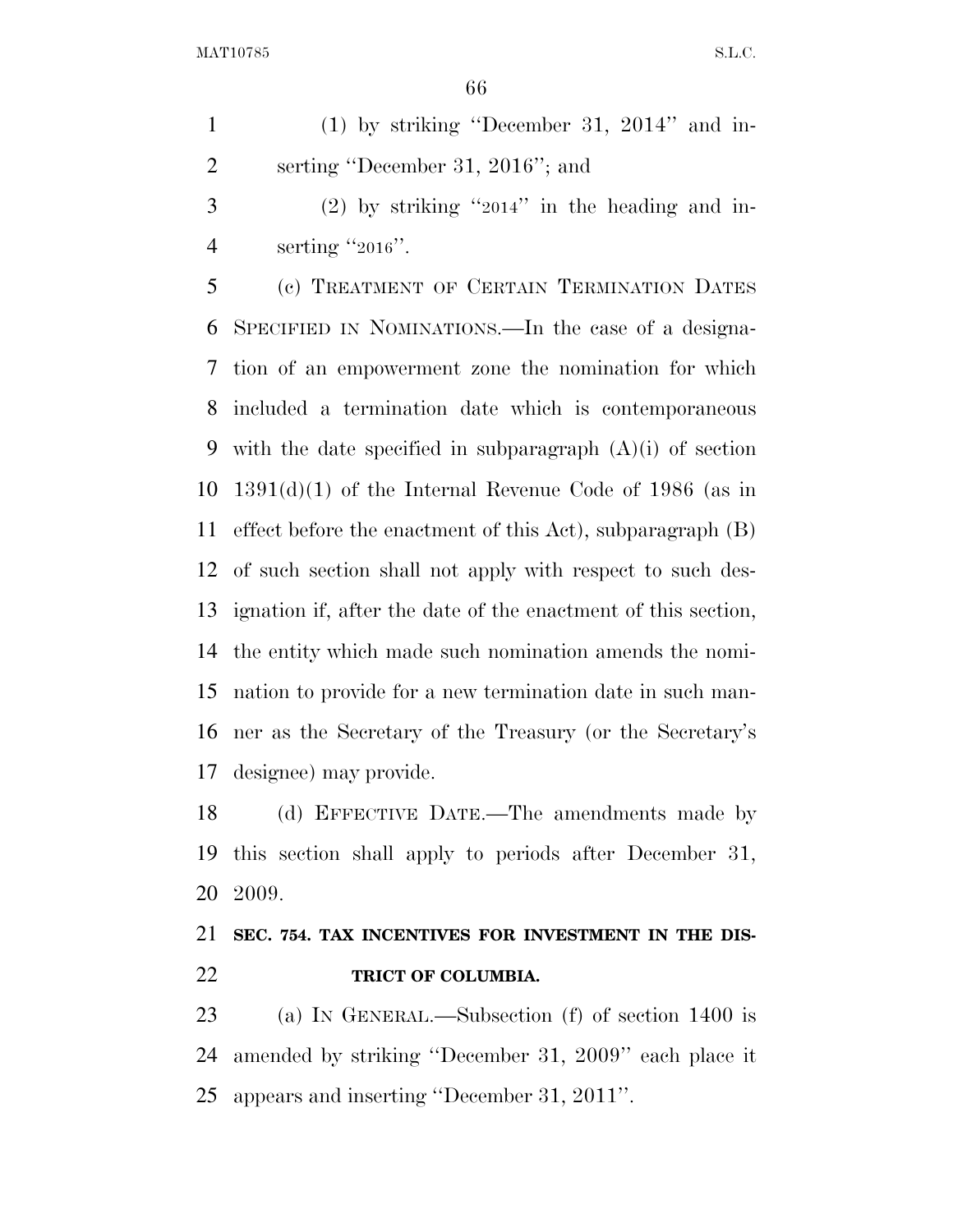(1) by striking ''December 31, 2014'' and inserting ''December 31, 2016''; and

(2) by striking ''2014'' in the heading and inserting ''2016''.

(c) TREATMENT OF CERTAIN TERMINATION DATES SPECIFIED IN NOMINATIONS.—In the case of a designation of an empowerment zone the nomination for which included a termination date which is contemporaneous with the date specified in subparagraph (A)(i) of section 1391(d)(1) of the Internal Revenue Code of 1986 (as in effect before the enactment of this Act), subparagraph (B) of such section shall not apply with respect to such designation if, after the date of the enactment of this section, the entity which made such nomination amends the nomination to provide for a new termination date in such manner as the Secretary of the Treasury (or the Secretary's designee) may provide.

(d) EFFECTIVE DATE.—The amendments made by this section shall apply to periods after December 31, 2009.

**SEC. 754. TAX INCENTIVES FOR INVESTMENT IN THE DISTRICT OF COLUMBIA.**

(a) IN GENERAL.—Subsection (f) of section 1400 is amended by striking ''December 31, 2009'' each place it appears and inserting ''December 31, 2011''.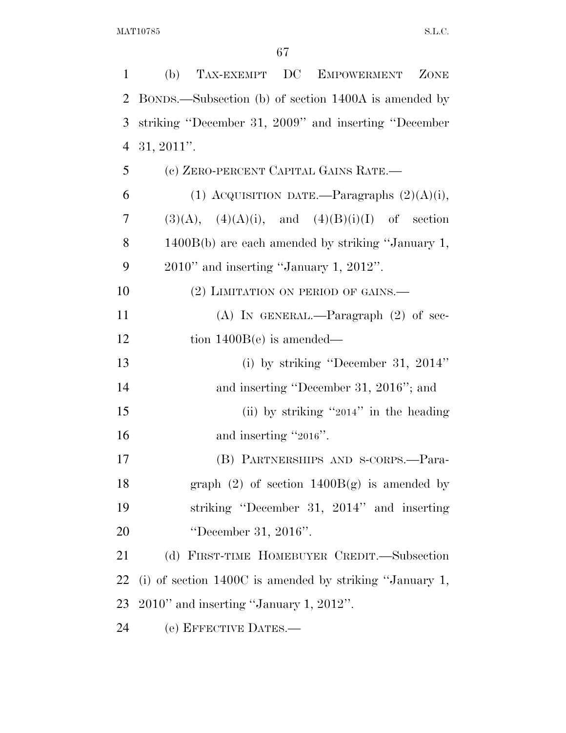(b) TAX-EXEMPT DC EMPOWERMENT ZONE BONDS.—Subsection (b) of section 1400A is amended by striking "December 31, 2009" and inserting "December 31, 2011".

(c) ZERO-PERCENT CAPITAL GAINS RATE.—

(1) ACQUISITION DATE.—Paragraphs (2)(A)(i), (3)(A), (4)(A)(i), and (4)(B)(i)(I) of section 1400B(b) are each amended by striking "January 1, 2010" and inserting "January 1, 2012".

(2) LIMITATION ON PERIOD OF GAINS.—

(A) IN GENERAL.—Paragraph (2) of section 1400B(e) is amended—

(i) by striking "December 31, 2014" and inserting "December 31, 2016"; and

(ii) by striking "2014" in the heading and inserting "2016".

(B) PARTNERSHIPS AND S-CORPS.—Paragraph (2) of section 1400B(g) is amended by striking "December 31, 2014" and inserting "December 31, 2016".

(d) FIRST-TIME HOMEBUYER CREDIT.—Subsection (i) of section 1400C is amended by striking "January 1, 2010" and inserting "January 1, 2012".

(e) EFFECTIVE DATES.—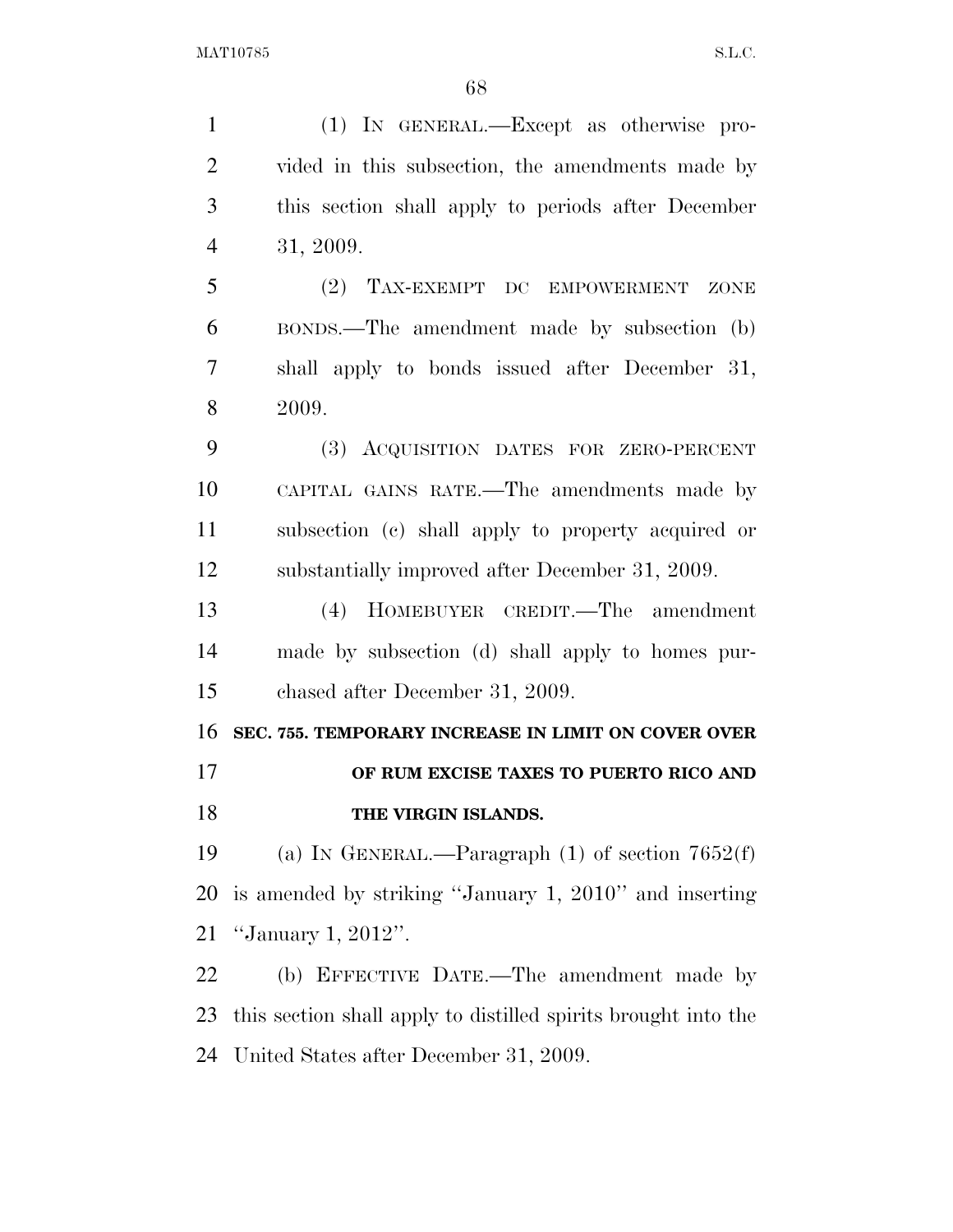(1) IN GENERAL.—Except as otherwise provided in this subsection, the amendments made by this section shall apply to periods after December 31, 2009.

(2) TAX-EXEMPT DC EMPOWERMENT ZONE BONDS.—The amendment made by subsection (b) shall apply to bonds issued after December 31, 2009.

(3) ACQUISITION DATES FOR ZERO-PERCENT CAPITAL GAINS RATE.—The amendments made by subsection (c) shall apply to property acquired or substantially improved after December 31, 2009.

(4) HOMEBUYER CREDIT.—The amendment made by subsection (d) shall apply to homes purchased after December 31, 2009.

**SEC. 755. TEMPORARY INCREASE IN LIMIT ON COVER OVER OF RUM EXCISE TAXES TO PUERTO RICO AND THE VIRGIN ISLANDS.**

(a) IN GENERAL.—Paragraph (1) of section 7652(f) is amended by striking ''January 1, 2010'' and inserting ''January 1, 2012''.

(b) EFFECTIVE DATE.—The amendment made by this section shall apply to distilled spirits brought into the United States after December 31, 2009.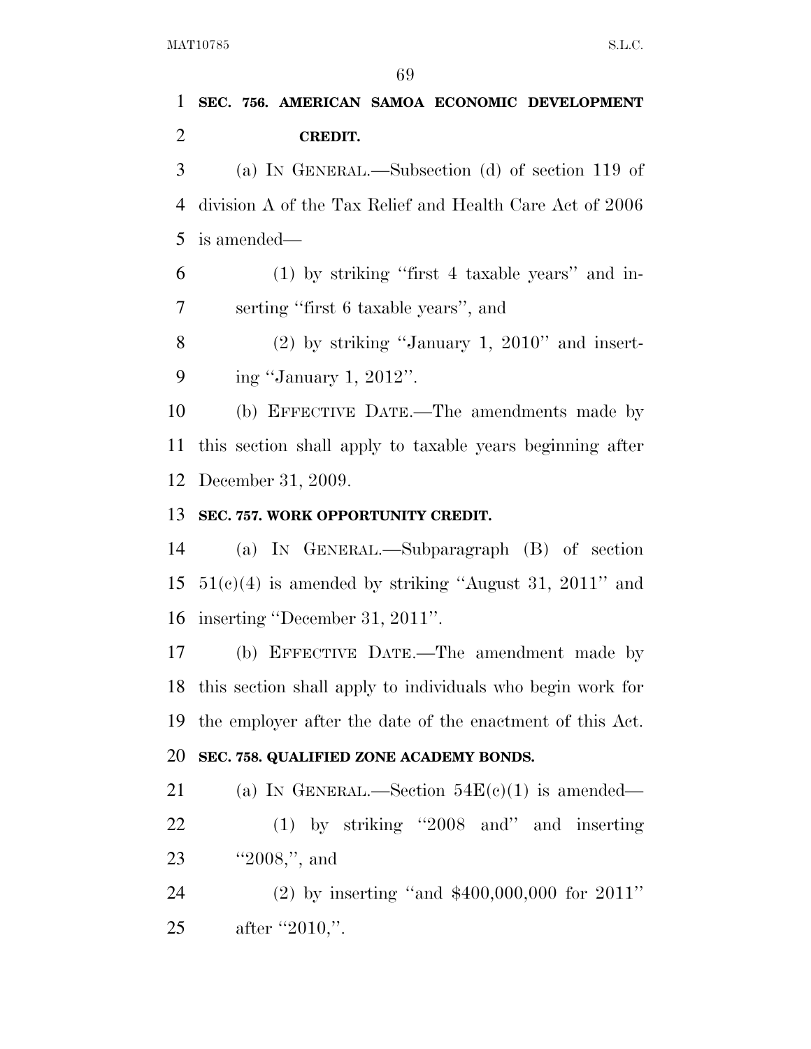**SEC. 756. AMERICAN SAMOA ECONOMIC DEVELOPMENT CREDIT.**

(a) IN GENERAL.—Subsection (d) of section 119 of division A of the Tax Relief and Health Care Act of 2006 is amended—

(1) by striking ''first 4 taxable years'' and inserting ''first 6 taxable years'', and

(2) by striking ''January 1, 2010'' and inserting ''January 1, 2012''.

(b) EFFECTIVE DATE.—The amendments made by this section shall apply to taxable years beginning after December 31, 2009.

**SEC. 757. WORK OPPORTUNITY CREDIT.**

(a) IN GENERAL.—Subparagraph (B) of section 51(c)(4) is amended by striking ''August 31, 2011'' and inserting ''December 31, 2011''.

(b) EFFECTIVE DATE.—The amendment made by this section shall apply to individuals who begin work for the employer after the date of the enactment of this Act.

**SEC. 758. QUALIFIED ZONE ACADEMY BONDS.**

(a) IN GENERAL.—Section 54E(c)(1) is amended—

(1) by striking ''2008 and'' and inserting ''2008,'', and

(2) by inserting ''and $400,000,000 for 2011'' after ''2010,''.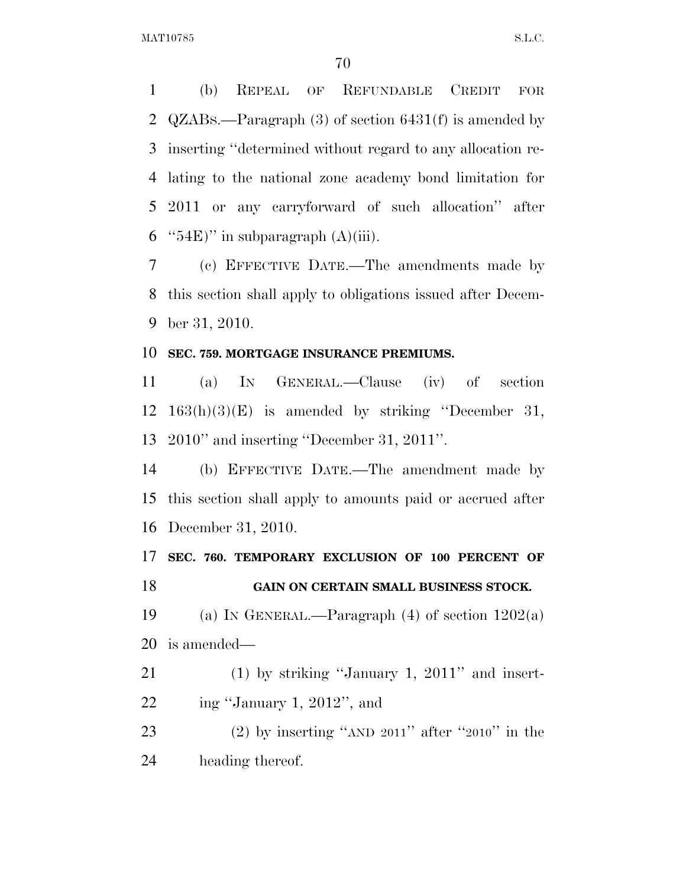(b) REPEAL OF REFUNDABLE CREDIT FOR QZABS.—Paragraph (3) of section 6431(f) is amended by inserting ''determined without regard to any allocation relating to the national zone academy bond limitation for 2011 or any carryforward of such allocation'' after ''54E)'' in subparagraph (A)(iii).

(c) EFFECTIVE DATE.—The amendments made by this section shall apply to obligations issued after December 31, 2010.

**SEC. 759. MORTGAGE INSURANCE PREMIUMS.**

(a) IN GENERAL.—Clause (iv) of section 163(h)(3)(E) is amended by striking ''December 31, 2010'' and inserting ''December 31, 2011''.

(b) EFFECTIVE DATE.—The amendment made by this section shall apply to amounts paid or accrued after December 31, 2010.

**SEC. 760. TEMPORARY EXCLUSION OF 100 PERCENT OF GAIN ON CERTAIN SMALL BUSINESS STOCK.**

(a) IN GENERAL.—Paragraph (4) of section 1202(a) is amended—

(1) by striking ''January 1, 2011'' and inserting ''January 1, 2012'', and

(2) by inserting ''AND 2011'' after ''2010'' in the heading thereof.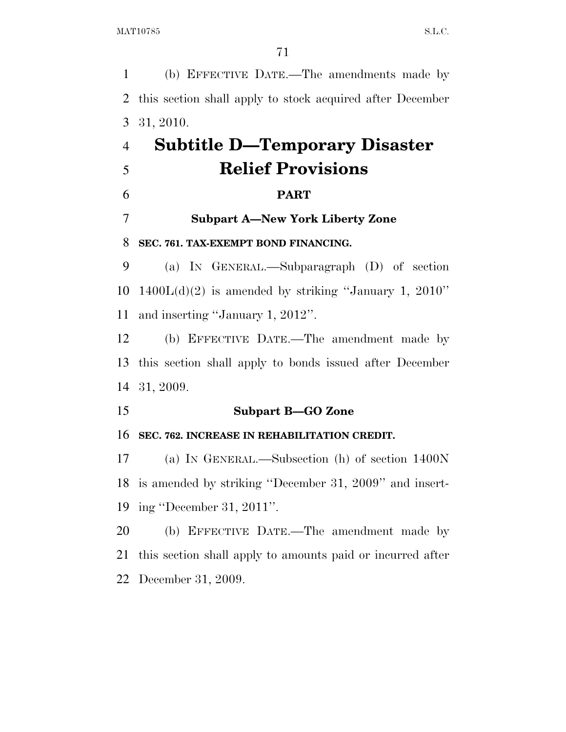(b) EFFECTIVE DATE.—The amendments made by this section shall apply to stock acquired after December 31, 2010.

# Subtitle D—Temporary Disaster Relief Provisions

### PART

### Subpart A—New York Liberty Zone

**SEC. 761. TAX-EXEMPT BOND FINANCING.**

(a) IN GENERAL.—Subparagraph (D) of section 1400L(d)(2) is amended by striking ''January 1, 2010'' and inserting ''January 1, 2012''.

(b) EFFECTIVE DATE.—The amendment made by this section shall apply to bonds issued after December 31, 2009.

### Subpart B—GO Zone

**SEC. 762. INCREASE IN REHABILITATION CREDIT.**

(a) IN GENERAL.—Subsection (h) of section 1400N is amended by striking ''December 31, 2009'' and inserting ''December 31, 2011''.

(b) EFFECTIVE DATE.—The amendment made by this section shall apply to amounts paid or incurred after December 31, 2009.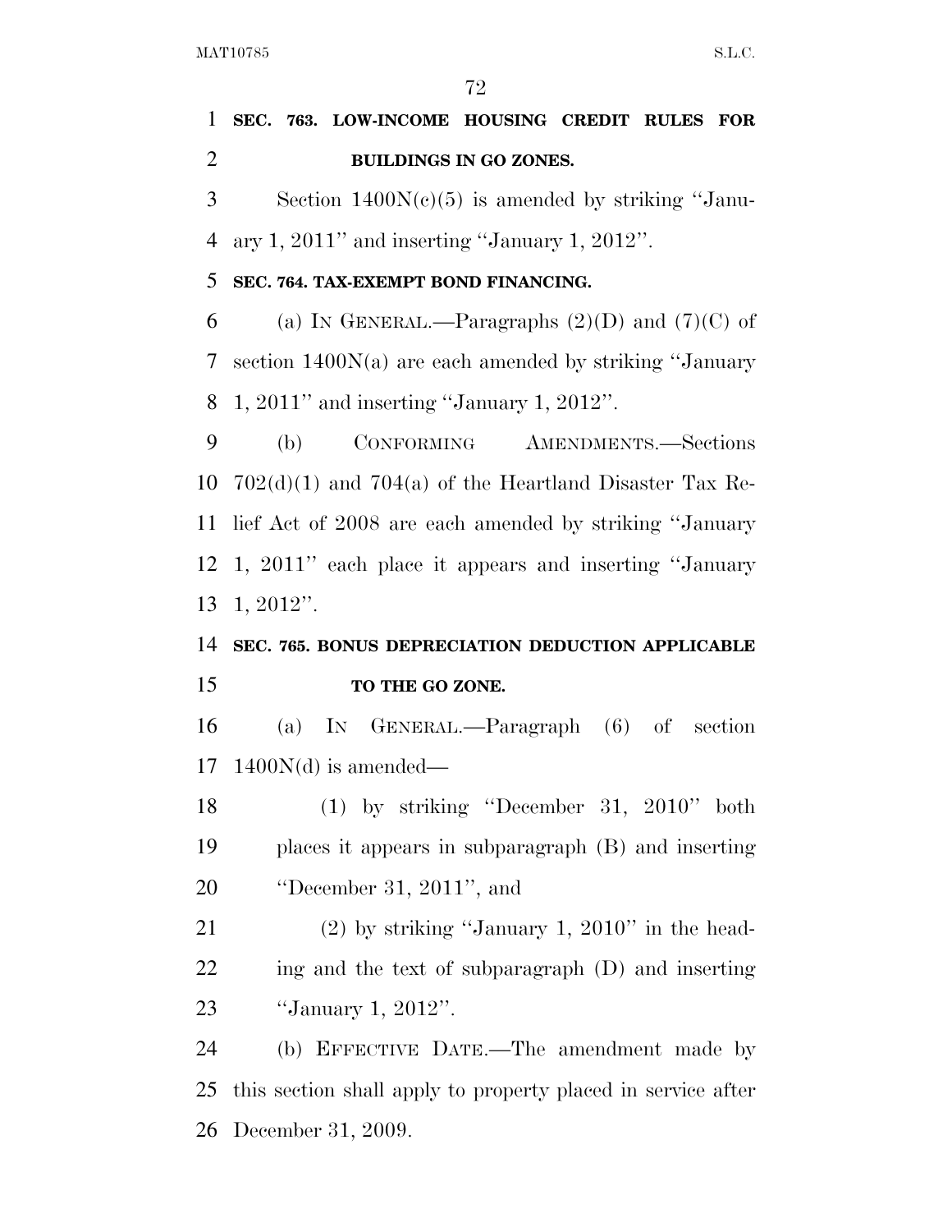**SEC. 763. LOW-INCOME HOUSING CREDIT RULES FOR BUILDINGS IN GO ZONES.**

Section 1400N(c)(5) is amended by striking ''January 1, 2011'' and inserting ''January 1, 2012''.

**SEC. 764. TAX-EXEMPT BOND FINANCING.**

(a) IN GENERAL.—Paragraphs (2)(D) and (7)(C) of section 1400N(a) are each amended by striking ''January 1, 2011'' and inserting ''January 1, 2012''.

(b) CONFORMING AMENDMENTS.—Sections 702(d)(1) and 704(a) of the Heartland Disaster Tax Relief Act of 2008 are each amended by striking ''January 1, 2011'' each place it appears and inserting ''January 1, 2012''.

**SEC. 765. BONUS DEPRECIATION DEDUCTION APPLICABLE TO THE GO ZONE.**

(a) IN GENERAL.—Paragraph (6) of section 1400N(d) is amended—

(1) by striking ''December 31, 2010'' both places it appears in subparagraph (B) and inserting ''December 31, 2011'', and

(2) by striking ''January 1, 2010'' in the heading and the text of subparagraph (D) and inserting ''January 1, 2012''.

(b) EFFECTIVE DATE.—The amendment made by this section shall apply to property placed in service after December 31, 2009.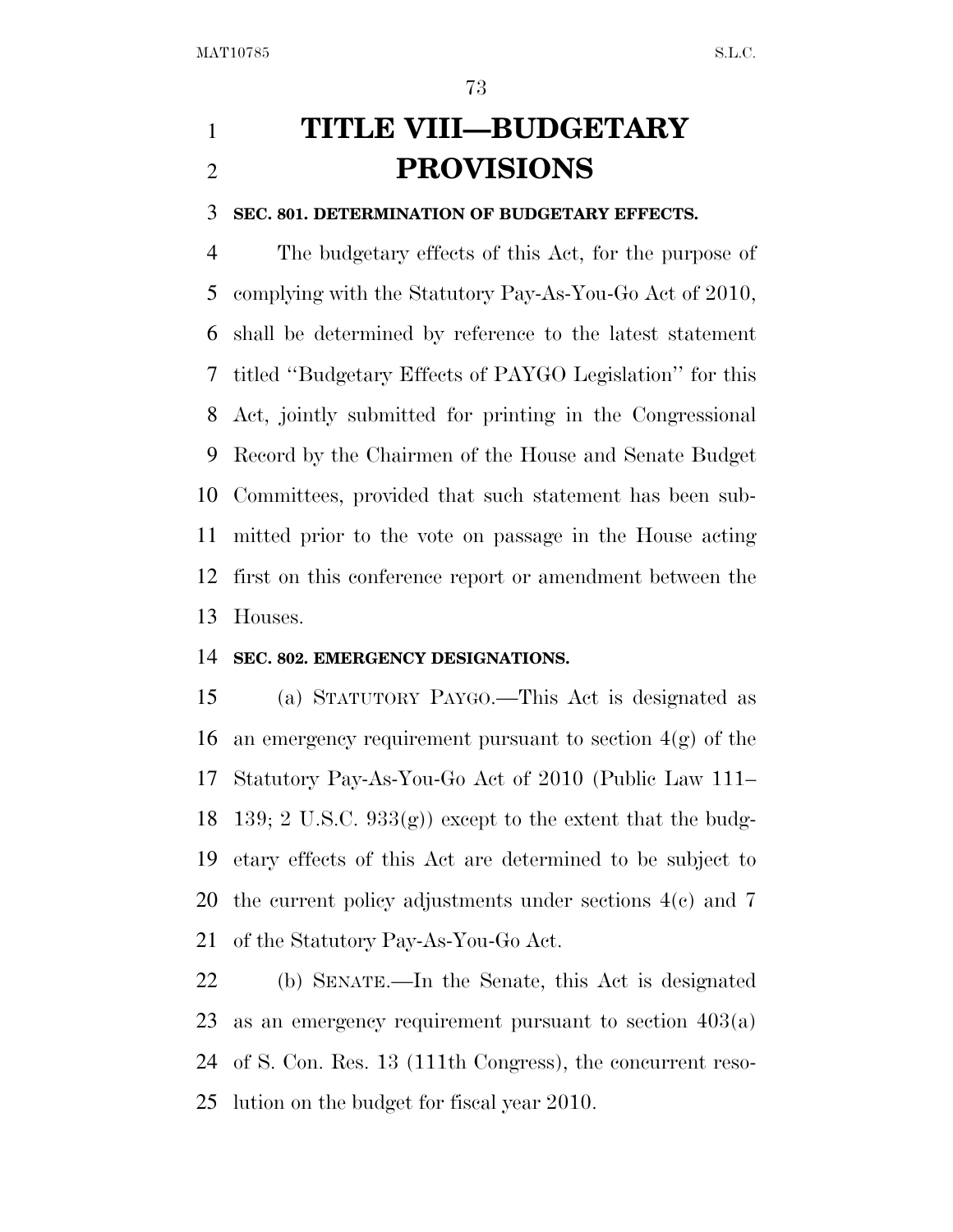# TITLE VIII—BUDGETARY PROVISIONS

**SEC. 801. DETERMINATION OF BUDGETARY EFFECTS.**

The budgetary effects of this Act, for the purpose of complying with the Statutory Pay-As-You-Go Act of 2010, shall be determined by reference to the latest statement titled ''Budgetary Effects of PAYGO Legislation'' for this Act, jointly submitted for printing in the Congressional Record by the Chairmen of the House and Senate Budget Committees, provided that such statement has been submitted prior to the vote on passage in the House acting first on this conference report or amendment between the Houses.

**SEC. 802. EMERGENCY DESIGNATIONS.**

(a) STATUTORY PAYGO.—This Act is designated as an emergency requirement pursuant to section 4(g) of the Statutory Pay-As-You-Go Act of 2010 (Public Law 111–139; 2 U.S.C. 933(g)) except to the extent that the budgetary effects of this Act are determined to be subject to the current policy adjustments under sections 4(c) and 7 of the Statutory Pay-As-You-Go Act.

(b) SENATE.—In the Senate, this Act is designated as an emergency requirement pursuant to section 403(a) of S. Con. Res. 13 (111th Congress), the concurrent resolution on the budget for fiscal year 2010.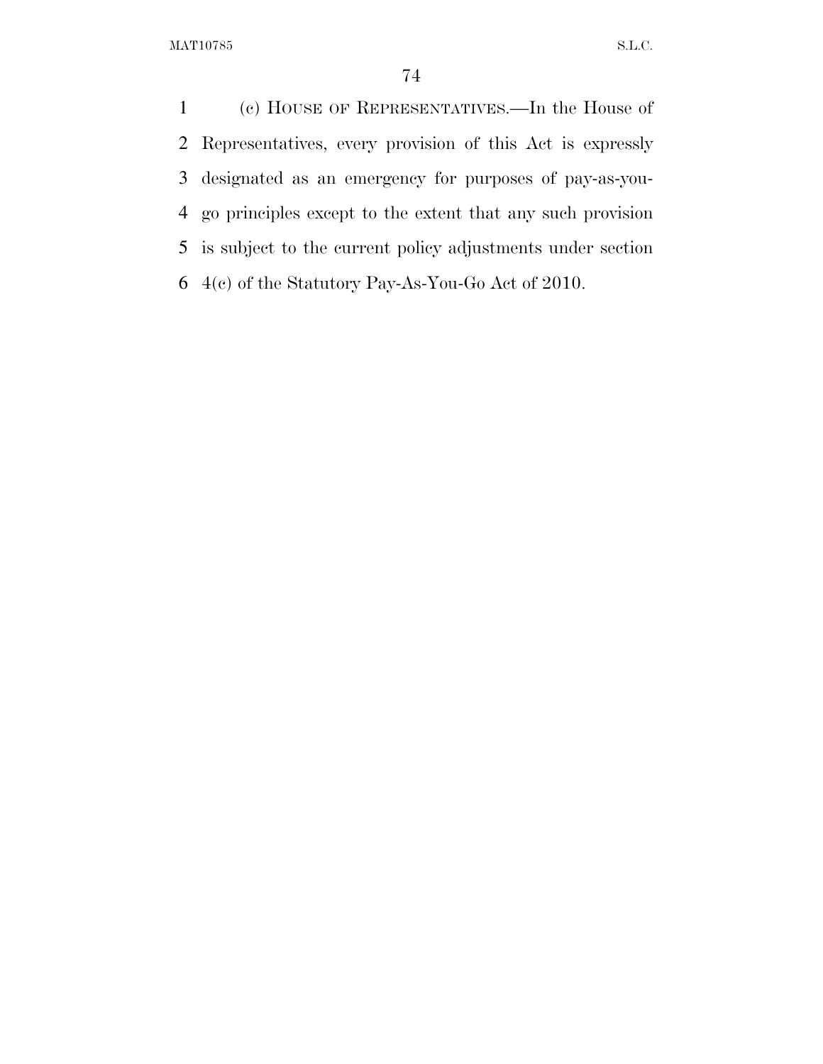(c) HOUSE OF REPRESENTATIVES.—In the House of Representatives, every provision of this Act is expressly designated as an emergency for purposes of pay-as-you-go principles except to the extent that any such provision is subject to the current policy adjustments under section 4(c) of the Statutory Pay-As-You-Go Act of 2010.